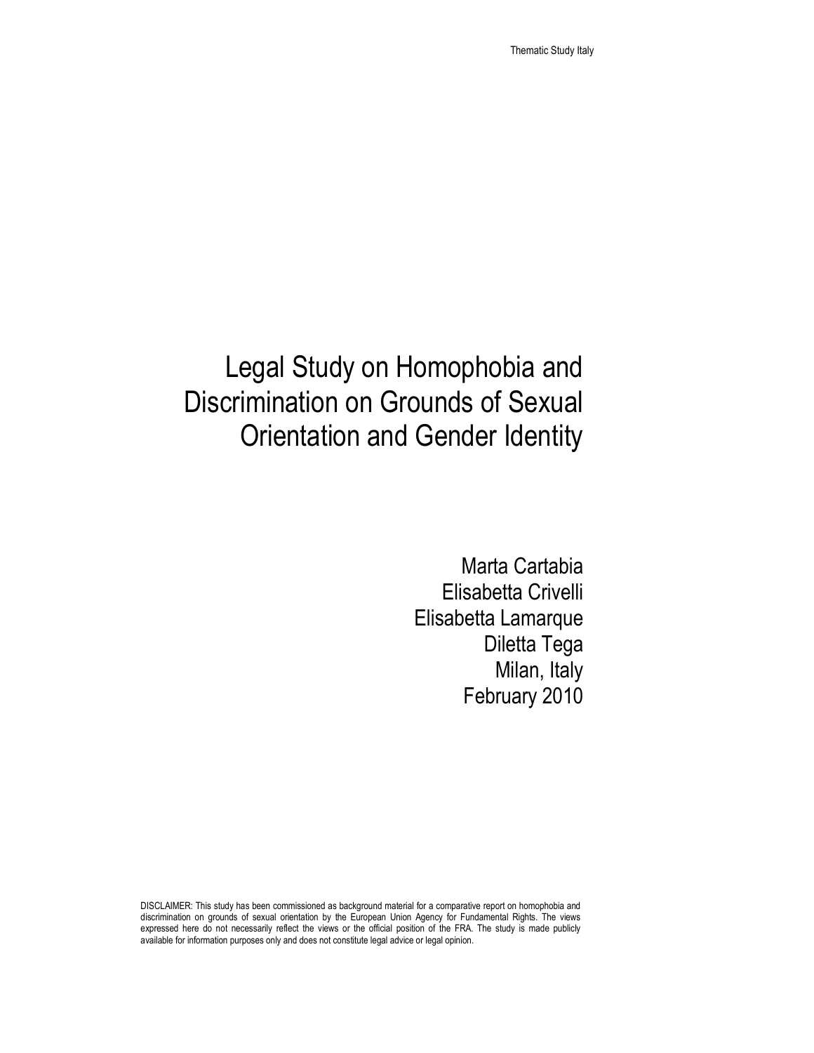# Legal Study on Homophobia and Discrimination on Grounds of Sexual Orientation and Gender Identity

Marta Cartabia
Elisabetta Crivelli
Elisabetta Lamarque
Diletta Tega
Milan, Italy
February 2010

DISCLAIMER: This study has been commissioned as background material for a comparative report on homophobia and discrimination on grounds of sexual orientation by the European Union Agency for Fundamental Rights. The views expressed here do not necessarily reflect the views or the official position of the FRA. The study is made publicly available for information purposes only and does not constitute legal advice or legal opinion.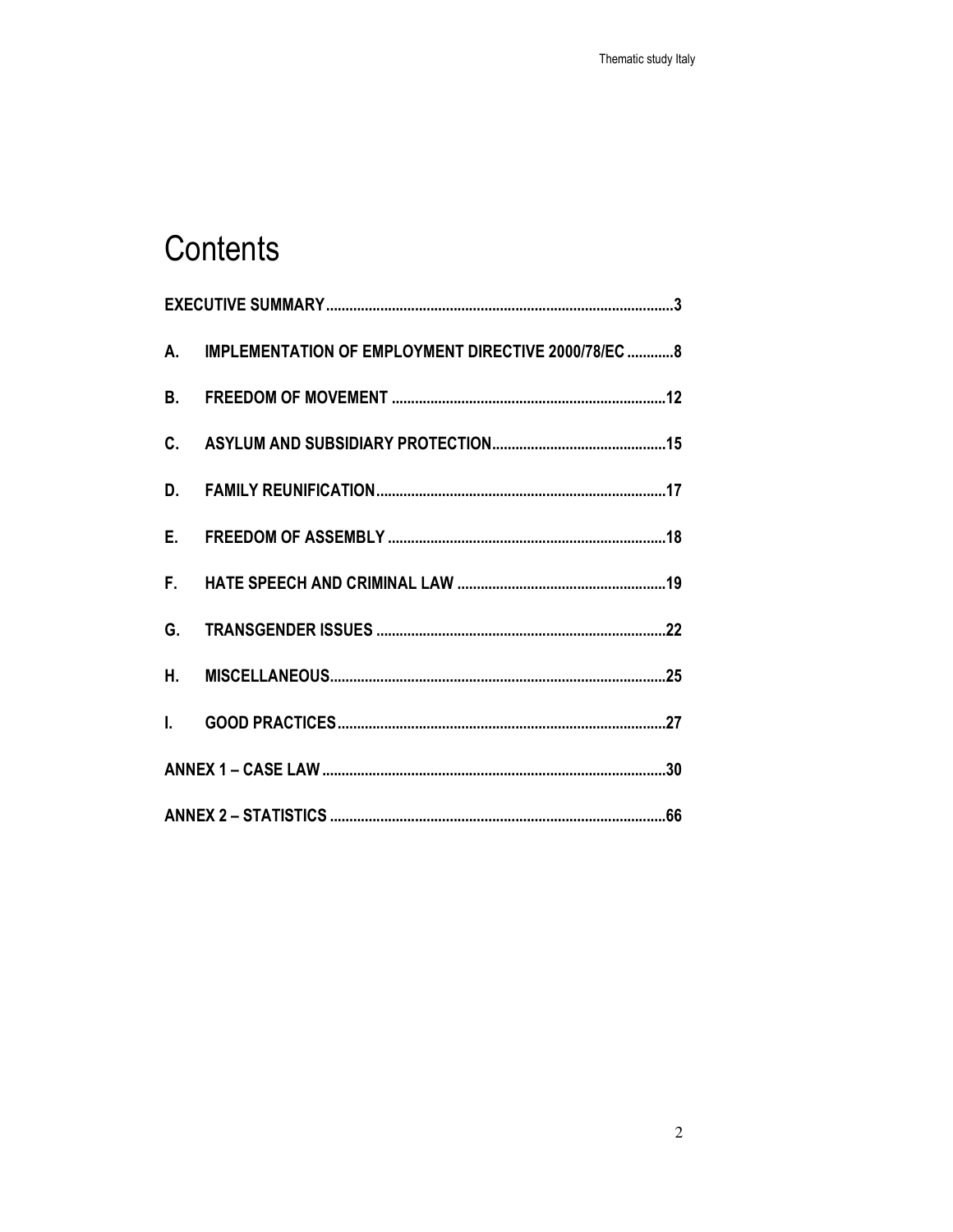# Contents

EXECUTIVE SUMMARY ........................................................................................3

A. IMPLEMENTATION OF EMPLOYMENT DIRECTIVE 2000/78/EC ............8

B. FREEDOM OF MOVEMENT .......................................................................12

C. ASYLUM AND SUBSIDIARY PROTECTION.............................................15

D. FAMILY REUNIFICATION..........................................................................17

E. FREEDOM OF ASSEMBLY .......................................................................18

F. HATE SPEECH AND CRIMINAL LAW .....................................................19

G. TRANSGENDER ISSUES ..........................................................................22

H. MISCELLANEOUS.....................................................................................25

I. GOOD PRACTICES....................................................................................27

ANNEX 1 – CASE LAW ........................................................................................30

ANNEX 2 – STATISTICS ......................................................................................66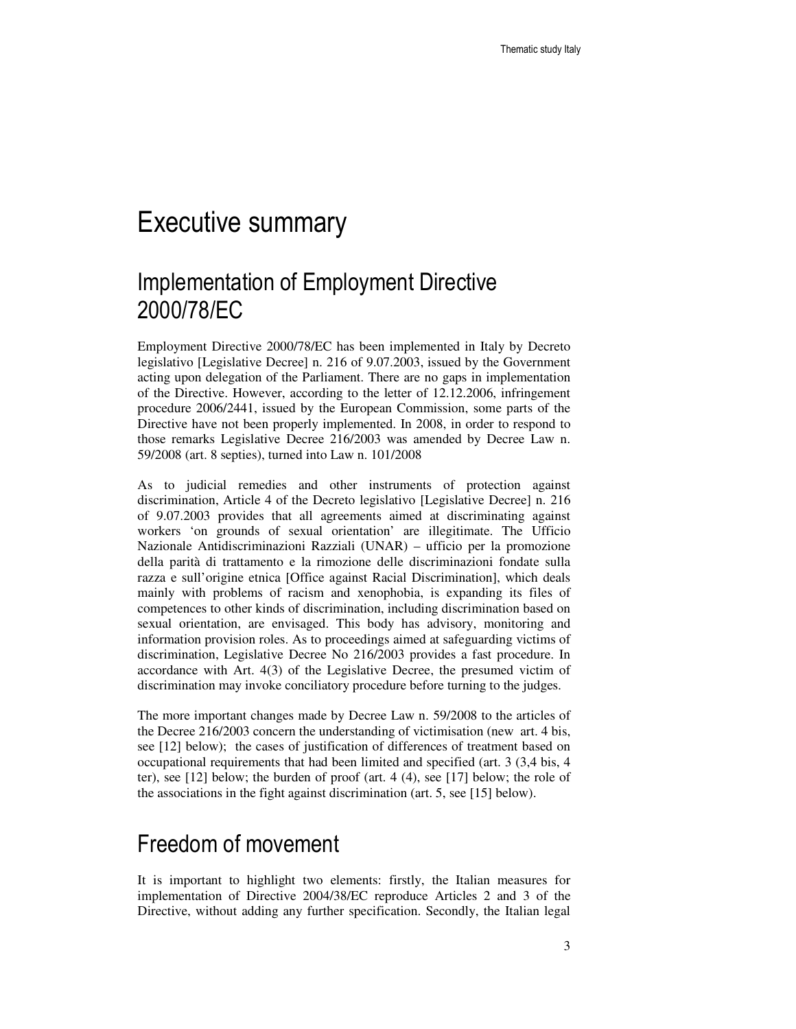# Executive summary

## Implementation of Employment Directive 2000/78/EC

Employment Directive 2000/78/EC has been implemented in Italy by Decreto legislativo [Legislative Decree] n. 216 of 9.07.2003, issued by the Government acting upon delegation of the Parliament. There are no gaps in implementation of the Directive. However, according to the letter of 12.12.2006, infringement procedure 2006/2441, issued by the European Commission, some parts of the Directive have not been properly implemented. In 2008, in order to respond to those remarks Legislative Decree 216/2003 was amended by Decree Law n. 59/2008 (art. 8 septies), turned into Law n. 101/2008

As to judicial remedies and other instruments of protection against discrimination, Article 4 of the Decreto legislativo [Legislative Decree] n. 216 of 9.07.2003 provides that all agreements aimed at discriminating against workers 'on grounds of sexual orientation' are illegitimate. The Ufficio Nazionale Antidiscriminazioni Razziali (UNAR) – ufficio per la promozione della parità di trattamento e la rimozione delle discriminazioni fondate sulla razza e sull'origine etnica [Office against Racial Discrimination], which deals mainly with problems of racism and xenophobia, is expanding its files of competences to other kinds of discrimination, including discrimination based on sexual orientation, are envisaged. This body has advisory, monitoring and information provision roles. As to proceedings aimed at safeguarding victims of discrimination, Legislative Decree No 216/2003 provides a fast procedure. In accordance with Art. 4(3) of the Legislative Decree, the presumed victim of discrimination may invoke conciliatory procedure before turning to the judges.

The more important changes made by Decree Law n. 59/2008 to the articles of the Decree 216/2003 concern the understanding of victimisation (new art. 4 bis, see [12] below); the cases of justification of differences of treatment based on occupational requirements that had been limited and specified (art. 3 (3,4 bis, 4 ter), see [12] below; the burden of proof (art. 4 (4), see [17] below; the role of the associations in the fight against discrimination (art. 5, see [15] below).

## Freedom of movement

It is important to highlight two elements: firstly, the Italian measures for implementation of Directive 2004/38/EC reproduce Articles 2 and 3 of the Directive, without adding any further specification. Secondly, the Italian legal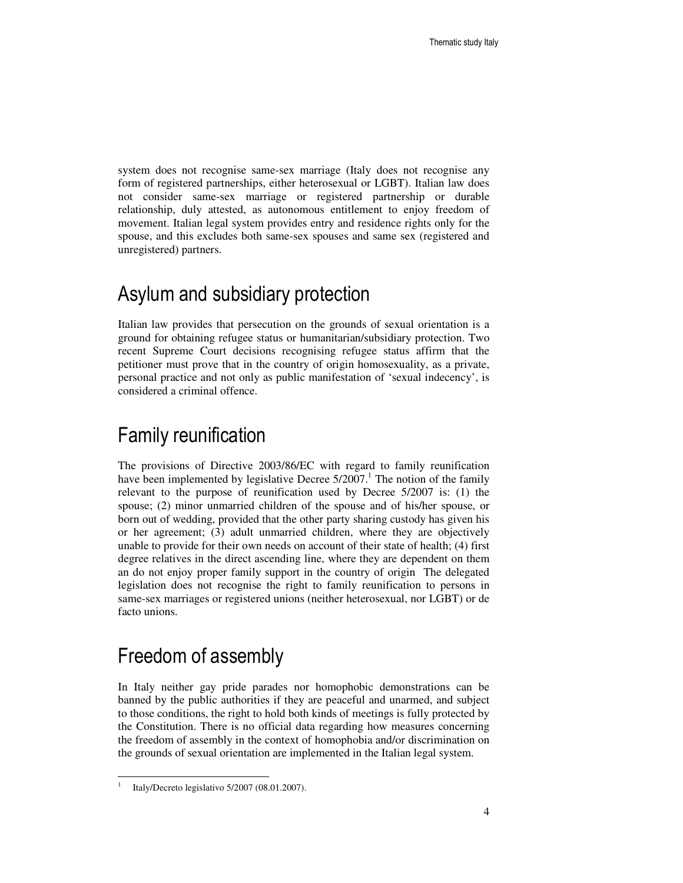system does not recognise same-sex marriage (Italy does not recognise any form of registered partnerships, either heterosexual or LGBT). Italian law does not consider same-sex marriage or registered partnership or durable relationship, duly attested, as autonomous entitlement to enjoy freedom of movement. Italian legal system provides entry and residence rights only for the spouse, and this excludes both same-sex spouses and same sex (registered and unregistered) partners.

# Asylum and subsidiary protection

Italian law provides that persecution on the grounds of sexual orientation is a ground for obtaining refugee status or humanitarian/subsidiary protection. Two recent Supreme Court decisions recognising refugee status affirm that the petitioner must prove that in the country of origin homosexuality, as a private, personal practice and not only as public manifestation of 'sexual indecency', is considered a criminal offence.

# Family reunification

The provisions of Directive 2003/86/EC with regard to family reunification have been implemented by legislative Decree 5/2007.[1] The notion of the family relevant to the purpose of reunification used by Decree 5/2007 is: (1) the spouse; (2) minor unmarried children of the spouse and of his/her spouse, or born out of wedding, provided that the other party sharing custody has given his or her agreement; (3) adult unmarried children, where they are objectively unable to provide for their own needs on account of their state of health; (4) first degree relatives in the direct ascending line, where they are dependent on them an do not enjoy proper family support in the country of origin The delegated legislation does not recognise the right to family reunification to persons in same-sex marriages or registered unions (neither heterosexual, nor LGBT) or de facto unions.

# Freedom of assembly

In Italy neither gay pride parades nor homophobic demonstrations can be banned by the public authorities if they are peaceful and unarmed, and subject to those conditions, the right to hold both kinds of meetings is fully protected by the Constitution. There is no official data regarding how measures concerning the freedom of assembly in the context of homophobia and/or discrimination on the grounds of sexual orientation are implemented in the Italian legal system.

---

[1] Italy/Decreto legislativo 5/2007 (08.01.2007).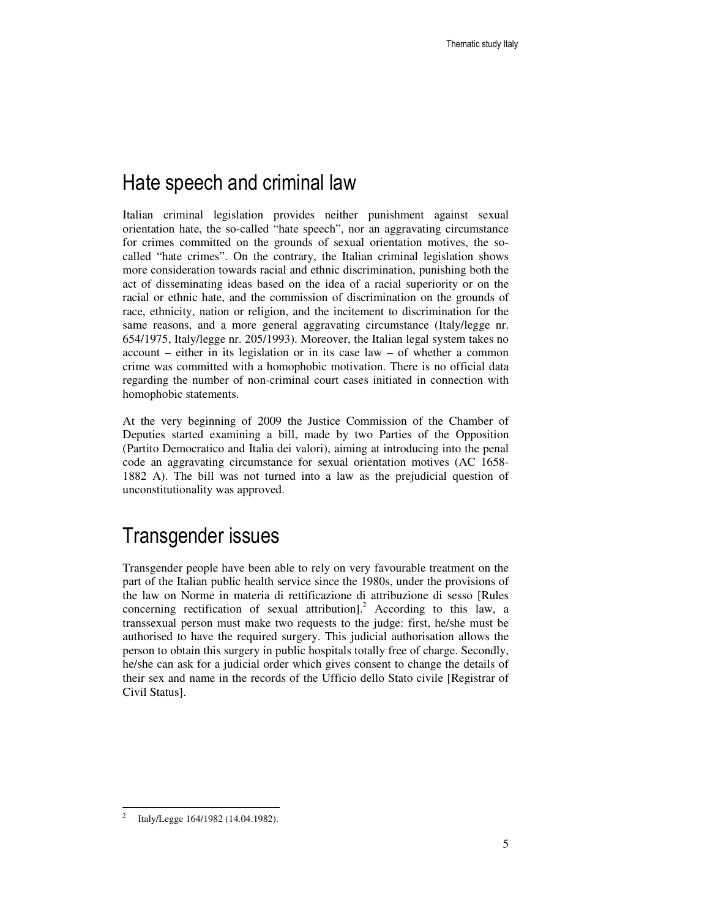## Hate speech and criminal law

Italian criminal legislation provides neither punishment against sexual orientation hate, the so-called "hate speech", nor an aggravating circumstance for crimes committed on the grounds of sexual orientation motives, the so-called "hate crimes". On the contrary, the Italian criminal legislation shows more consideration towards racial and ethnic discrimination, punishing both the act of disseminating ideas based on the idea of a racial superiority or on the racial or ethnic hate, and the commission of discrimination on the grounds of race, ethnicity, nation or religion, and the incitement to discrimination for the same reasons, and a more general aggravating circumstance (Italy/legge nr. 654/1975, Italy/legge nr. 205/1993). Moreover, the Italian legal system takes no account – either in its legislation or in its case law – of whether a common crime was committed with a homophobic motivation. There is no official data regarding the number of non-criminal court cases initiated in connection with homophobic statements.

At the very beginning of 2009 the Justice Commission of the Chamber of Deputies started examining a bill, made by two Parties of the Opposition (Partito Democratico and Italia dei valori), aiming at introducing into the penal code an aggravating circumstance for sexual orientation motives (AC 1658-1882 A). The bill was not turned into a law as the prejudicial question of unconstitutionality was approved.

## Transgender issues

Transgender people have been able to rely on very favourable treatment on the part of the Italian public health service since the 1980s, under the provisions of the law on Norme in materia di rettificazione di attribuzione di sesso [Rules concerning rectification of sexual attribution].[2] According to this law, a transsexual person must make two requests to the judge: first, he/she must be authorised to have the required surgery. This judicial authorisation allows the person to obtain this surgery in public hospitals totally free of charge. Secondly, he/she can ask for a judicial order which gives consent to change the details of their sex and name in the records of the Ufficio dello Stato civile [Registrar of Civil Status].

[2] Italy/Legge 164/1982 (14.04.1982).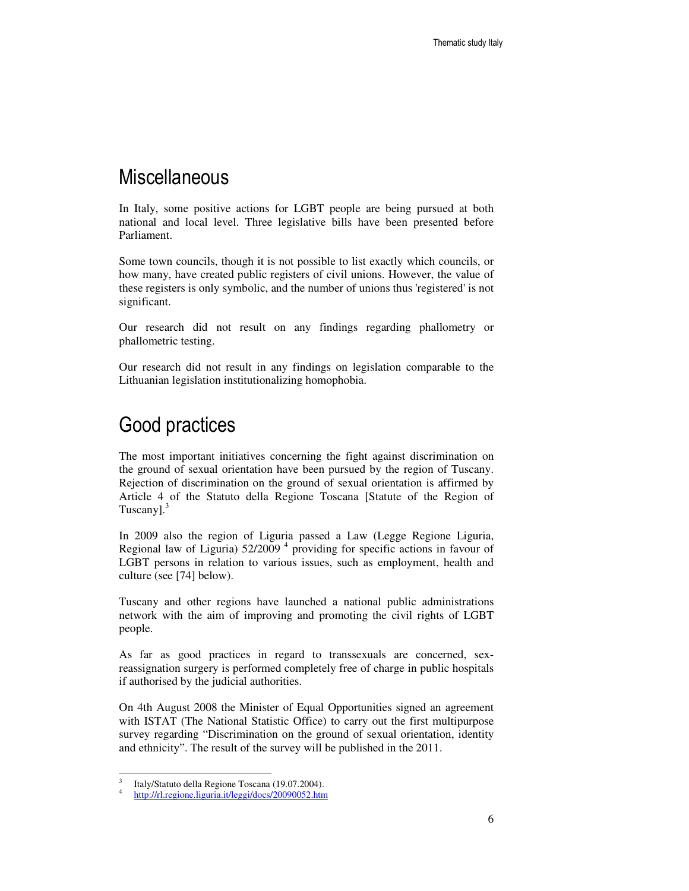## Miscellaneous

In Italy, some positive actions for LGBT people are being pursued at both national and local level. Three legislative bills have been presented before Parliament.

Some town councils, though it is not possible to list exactly which councils, or how many, have created public registers of civil unions. However, the value of these registers is only symbolic, and the number of unions thus 'registered' is not significant.

Our research did not result on any findings regarding phallometry or phallometric testing.

Our research did not result in any findings on legislation comparable to the Lithuanian legislation institutionalizing homophobia.

## Good practices

The most important initiatives concerning the fight against discrimination on the ground of sexual orientation have been pursued by the region of Tuscany. Rejection of discrimination on the ground of sexual orientation is affirmed by Article 4 of the Statuto della Regione Toscana [Statute of the Region of Tuscany].[3]

In 2009 also the region of Liguria passed a Law (Legge Regione Liguria, Regional law of Liguria) 52/2009 [4] providing for specific actions in favour of LGBT persons in relation to various issues, such as employment, health and culture (see [74] below).

Tuscany and other regions have launched a national public administrations network with the aim of improving and promoting the civil rights of LGBT people.

As far as good practices in regard to transsexuals are concerned, sex-reassignation surgery is performed completely free of charge in public hospitals if authorised by the judicial authorities.

On 4th August 2008 the Minister of Equal Opportunities signed an agreement with ISTAT (The National Statistic Office) to carry out the first multipurpose survey regarding "Discrimination on the ground of sexual orientation, identity and ethnicity". The result of the survey will be published in the 2011.

---

[3] Italy/Statuto della Regione Toscana (19.07.2004).

[4] http://rl.regione.liguria.it/leggi/docs/20090052.htm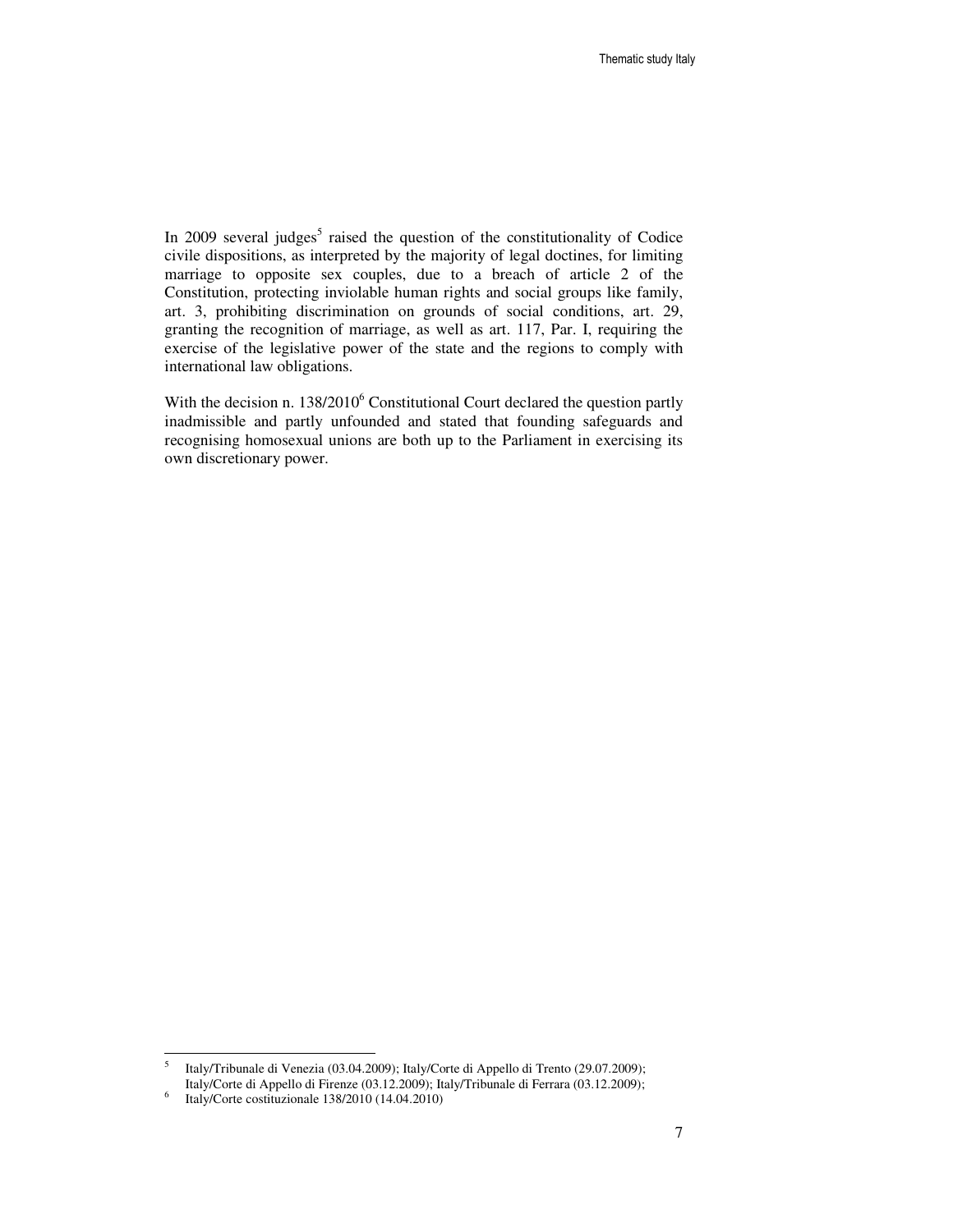In 2009 several judges[5] raised the question of the constitutionality of Codice civile dispositions, as interpreted by the majority of legal doctines, for limiting marriage to opposite sex couples, due to a breach of article 2 of the Constitution, protecting inviolable human rights and social groups like family, art. 3, prohibiting discrimination on grounds of social conditions, art. 29, granting the recognition of marriage, as well as art. 117, Par. I, requiring the exercise of the legislative power of the state and the regions to comply with international law obligations.

With the decision n. 138/2010[6] Constitutional Court declared the question partly inadmissible and partly unfounded and stated that founding safeguards and recognising homosexual unions are both up to the Parliament in exercising its own discretionary power.

---

[5] Italy/Tribunale di Venezia (03.04.2009); Italy/Corte di Appello di Trento (29.07.2009); Italy/Corte di Appello di Firenze (03.12.2009); Italy/Tribunale di Ferrara (03.12.2009);

[6] Italy/Corte costituzionale 138/2010 (14.04.2010)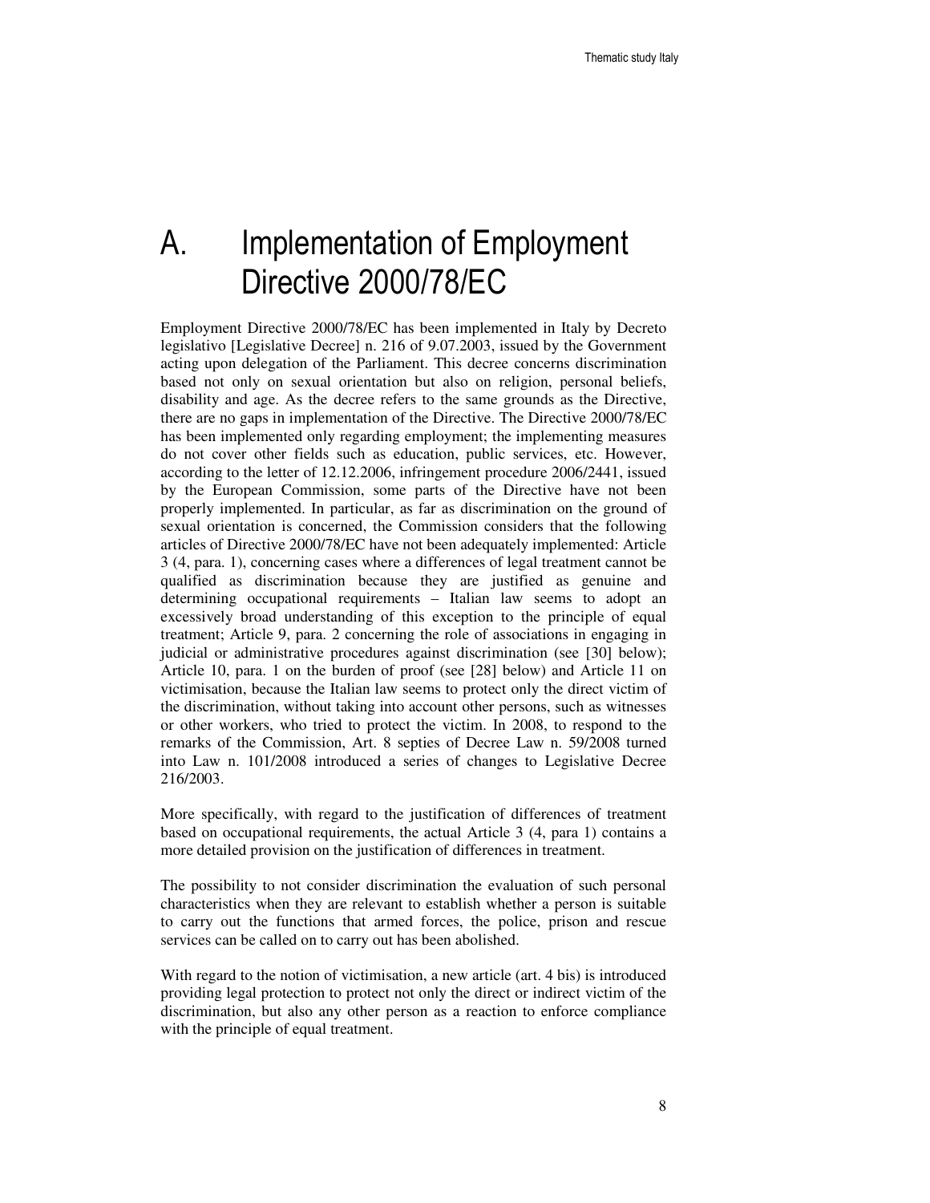# A. Implementation of Employment Directive 2000/78/EC

Employment Directive 2000/78/EC has been implemented in Italy by Decreto legislativo [Legislative Decree] n. 216 of 9.07.2003, issued by the Government acting upon delegation of the Parliament. This decree concerns discrimination based not only on sexual orientation but also on religion, personal beliefs, disability and age. As the decree refers to the same grounds as the Directive, there are no gaps in implementation of the Directive. The Directive 2000/78/EC has been implemented only regarding employment; the implementing measures do not cover other fields such as education, public services, etc. However, according to the letter of 12.12.2006, infringement procedure 2006/2441, issued by the European Commission, some parts of the Directive have not been properly implemented. In particular, as far as discrimination on the ground of sexual orientation is concerned, the Commission considers that the following articles of Directive 2000/78/EC have not been adequately implemented: Article 3 (4, para. 1), concerning cases where a differences of legal treatment cannot be qualified as discrimination because they are justified as genuine and determining occupational requirements – Italian law seems to adopt an excessively broad understanding of this exception to the principle of equal treatment; Article 9, para. 2 concerning the role of associations in engaging in judicial or administrative procedures against discrimination (see [30] below); Article 10, para. 1 on the burden of proof (see [28] below) and Article 11 on victimisation, because the Italian law seems to protect only the direct victim of the discrimination, without taking into account other persons, such as witnesses or other workers, who tried to protect the victim. In 2008, to respond to the remarks of the Commission, Art. 8 septies of Decree Law n. 59/2008 turned into Law n. 101/2008 introduced a series of changes to Legislative Decree 216/2003.

More specifically, with regard to the justification of differences of treatment based on occupational requirements, the actual Article 3 (4, para 1) contains a more detailed provision on the justification of differences in treatment.

The possibility to not consider discrimination the evaluation of such personal characteristics when they are relevant to establish whether a person is suitable to carry out the functions that armed forces, the police, prison and rescue services can be called on to carry out has been abolished.

With regard to the notion of victimisation, a new article (art. 4 bis) is introduced providing legal protection to protect not only the direct or indirect victim of the discrimination, but also any other person as a reaction to enforce compliance with the principle of equal treatment.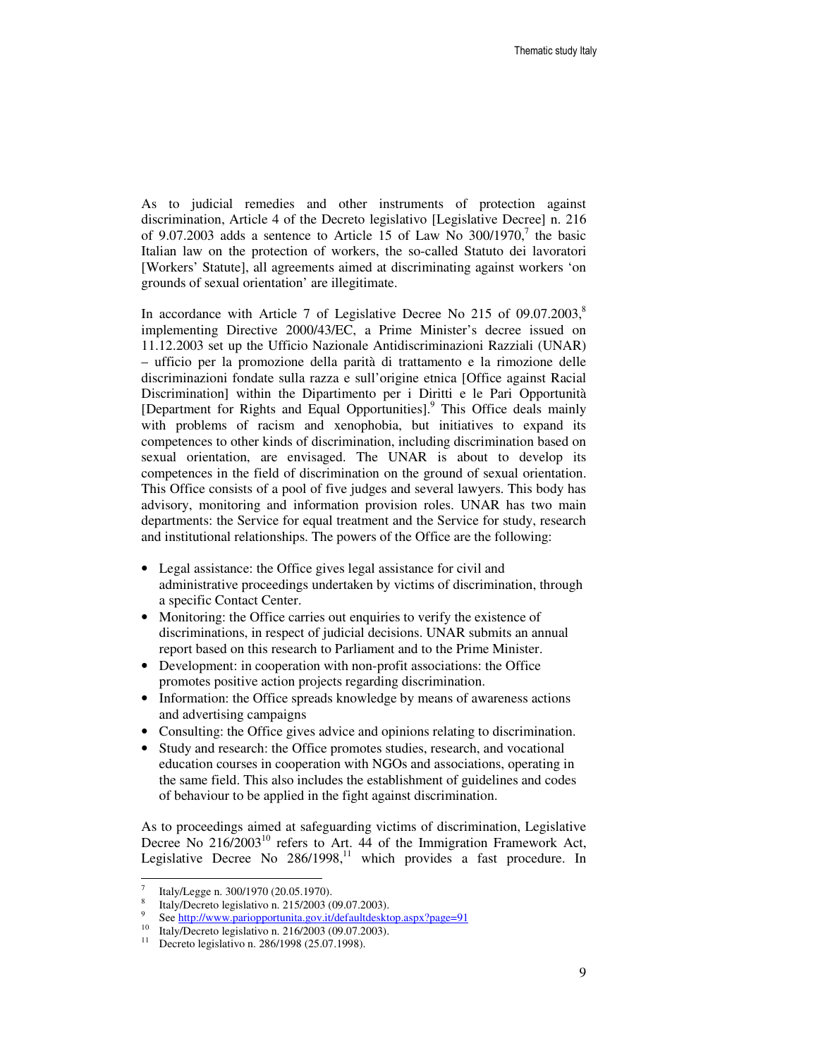As to judicial remedies and other instruments of protection against discrimination, Article 4 of the Decreto legislativo [Legislative Decree] n. 216 of 9.07.2003 adds a sentence to Article 15 of Law No 300/1970,[7] the basic Italian law on the protection of workers, the so-called Statuto dei lavoratori [Workers' Statute], all agreements aimed at discriminating against workers 'on grounds of sexual orientation' are illegitimate.

In accordance with Article 7 of Legislative Decree No 215 of 09.07.2003,[8] implementing Directive 2000/43/EC, a Prime Minister's decree issued on 11.12.2003 set up the Ufficio Nazionale Antidiscriminazioni Razziali (UNAR) – ufficio per la promozione della parità di trattamento e la rimozione delle discriminazioni fondate sulla razza e sull'origine etnica [Office against Racial Discrimination] within the Dipartimento per i Diritti e le Pari Opportunità [Department for Rights and Equal Opportunities].[9] This Office deals mainly with problems of racism and xenophobia, but initiatives to expand its competences to other kinds of discrimination, including discrimination based on sexual orientation, are envisaged. The UNAR is about to develop its competences in the field of discrimination on the ground of sexual orientation. This Office consists of a pool of five judges and several lawyers. This body has advisory, monitoring and information provision roles. UNAR has two main departments: the Service for equal treatment and the Service for study, research and institutional relationships. The powers of the Office are the following:

- Legal assistance: the Office gives legal assistance for civil and administrative proceedings undertaken by victims of discrimination, through a specific Contact Center.
- Monitoring: the Office carries out enquiries to verify the existence of discriminations, in respect of judicial decisions. UNAR submits an annual report based on this research to Parliament and to the Prime Minister.
- Development: in cooperation with non-profit associations: the Office promotes positive action projects regarding discrimination.
- Information: the Office spreads knowledge by means of awareness actions and advertising campaigns
- Consulting: the Office gives advice and opinions relating to discrimination.
- Study and research: the Office promotes studies, research, and vocational education courses in cooperation with NGOs and associations, operating in the same field. This also includes the establishment of guidelines and codes of behaviour to be applied in the fight against discrimination.

As to proceedings aimed at safeguarding victims of discrimination, Legislative Decree No 216/2003[10] refers to Art. 44 of the Immigration Framework Act, Legislative Decree No 286/1998,[11] which provides a fast procedure. In

---

[7] Italy/Legge n. 300/1970 (20.05.1970).

[8] Italy/Decreto legislativo n. 215/2003 (09.07.2003).

[9] See http://www.pariopportunita.gov.it/defaultdesktop.aspx?page=91

[10] Italy/Decreto legislativo n. 216/2003 (09.07.2003).

[11] Decreto legislativo n. 286/1998 (25.07.1998).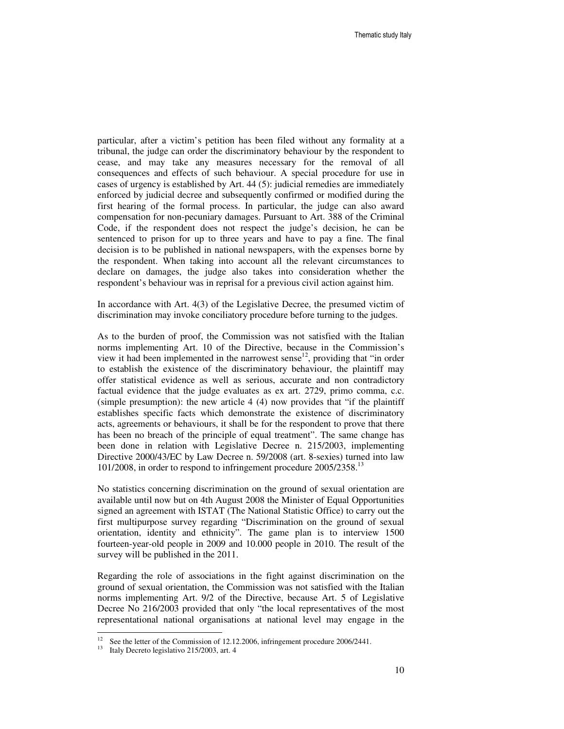particular, after a victim's petition has been filed without any formality at a tribunal, the judge can order the discriminatory behaviour by the respondent to cease, and may take any measures necessary for the removal of all consequences and effects of such behaviour. A special procedure for use in cases of urgency is established by Art. 44 (5): judicial remedies are immediately enforced by judicial decree and subsequently confirmed or modified during the first hearing of the formal process. In particular, the judge can also award compensation for non-pecuniary damages. Pursuant to Art. 388 of the Criminal Code, if the respondent does not respect the judge's decision, he can be sentenced to prison for up to three years and have to pay a fine. The final decision is to be published in national newspapers, with the expenses borne by the respondent. When taking into account all the relevant circumstances to declare on damages, the judge also takes into consideration whether the respondent's behaviour was in reprisal for a previous civil action against him.

In accordance with Art. 4(3) of the Legislative Decree, the presumed victim of discrimination may invoke conciliatory procedure before turning to the judges.

As to the burden of proof, the Commission was not satisfied with the Italian norms implementing Art. 10 of the Directive, because in the Commission's view it had been implemented in the narrowest sense[12], providing that "in order to establish the existence of the discriminatory behaviour, the plaintiff may offer statistical evidence as well as serious, accurate and non contradictory factual evidence that the judge evaluates as ex art. 2729, primo comma, c.c. (simple presumption): the new article 4 (4) now provides that "if the plaintiff establishes specific facts which demonstrate the existence of discriminatory acts, agreements or behaviours, it shall be for the respondent to prove that there has been no breach of the principle of equal treatment". The same change has been done in relation with Legislative Decree n. 215/2003, implementing Directive 2000/43/EC by Law Decree n. 59/2008 (art. 8-sexies) turned into law 101/2008, in order to respond to infringement procedure 2005/2358.[13]

No statistics concerning discrimination on the ground of sexual orientation are available until now but on 4th August 2008 the Minister of Equal Opportunities signed an agreement with ISTAT (The National Statistic Office) to carry out the first multipurpose survey regarding "Discrimination on the ground of sexual orientation, identity and ethnicity". The game plan is to interview 1500 fourteen-year-old people in 2009 and 10.000 people in 2010. The result of the survey will be published in the 2011.

Regarding the role of associations in the fight against discrimination on the ground of sexual orientation, the Commission was not satisfied with the Italian norms implementing Art. 9/2 of the Directive, because Art. 5 of Legislative Decree No 216/2003 provided that only "the local representatives of the most representational national organisations at national level may engage in the

---

[12] See the letter of the Commission of 12.12.2006, infringement procedure 2006/2441.

[13] Italy Decreto legislativo 215/2003, art. 4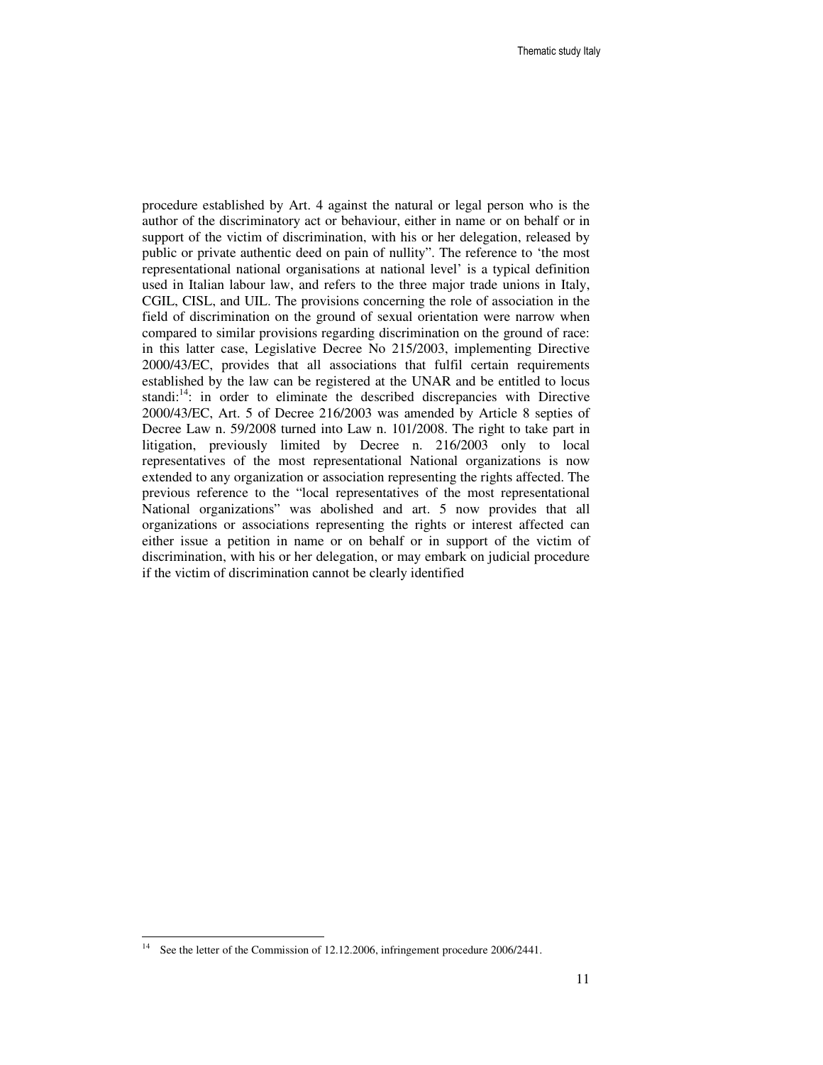procedure established by Art. 4 against the natural or legal person who is the author of the discriminatory act or behaviour, either in name or on behalf or in support of the victim of discrimination, with his or her delegation, released by public or private authentic deed on pain of nullity". The reference to 'the most representational national organisations at national level' is a typical definition used in Italian labour law, and refers to the three major trade unions in Italy, CGIL, CISL, and UIL. The provisions concerning the role of association in the field of discrimination on the ground of sexual orientation were narrow when compared to similar provisions regarding discrimination on the ground of race: in this latter case, Legislative Decree No 215/2003, implementing Directive 2000/43/EC, provides that all associations that fulfil certain requirements established by the law can be registered at the UNAR and be entitled to locus standi:[14]: in order to eliminate the described discrepancies with Directive 2000/43/EC, Art. 5 of Decree 216/2003 was amended by Article 8 septies of Decree Law n. 59/2008 turned into Law n. 101/2008. The right to take part in litigation, previously limited by Decree n. 216/2003 only to local representatives of the most representational National organizations is now extended to any organization or association representing the rights affected. The previous reference to the "local representatives of the most representational National organizations" was abolished and art. 5 now provides that all organizations or associations representing the rights or interest affected can either issue a petition in name or on behalf or in support of the victim of discrimination, with his or her delegation, or may embark on judicial procedure if the victim of discrimination cannot be clearly identified

---

[14] See the letter of the Commission of 12.12.2006, infringement procedure 2006/2441.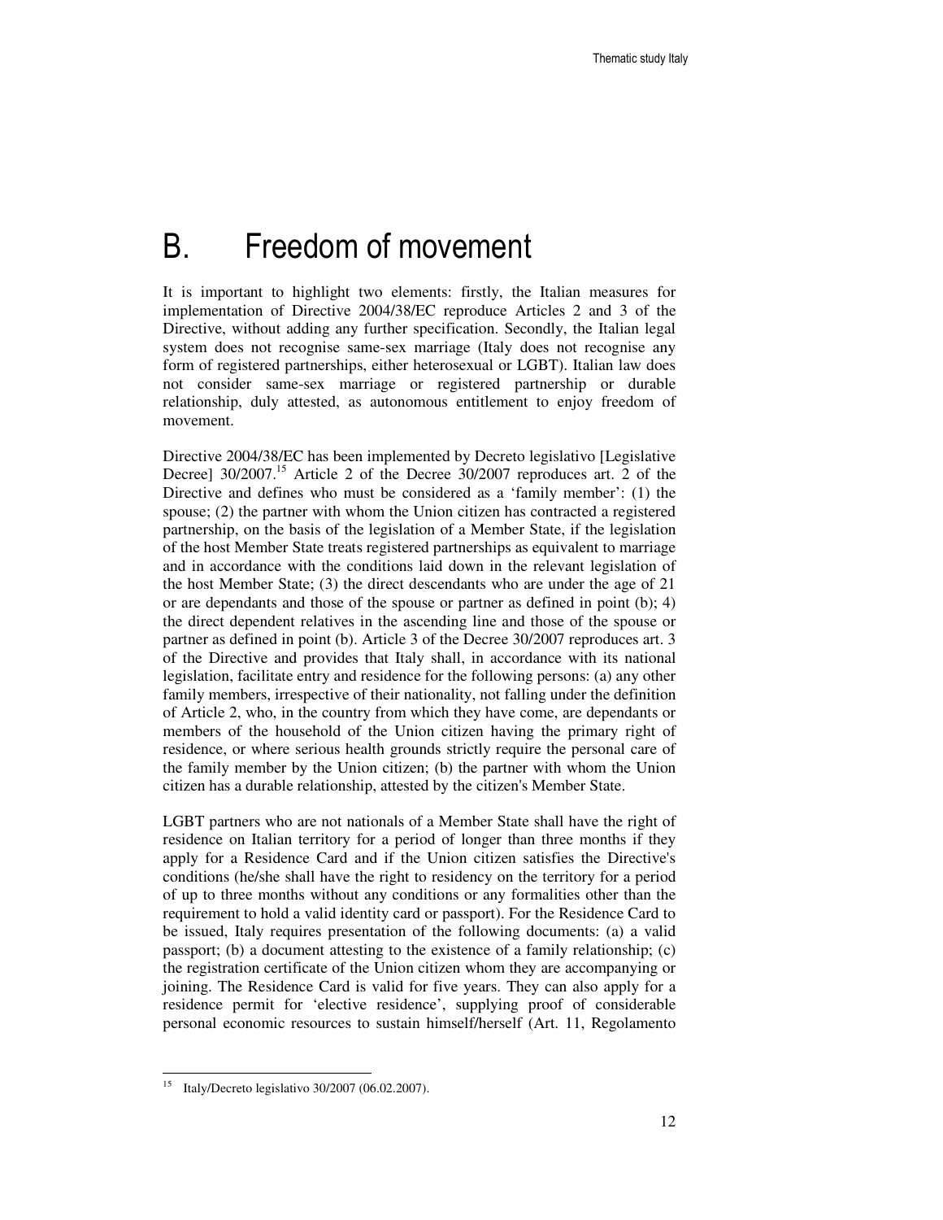# B. Freedom of movement

It is important to highlight two elements: firstly, the Italian measures for implementation of Directive 2004/38/EC reproduce Articles 2 and 3 of the Directive, without adding any further specification. Secondly, the Italian legal system does not recognise same-sex marriage (Italy does not recognise any form of registered partnerships, either heterosexual or LGBT). Italian law does not consider same-sex marriage or registered partnership or durable relationship, duly attested, as autonomous entitlement to enjoy freedom of movement.

Directive 2004/38/EC has been implemented by Decreto legislativo [Legislative Decree] 30/2007.[15] Article 2 of the Decree 30/2007 reproduces art. 2 of the Directive and defines who must be considered as a 'family member': (1) the spouse; (2) the partner with whom the Union citizen has contracted a registered partnership, on the basis of the legislation of a Member State, if the legislation of the host Member State treats registered partnerships as equivalent to marriage and in accordance with the conditions laid down in the relevant legislation of the host Member State; (3) the direct descendants who are under the age of 21 or are dependants and those of the spouse or partner as defined in point (b); 4) the direct dependent relatives in the ascending line and those of the spouse or partner as defined in point (b). Article 3 of the Decree 30/2007 reproduces art. 3 of the Directive and provides that Italy shall, in accordance with its national legislation, facilitate entry and residence for the following persons: (a) any other family members, irrespective of their nationality, not falling under the definition of Article 2, who, in the country from which they have come, are dependants or members of the household of the Union citizen having the primary right of residence, or where serious health grounds strictly require the personal care of the family member by the Union citizen; (b) the partner with whom the Union citizen has a durable relationship, attested by the citizen's Member State.

LGBT partners who are not nationals of a Member State shall have the right of residence on Italian territory for a period of longer than three months if they apply for a Residence Card and if the Union citizen satisfies the Directive's conditions (he/she shall have the right to residency on the territory for a period of up to three months without any conditions or any formalities other than the requirement to hold a valid identity card or passport). For the Residence Card to be issued, Italy requires presentation of the following documents: (a) a valid passport; (b) a document attesting to the existence of a family relationship; (c) the registration certificate of the Union citizen whom they are accompanying or joining. The Residence Card is valid for five years. They can also apply for a residence permit for 'elective residence', supplying proof of considerable personal economic resources to sustain himself/herself (Art. 11, Regolamento

[15] Italy/Decreto legislativo 30/2007 (06.02.2007).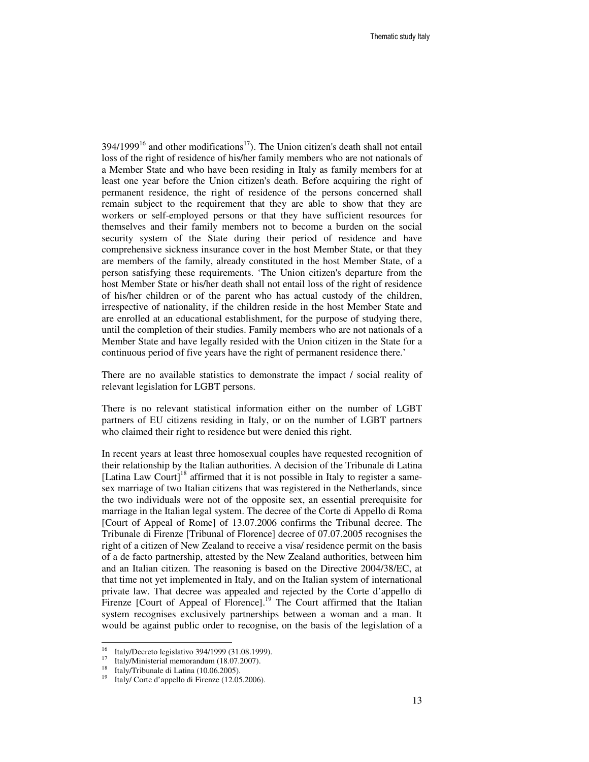394/1999[16] and other modifications[17]). The Union citizen's death shall not entail loss of the right of residence of his/her family members who are not nationals of a Member State and who have been residing in Italy as family members for at least one year before the Union citizen's death. Before acquiring the right of permanent residence, the right of residence of the persons concerned shall remain subject to the requirement that they are able to show that they are workers or self-employed persons or that they have sufficient resources for themselves and their family members not to become a burden on the social security system of the State during their period of residence and have comprehensive sickness insurance cover in the host Member State, or that they are members of the family, already constituted in the host Member State, of a person satisfying these requirements. 'The Union citizen's departure from the host Member State or his/her death shall not entail loss of the right of residence of his/her children or of the parent who has actual custody of the children, irrespective of nationality, if the children reside in the host Member State and are enrolled at an educational establishment, for the purpose of studying there, until the completion of their studies. Family members who are not nationals of a Member State and have legally resided with the Union citizen in the State for a continuous period of five years have the right of permanent residence there.'

There are no available statistics to demonstrate the impact / social reality of relevant legislation for LGBT persons.

There is no relevant statistical information either on the number of LGBT partners of EU citizens residing in Italy, or on the number of LGBT partners who claimed their right to residence but were denied this right.

In recent years at least three homosexual couples have requested recognition of their relationship by the Italian authorities. A decision of the Tribunale di Latina [Latina Law Court][18] affirmed that it is not possible in Italy to register a same-sex marriage of two Italian citizens that was registered in the Netherlands, since the two individuals were not of the opposite sex, an essential prerequisite for marriage in the Italian legal system. The decree of the Corte di Appello di Roma [Court of Appeal of Rome] of 13.07.2006 confirms the Tribunal decree. The Tribunale di Firenze [Tribunal of Florence] decree of 07.07.2005 recognises the right of a citizen of New Zealand to receive a visa/ residence permit on the basis of a de facto partnership, attested by the New Zealand authorities, between him and an Italian citizen. The reasoning is based on the Directive 2004/38/EC, at that time not yet implemented in Italy, and on the Italian system of international private law. That decree was appealed and rejected by the Corte d'appello di Firenze [Court of Appeal of Florence].[19] The Court affirmed that the Italian system recognises exclusively partnerships between a woman and a man. It would be against public order to recognise, on the basis of the legislation of a

---

[16] Italy/Decreto legislativo 394/1999 (31.08.1999).

[17] Italy/Ministerial memorandum (18.07.2007).

[18] Italy/Tribunale di Latina (10.06.2005).

[19] Italy/ Corte d'appello di Firenze (12.05.2006).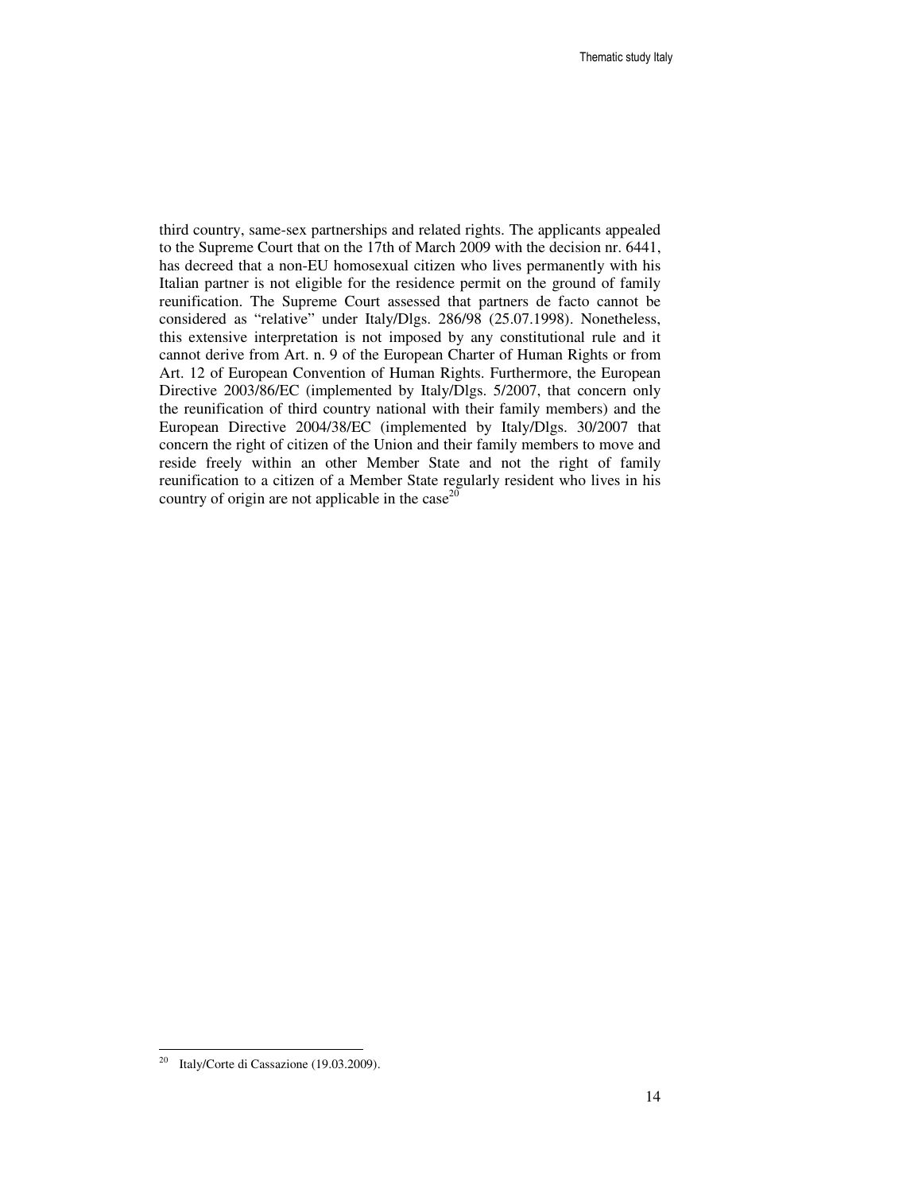third country, same-sex partnerships and related rights. The applicants appealed to the Supreme Court that on the 17th of March 2009 with the decision nr. 6441, has decreed that a non-EU homosexual citizen who lives permanently with his Italian partner is not eligible for the residence permit on the ground of family reunification. The Supreme Court assessed that partners de facto cannot be considered as "relative" under Italy/Dlgs. 286/98 (25.07.1998). Nonetheless, this extensive interpretation is not imposed by any constitutional rule and it cannot derive from Art. n. 9 of the European Charter of Human Rights or from Art. 12 of European Convention of Human Rights. Furthermore, the European Directive 2003/86/EC (implemented by Italy/Dlgs. 5/2007, that concern only the reunification of third country national with their family members) and the European Directive 2004/38/EC (implemented by Italy/Dlgs. 30/2007 that concern the right of citizen of the Union and their family members to move and reside freely within an other Member State and not the right of family reunification to a citizen of a Member State regularly resident who lives in his country of origin are not applicable in the case[20]

[20] Italy/Corte di Cassazione (19.03.2009).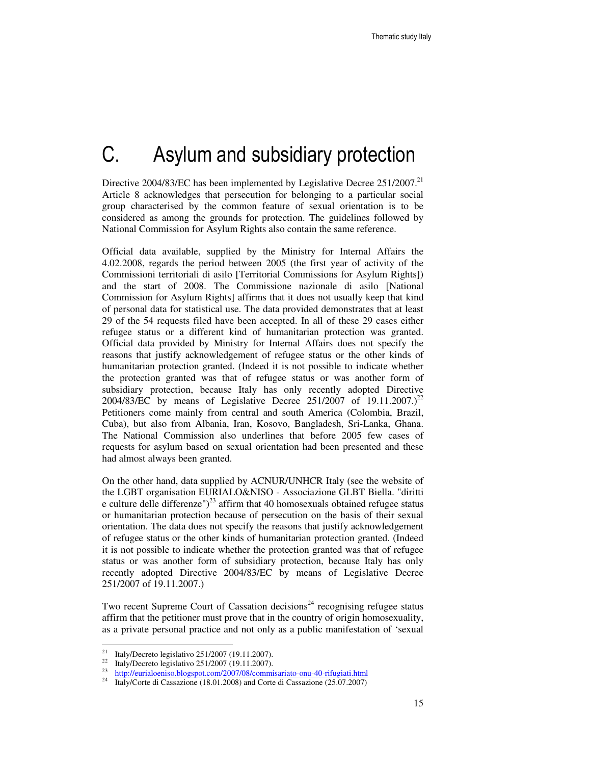# C. Asylum and subsidiary protection

Directive 2004/83/EC has been implemented by Legislative Decree 251/2007.[21] Article 8 acknowledges that persecution for belonging to a particular social group characterised by the common feature of sexual orientation is to be considered as among the grounds for protection. The guidelines followed by National Commission for Asylum Rights also contain the same reference.

Official data available, supplied by the Ministry for Internal Affairs the 4.02.2008, regards the period between 2005 (the first year of activity of the Commissioni territoriali di asilo [Territorial Commissions for Asylum Rights]) and the start of 2008. The Commissione nazionale di asilo [National Commission for Asylum Rights] affirms that it does not usually keep that kind of personal data for statistical use. The data provided demonstrates that at least 29 of the 54 requests filed have been accepted. In all of these 29 cases either refugee status or a different kind of humanitarian protection was granted. Official data provided by Ministry for Internal Affairs does not specify the reasons that justify acknowledgement of refugee status or the other kinds of humanitarian protection granted. (Indeed it is not possible to indicate whether the protection granted was that of refugee status or was another form of subsidiary protection, because Italy has only recently adopted Directive 2004/83/EC by means of Legislative Decree 251/2007 of 19.11.2007.)[22] Petitioners come mainly from central and south America (Colombia, Brazil, Cuba), but also from Albania, Iran, Kosovo, Bangladesh, Sri-Lanka, Ghana. The National Commission also underlines that before 2005 few cases of requests for asylum based on sexual orientation had been presented and these had almost always been granted.

On the other hand, data supplied by ACNUR/UNHCR Italy (see the website of the LGBT organisation EURIALO&NISO - Associazione GLBT Biella. "diritti e culture delle differenze")[23] affirm that 40 homosexuals obtained refugee status or humanitarian protection because of persecution on the basis of their sexual orientation. The data does not specify the reasons that justify acknowledgement of refugee status or the other kinds of humanitarian protection granted. (Indeed it is not possible to indicate whether the protection granted was that of refugee status or was another form of subsidiary protection, because Italy has only recently adopted Directive 2004/83/EC by means of Legislative Decree 251/2007 of 19.11.2007.)

Two recent Supreme Court of Cassation decisions[24] recognising refugee status affirm that the petitioner must prove that in the country of origin homosexuality, as a private personal practice and not only as a public manifestation of 'sexual

---

[21] Italy/Decreto legislativo 251/2007 (19.11.2007).

[22] Italy/Decreto legislativo 251/2007 (19.11.2007).

[23] http://eurialoeniso.blogspot.com/2007/08/commisariato-onu-40-rifugiati.html

[24] Italy/Corte di Cassazione (18.01.2008) and Corte di Cassazione (25.07.2007)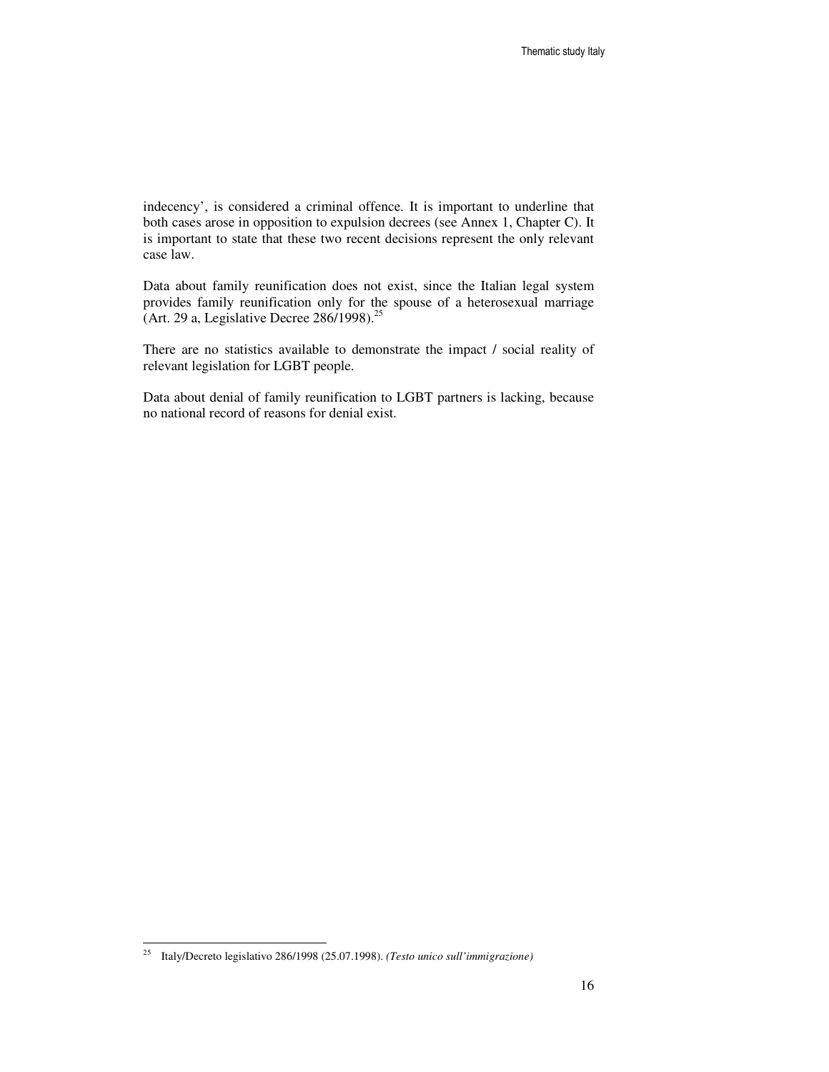indecency', is considered a criminal offence. It is important to underline that both cases arose in opposition to expulsion decrees (see Annex 1, Chapter C). It is important to state that these two recent decisions represent the only relevant case law.

Data about family reunification does not exist, since the Italian legal system provides family reunification only for the spouse of a heterosexual marriage (Art. 29 a, Legislative Decree 286/1998).[25]

There are no statistics available to demonstrate the impact / social reality of relevant legislation for LGBT people.

Data about denial of family reunification to LGBT partners is lacking, because no national record of reasons for denial exist.

---

[25] Italy/Decreto legislativo 286/1998 (25.07.1998). *(Testo unico sull'immigrazione)*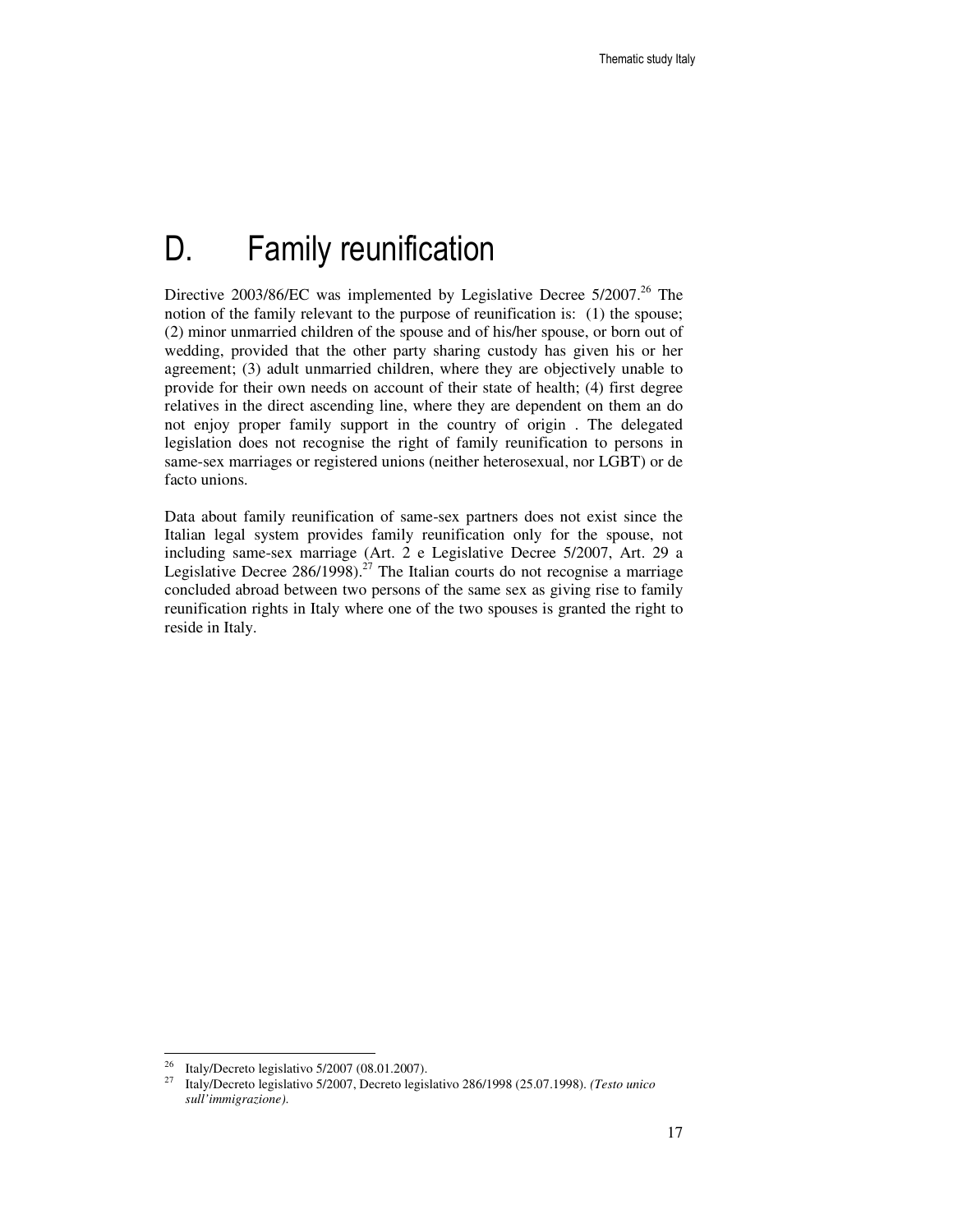# D. Family reunification

Directive 2003/86/EC was implemented by Legislative Decree 5/2007.[26] The notion of the family relevant to the purpose of reunification is: (1) the spouse; (2) minor unmarried children of the spouse and of his/her spouse, or born out of wedding, provided that the other party sharing custody has given his or her agreement; (3) adult unmarried children, where they are objectively unable to provide for their own needs on account of their state of health; (4) first degree relatives in the direct ascending line, where they are dependent on them an do not enjoy proper family support in the country of origin . The delegated legislation does not recognise the right of family reunification to persons in same-sex marriages or registered unions (neither heterosexual, nor LGBT) or de facto unions.

Data about family reunification of same-sex partners does not exist since the Italian legal system provides family reunification only for the spouse, not including same-sex marriage (Art. 2 e Legislative Decree 5/2007, Art. 29 a Legislative Decree 286/1998).[27] The Italian courts do not recognise a marriage concluded abroad between two persons of the same sex as giving rise to family reunification rights in Italy where one of the two spouses is granted the right to reside in Italy.

---

[26] Italy/Decreto legislativo 5/2007 (08.01.2007).

[27] Italy/Decreto legislativo 5/2007, Decreto legislativo 286/1998 (25.07.1998). *(Testo unico sull'immigrazione).*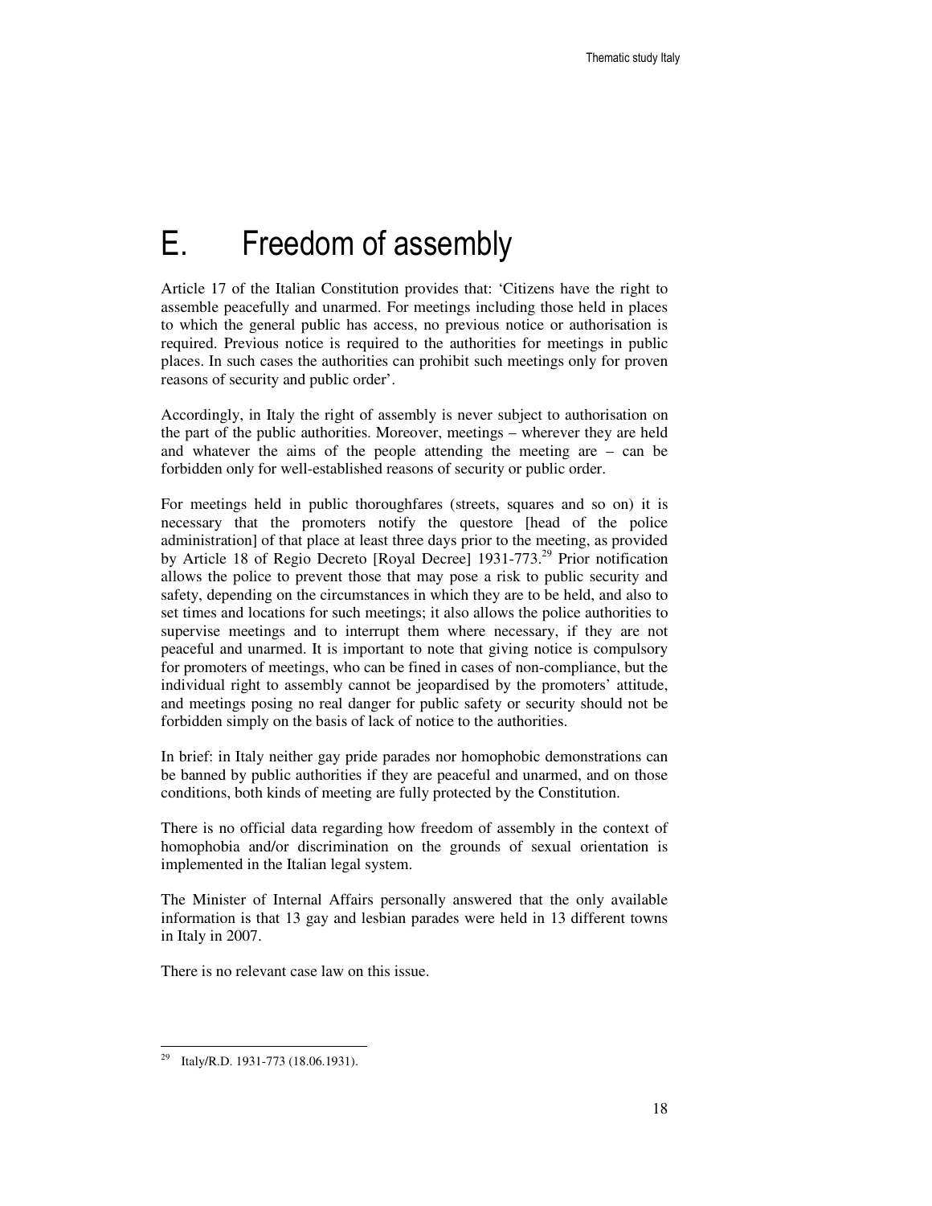# E. Freedom of assembly

Article 17 of the Italian Constitution provides that: 'Citizens have the right to assemble peacefully and unarmed. For meetings including those held in places to which the general public has access, no previous notice or authorisation is required. Previous notice is required to the authorities for meetings in public places. In such cases the authorities can prohibit such meetings only for proven reasons of security and public order'.

Accordingly, in Italy the right of assembly is never subject to authorisation on the part of the public authorities. Moreover, meetings – wherever they are held and whatever the aims of the people attending the meeting are – can be forbidden only for well-established reasons of security or public order.

For meetings held in public thoroughfares (streets, squares and so on) it is necessary that the promoters notify the questore [head of the police administration] of that place at least three days prior to the meeting, as provided by Article 18 of Regio Decreto [Royal Decree] 1931-773.[29] Prior notification allows the police to prevent those that may pose a risk to public security and safety, depending on the circumstances in which they are to be held, and also to set times and locations for such meetings; it also allows the police authorities to supervise meetings and to interrupt them where necessary, if they are not peaceful and unarmed. It is important to note that giving notice is compulsory for promoters of meetings, who can be fined in cases of non-compliance, but the individual right to assembly cannot be jeopardised by the promoters' attitude, and meetings posing no real danger for public safety or security should not be forbidden simply on the basis of lack of notice to the authorities.

In brief: in Italy neither gay pride parades nor homophobic demonstrations can be banned by public authorities if they are peaceful and unarmed, and on those conditions, both kinds of meeting are fully protected by the Constitution.

There is no official data regarding how freedom of assembly in the context of homophobia and/or discrimination on the grounds of sexual orientation is implemented in the Italian legal system.

The Minister of Internal Affairs personally answered that the only available information is that 13 gay and lesbian parades were held in 13 different towns in Italy in 2007.

There is no relevant case law on this issue.

[29] Italy/R.D. 1931-773 (18.06.1931).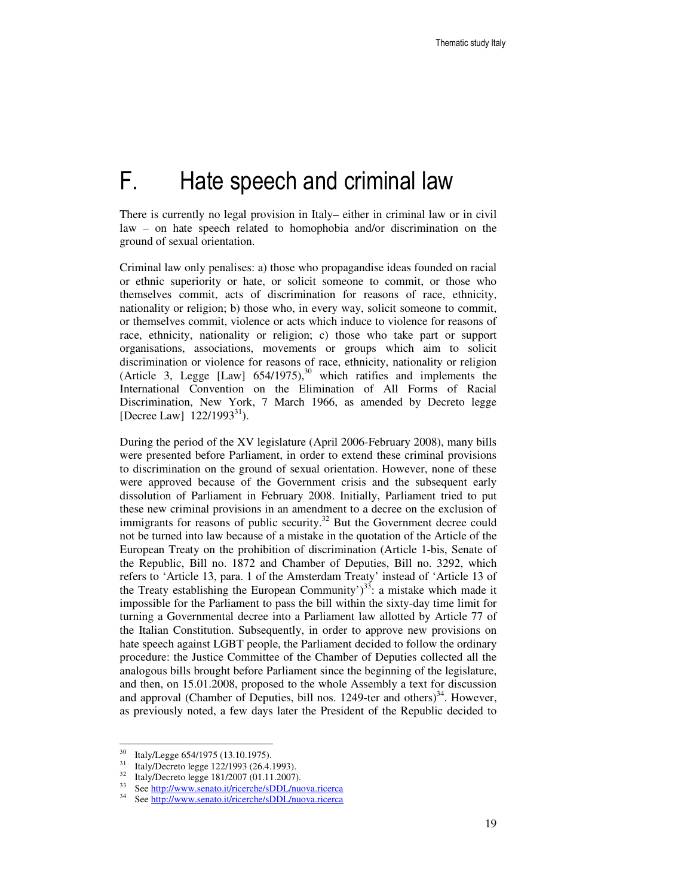# F. Hate speech and criminal law

There is currently no legal provision in Italy– either in criminal law or in civil law – on hate speech related to homophobia and/or discrimination on the ground of sexual orientation.

Criminal law only penalises: a) those who propagandise ideas founded on racial or ethnic superiority or hate, or solicit someone to commit, or those who themselves commit, acts of discrimination for reasons of race, ethnicity, nationality or religion; b) those who, in every way, solicit someone to commit, or themselves commit, violence or acts which induce to violence for reasons of race, ethnicity, nationality or religion; c) those who take part or support organisations, associations, movements or groups which aim to solicit discrimination or violence for reasons of race, ethnicity, nationality or religion (Article 3, Legge [Law] 654/1975),[30] which ratifies and implements the International Convention on the Elimination of All Forms of Racial Discrimination, New York, 7 March 1966, as amended by Decreto legge [Decree Law] 122/1993[31]).

During the period of the XV legislature (April 2006-February 2008), many bills were presented before Parliament, in order to extend these criminal provisions to discrimination on the ground of sexual orientation. However, none of these were approved because of the Government crisis and the subsequent early dissolution of Parliament in February 2008. Initially, Parliament tried to put these new criminal provisions in an amendment to a decree on the exclusion of immigrants for reasons of public security.[32] But the Government decree could not be turned into law because of a mistake in the quotation of the Article of the European Treaty on the prohibition of discrimination (Article 1-bis, Senate of the Republic, Bill no. 1872 and Chamber of Deputies, Bill no. 3292, which refers to 'Article 13, para. 1 of the Amsterdam Treaty' instead of 'Article 13 of the Treaty establishing the European Community')[33]: a mistake which made it impossible for the Parliament to pass the bill within the sixty-day time limit for turning a Governmental decree into a Parliament law allotted by Article 77 of the Italian Constitution. Subsequently, in order to approve new provisions on hate speech against LGBT people, the Parliament decided to follow the ordinary procedure: the Justice Committee of the Chamber of Deputies collected all the analogous bills brought before Parliament since the beginning of the legislature, and then, on 15.01.2008, proposed to the whole Assembly a text for discussion and approval (Chamber of Deputies, bill nos. 1249-ter and others)[34]. However, as previously noted, a few days later the President of the Republic decided to

---

[30] Italy/Legge 654/1975 (13.10.1975).

[31] Italy/Decreto legge 122/1993 (26.4.1993).

[32] Italy/Decreto legge 181/2007 (01.11.2007).

[33] See http://www.senato.it/ricerche/sDDL/nuova.ricerca

[34] See http://www.senato.it/ricerche/sDDL/nuova.ricerca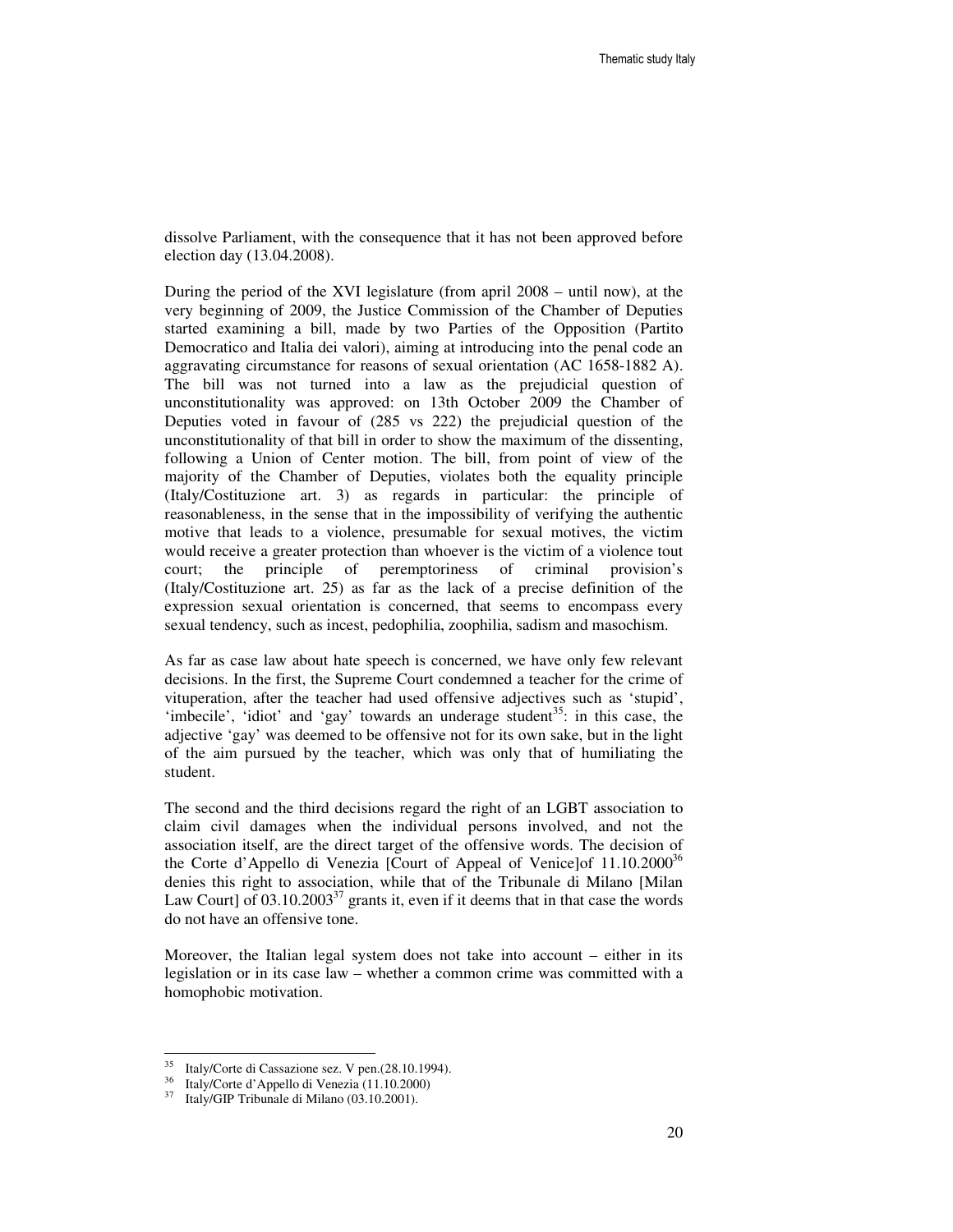dissolve Parliament, with the consequence that it has not been approved before election day (13.04.2008).

During the period of the XVI legislature (from april 2008 – until now), at the very beginning of 2009, the Justice Commission of the Chamber of Deputies started examining a bill, made by two Parties of the Opposition (Partito Democratico and Italia dei valori), aiming at introducing into the penal code an aggravating circumstance for reasons of sexual orientation (AC 1658-1882 A). The bill was not turned into a law as the prejudicial question of unconstitutionality was approved: on 13th October 2009 the Chamber of Deputies voted in favour of (285 vs 222) the prejudicial question of the unconstitutionality of that bill in order to show the maximum of the dissenting, following a Union of Center motion. The bill, from point of view of the majority of the Chamber of Deputies, violates both the equality principle (Italy/Costituzione art. 3) as regards in particular: the principle of reasonableness, in the sense that in the impossibility of verifying the authentic motive that leads to a violence, presumable for sexual motives, the victim would receive a greater protection than whoever is the victim of a violence tout court; the principle of peremptoriness of criminal provision's (Italy/Costituzione art. 25) as far as the lack of a precise definition of the expression sexual orientation is concerned, that seems to encompass every sexual tendency, such as incest, pedophilia, zoophilia, sadism and masochism.

As far as case law about hate speech is concerned, we have only few relevant decisions. In the first, the Supreme Court condemned a teacher for the crime of vituperation, after the teacher had used offensive adjectives such as 'stupid', 'imbecile', 'idiot' and 'gay' towards an underage student[35]: in this case, the adjective 'gay' was deemed to be offensive not for its own sake, but in the light of the aim pursued by the teacher, which was only that of humiliating the student.

The second and the third decisions regard the right of an LGBT association to claim civil damages when the individual persons involved, and not the association itself, are the direct target of the offensive words. The decision of the Corte d'Appello di Venezia [Court of Appeal of Venice]of 11.10.2000[36] denies this right to association, while that of the Tribunale di Milano [Milan Law Court] of 03.10.2003[37] grants it, even if it deems that in that case the words do not have an offensive tone.

Moreover, the Italian legal system does not take into account – either in its legislation or in its case law – whether a common crime was committed with a homophobic motivation.

---

[35] Italy/Corte di Cassazione sez. V pen.(28.10.1994).

[36] Italy/Corte d'Appello di Venezia (11.10.2000)

[37] Italy/GIP Tribunale di Milano (03.10.2001).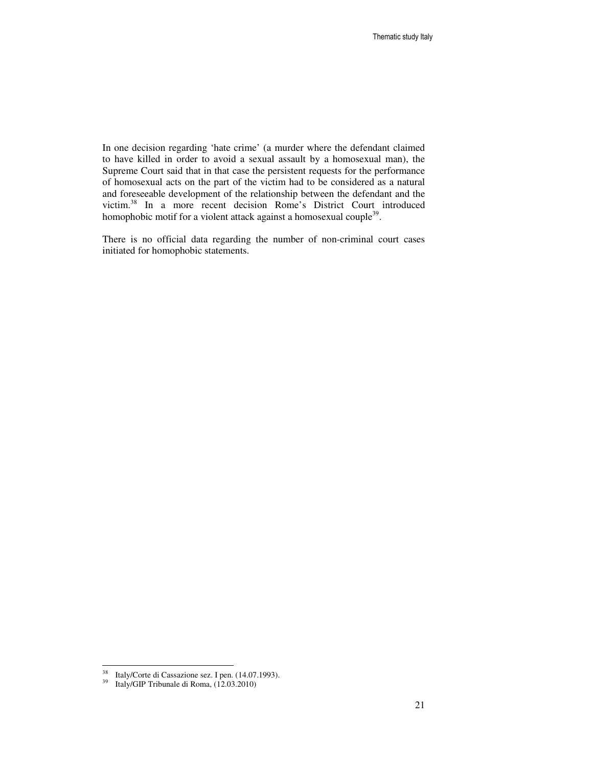In one decision regarding 'hate crime' (a murder where the defendant claimed to have killed in order to avoid a sexual assault by a homosexual man), the Supreme Court said that in that case the persistent requests for the performance of homosexual acts on the part of the victim had to be considered as a natural and foreseeable development of the relationship between the defendant and the victim.[38] In a more recent decision Rome's District Court introduced homophobic motif for a violent attack against a homosexual couple[39].

There is no official data regarding the number of non-criminal court cases initiated for homophobic statements.

---

[38] Italy/Corte di Cassazione sez. I pen. (14.07.1993).

[39] Italy/GIP Tribunale di Roma, (12.03.2010)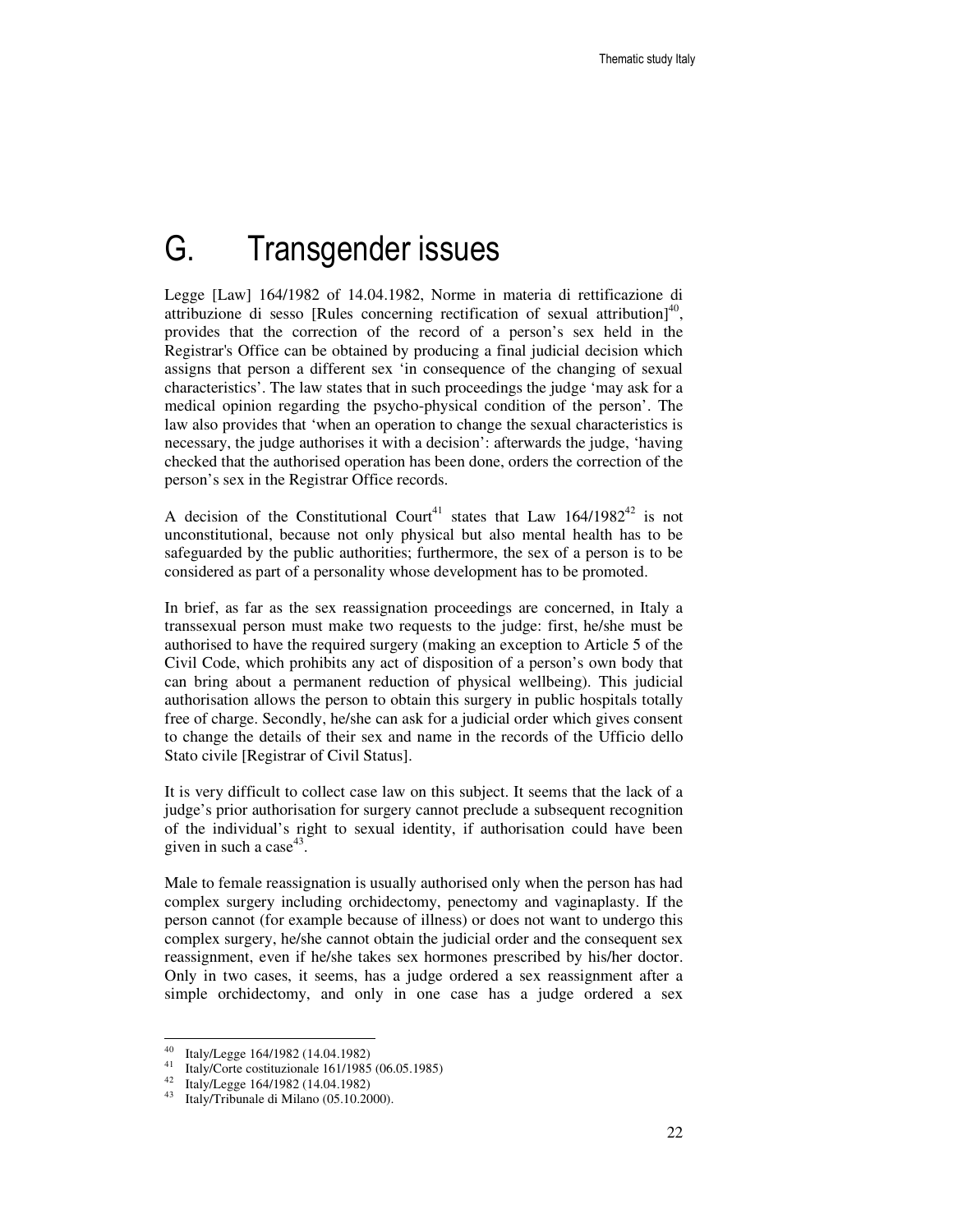# G. Transgender issues

Legge [Law] 164/1982 of 14.04.1982, Norme in materia di rettificazione di attribuzione di sesso [Rules concerning rectification of sexual attribution][40], provides that the correction of the record of a person's sex held in the Registrar's Office can be obtained by producing a final judicial decision which assigns that person a different sex 'in consequence of the changing of sexual characteristics'. The law states that in such proceedings the judge 'may ask for a medical opinion regarding the psycho-physical condition of the person'. The law also provides that 'when an operation to change the sexual characteristics is necessary, the judge authorises it with a decision': afterwards the judge, 'having checked that the authorised operation has been done, orders the correction of the person's sex in the Registrar Office records.

A decision of the Constitutional Court[41] states that Law 164/1982[42] is not unconstitutional, because not only physical but also mental health has to be safeguarded by the public authorities; furthermore, the sex of a person is to be considered as part of a personality whose development has to be promoted.

In brief, as far as the sex reassignation proceedings are concerned, in Italy a transsexual person must make two requests to the judge: first, he/she must be authorised to have the required surgery (making an exception to Article 5 of the Civil Code, which prohibits any act of disposition of a person's own body that can bring about a permanent reduction of physical wellbeing). This judicial authorisation allows the person to obtain this surgery in public hospitals totally free of charge. Secondly, he/she can ask for a judicial order which gives consent to change the details of their sex and name in the records of the Ufficio dello Stato civile [Registrar of Civil Status].

It is very difficult to collect case law on this subject. It seems that the lack of a judge's prior authorisation for surgery cannot preclude a subsequent recognition of the individual's right to sexual identity, if authorisation could have been given in such a case[43].

Male to female reassignation is usually authorised only when the person has had complex surgery including orchidectomy, penectomy and vaginaplasty. If the person cannot (for example because of illness) or does not want to undergo this complex surgery, he/she cannot obtain the judicial order and the consequent sex reassignment, even if he/she takes sex hormones prescribed by his/her doctor. Only in two cases, it seems, has a judge ordered a sex reassignment after a simple orchidectomy, and only in one case has a judge ordered a sex

---

[40] Italy/Legge 164/1982 (14.04.1982)

[41] Italy/Corte costituzionale 161/1985 (06.05.1985)

[42] Italy/Legge 164/1982 (14.04.1982)

[43] Italy/Tribunale di Milano (05.10.2000).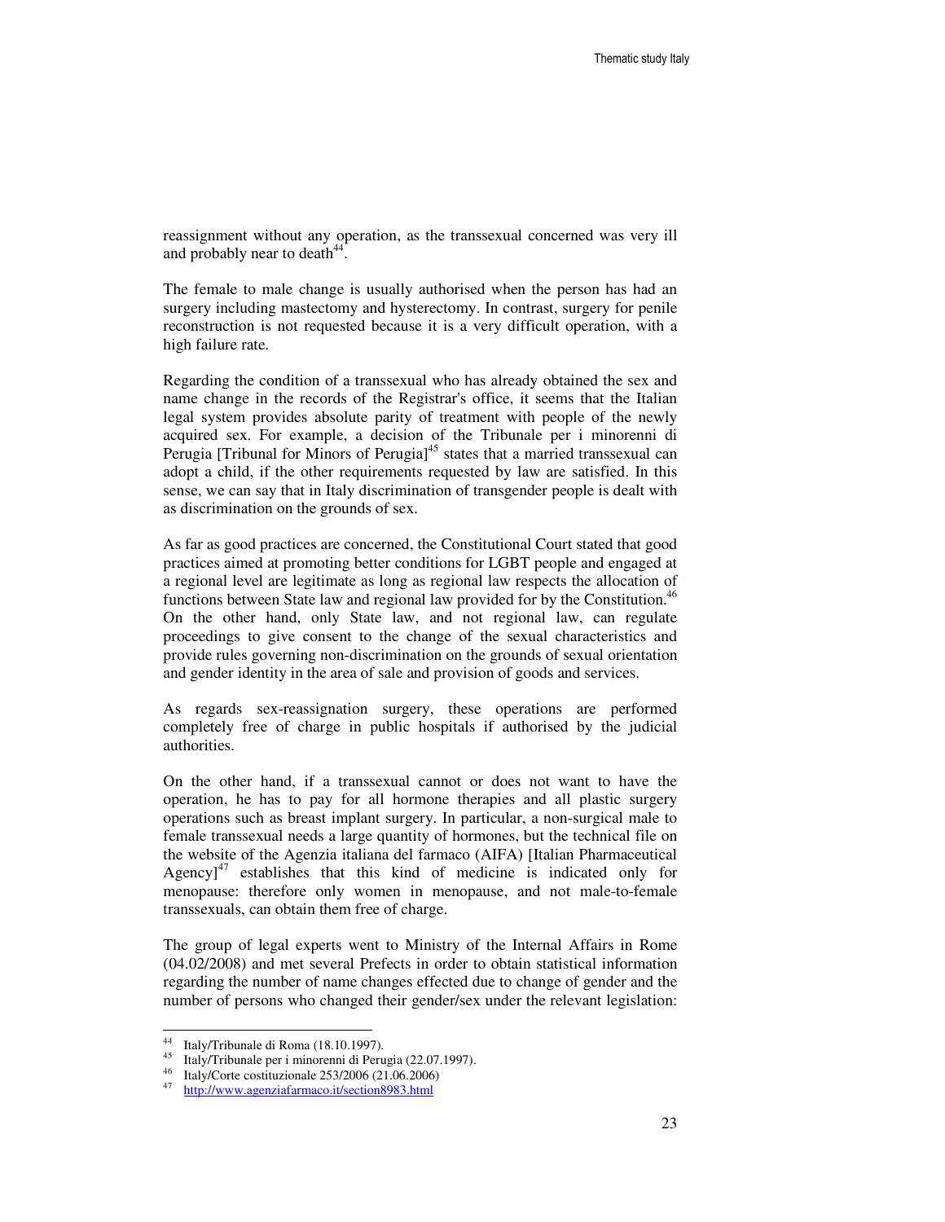reassignment without any operation, as the transsexual concerned was very ill and probably near to death[44].

The female to male change is usually authorised when the person has had an surgery including mastectomy and hysterectomy. In contrast, surgery for penile reconstruction is not requested because it is a very difficult operation, with a high failure rate.

Regarding the condition of a transsexual who has already obtained the sex and name change in the records of the Registrar's office, it seems that the Italian legal system provides absolute parity of treatment with people of the newly acquired sex. For example, a decision of the Tribunale per i minorenni di Perugia [Tribunal for Minors of Perugia][45] states that a married transsexual can adopt a child, if the other requirements requested by law are satisfied. In this sense, we can say that in Italy discrimination of transgender people is dealt with as discrimination on the grounds of sex.

As far as good practices are concerned, the Constitutional Court stated that good practices aimed at promoting better conditions for LGBT people and engaged at a regional level are legitimate as long as regional law respects the allocation of functions between State law and regional law provided for by the Constitution.[46] On the other hand, only State law, and not regional law, can regulate proceedings to give consent to the change of the sexual characteristics and provide rules governing non-discrimination on the grounds of sexual orientation and gender identity in the area of sale and provision of goods and services.

As regards sex-reassignation surgery, these operations are performed completely free of charge in public hospitals if authorised by the judicial authorities.

On the other hand, if a transsexual cannot or does not want to have the operation, he has to pay for all hormone therapies and all plastic surgery operations such as breast implant surgery. In particular, a non-surgical male to female transsexual needs a large quantity of hormones, but the technical file on the website of the Agenzia italiana del farmaco (AIFA) [Italian Pharmaceutical Agency][47] establishes that this kind of medicine is indicated only for menopause: therefore only women in menopause, and not male-to-female transsexuals, can obtain them free of charge.

The group of legal experts went to Ministry of the Internal Affairs in Rome (04.02/2008) and met several Prefects in order to obtain statistical information regarding the number of name changes effected due to change of gender and the number of persons who changed their gender/sex under the relevant legislation:

---

[44] Italy/Tribunale di Roma (18.10.1997).

[45] Italy/Tribunale per i minorenni di Perugia (22.07.1997).

[46] Italy/Corte costituzionale 253/2006 (21.06.2006)

[47] http://www.agenziafarmaco.it/section8983.html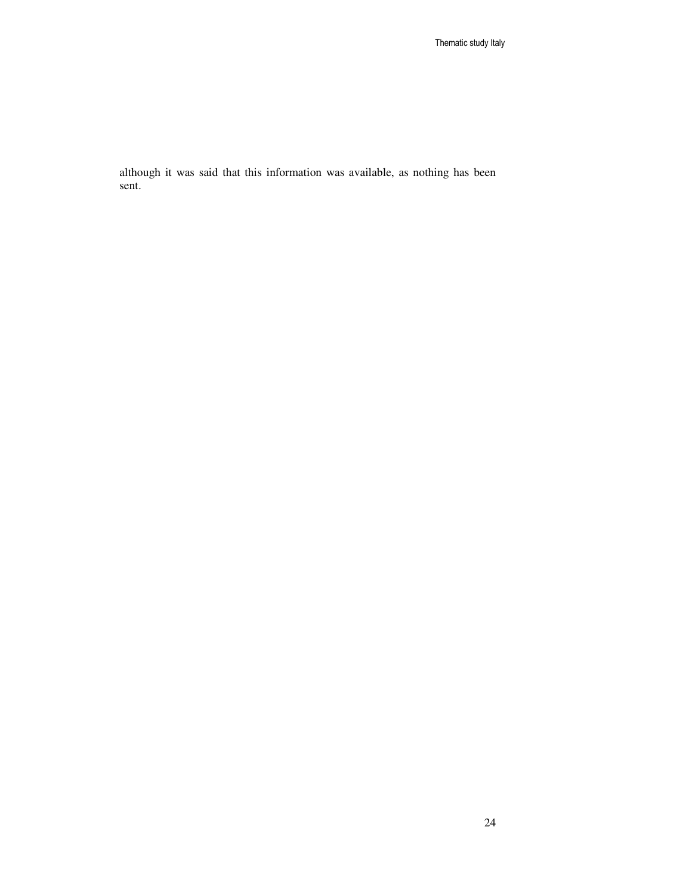although it was said that this information was available, as nothing has been sent.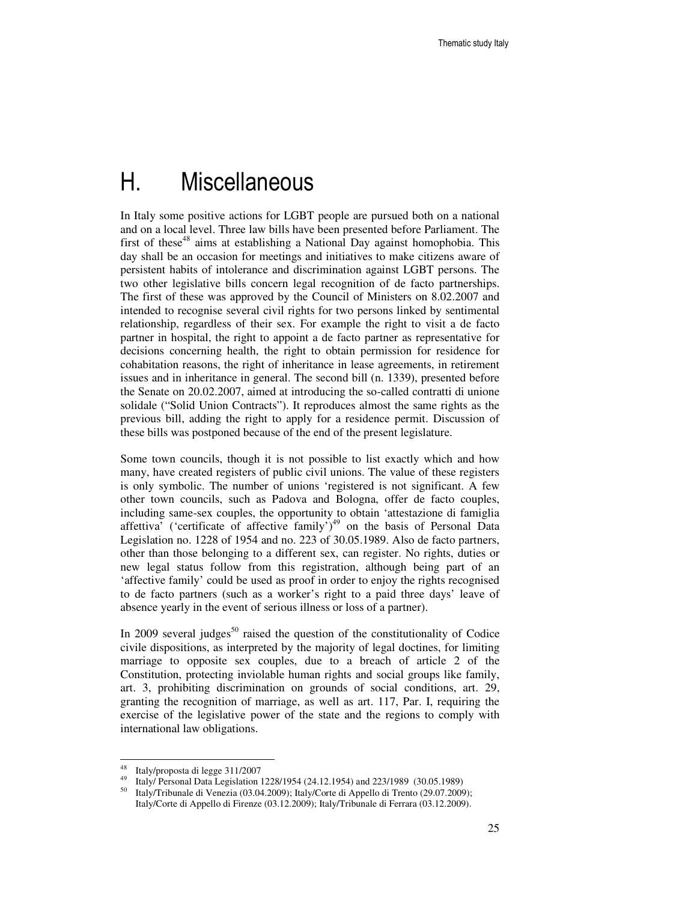# H. Miscellaneous

In Italy some positive actions for LGBT people are pursued both on a national and on a local level. Three law bills have been presented before Parliament. The first of these[48] aims at establishing a National Day against homophobia. This day shall be an occasion for meetings and initiatives to make citizens aware of persistent habits of intolerance and discrimination against LGBT persons. The two other legislative bills concern legal recognition of de facto partnerships. The first of these was approved by the Council of Ministers on 8.02.2007 and intended to recognise several civil rights for two persons linked by sentimental relationship, regardless of their sex. For example the right to visit a de facto partner in hospital, the right to appoint a de facto partner as representative for decisions concerning health, the right to obtain permission for residence for cohabitation reasons, the right of inheritance in lease agreements, in retirement issues and in inheritance in general. The second bill (n. 1339), presented before the Senate on 20.02.2007, aimed at introducing the so-called contratti di unione solidale ("Solid Union Contracts"). It reproduces almost the same rights as the previous bill, adding the right to apply for a residence permit. Discussion of these bills was postponed because of the end of the present legislature.

Some town councils, though it is not possible to list exactly which and how many, have created registers of public civil unions. The value of these registers is only symbolic. The number of unions 'registered is not significant. A few other town councils, such as Padova and Bologna, offer de facto couples, including same-sex couples, the opportunity to obtain 'attestazione di famiglia affettiva' ('certificate of affective family')[49] on the basis of Personal Data Legislation no. 1228 of 1954 and no. 223 of 30.05.1989. Also de facto partners, other than those belonging to a different sex, can register. No rights, duties or new legal status follow from this registration, although being part of an 'affective family' could be used as proof in order to enjoy the rights recognised to de facto partners (such as a worker's right to a paid three days' leave of absence yearly in the event of serious illness or loss of a partner).

In 2009 several judges[50] raised the question of the constitutionality of Codice civile dispositions, as interpreted by the majority of legal doctines, for limiting marriage to opposite sex couples, due to a breach of article 2 of the Constitution, protecting inviolable human rights and social groups like family, art. 3, prohibiting discrimination on grounds of social conditions, art. 29, granting the recognition of marriage, as well as art. 117, Par. I, requiring the exercise of the legislative power of the state and the regions to comply with international law obligations.

---

[48] Italy/proposta di legge 311/2007

[49] Italy/ Personal Data Legislation 1228/1954 (24.12.1954) and 223/1989 (30.05.1989)

[50] Italy/Tribunale di Venezia (03.04.2009); Italy/Corte di Appello di Trento (29.07.2009); Italy/Corte di Appello di Firenze (03.12.2009); Italy/Tribunale di Ferrara (03.12.2009).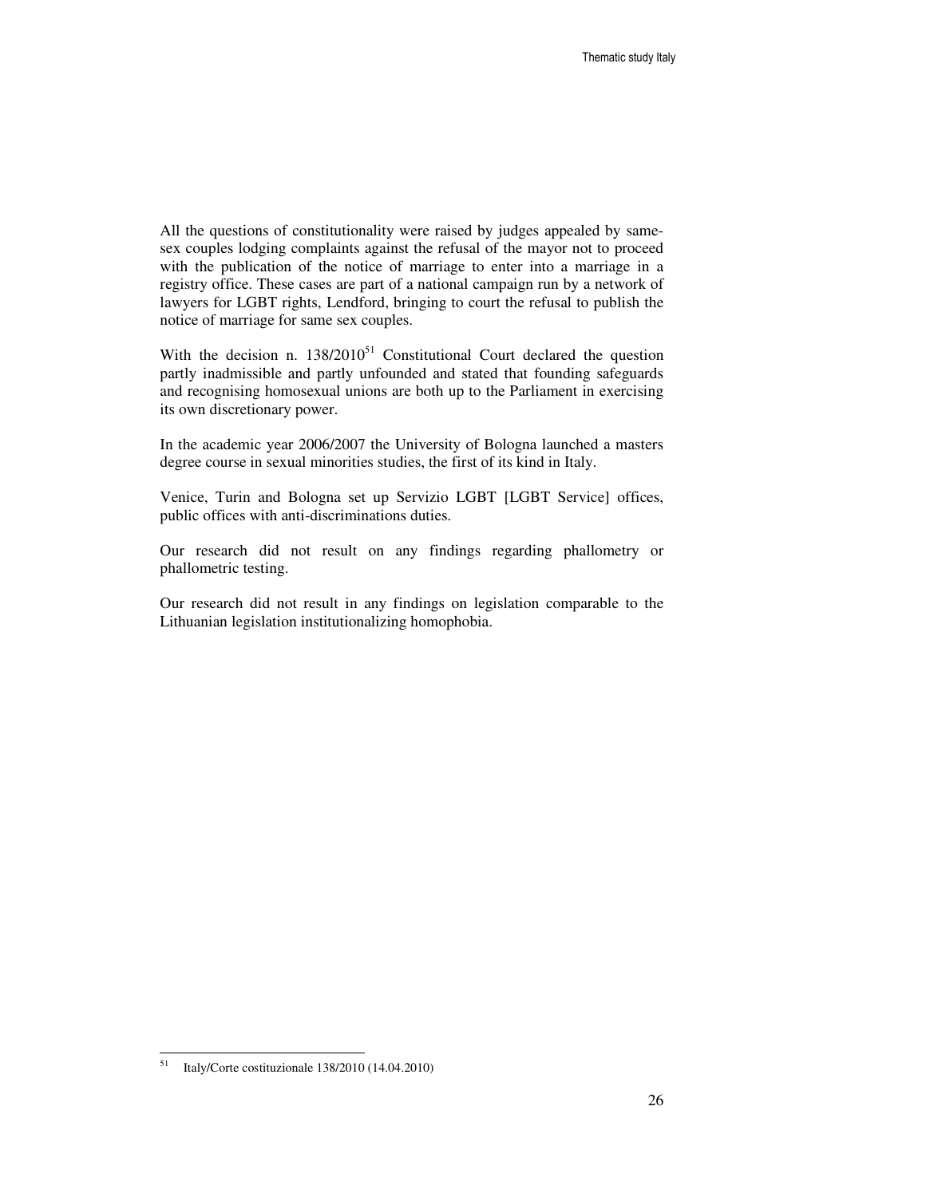All the questions of constitutionality were raised by judges appealed by same-sex couples lodging complaints against the refusal of the mayor not to proceed with the publication of the notice of marriage to enter into a marriage in a registry office. These cases are part of a national campaign run by a network of lawyers for LGBT rights, Lendford, bringing to court the refusal to publish the notice of marriage for same sex couples.

With the decision n. 138/2010[51] Constitutional Court declared the question partly inadmissible and partly unfounded and stated that founding safeguards and recognising homosexual unions are both up to the Parliament in exercising its own discretionary power.

In the academic year 2006/2007 the University of Bologna launched a masters degree course in sexual minorities studies, the first of its kind in Italy.

Venice, Turin and Bologna set up Servizio LGBT [LGBT Service] offices, public offices with anti-discriminations duties.

Our research did not result on any findings regarding phallometry or phallometric testing.

Our research did not result in any findings on legislation comparable to the Lithuanian legislation institutionalizing homophobia.

---

[51] Italy/Corte costituzionale 138/2010 (14.04.2010)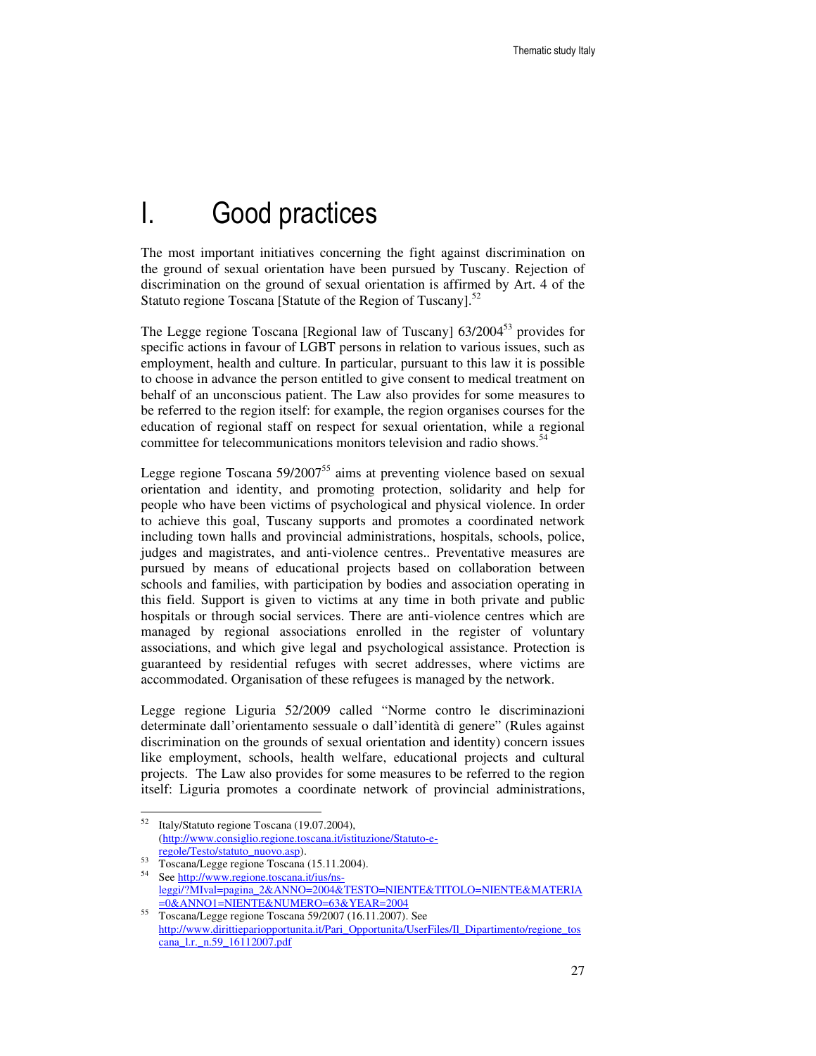# I. Good practices

The most important initiatives concerning the fight against discrimination on the ground of sexual orientation have been pursued by Tuscany. Rejection of discrimination on the ground of sexual orientation is affirmed by Art. 4 of the Statuto regione Toscana [Statute of the Region of Tuscany].[52]

The Legge regione Toscana [Regional law of Tuscany] 63/2004[53] provides for specific actions in favour of LGBT persons in relation to various issues, such as employment, health and culture. In particular, pursuant to this law it is possible to choose in advance the person entitled to give consent to medical treatment on behalf of an unconscious patient. The Law also provides for some measures to be referred to the region itself: for example, the region organises courses for the education of regional staff on respect for sexual orientation, while a regional committee for telecommunications monitors television and radio shows.[54]

Legge regione Toscana 59/2007[55] aims at preventing violence based on sexual orientation and identity, and promoting protection, solidarity and help for people who have been victims of psychological and physical violence. In order to achieve this goal, Tuscany supports and promotes a coordinated network including town halls and provincial administrations, hospitals, schools, police, judges and magistrates, and anti-violence centres.. Preventative measures are pursued by means of educational projects based on collaboration between schools and families, with participation by bodies and association operating in this field. Support is given to victims at any time in both private and public hospitals or through social services. There are anti-violence centres which are managed by regional associations enrolled in the register of voluntary associations, and which give legal and psychological assistance. Protection is guaranteed by residential refuges with secret addresses, where victims are accommodated. Organisation of these refugees is managed by the network.

Legge regione Liguria 52/2009 called "Norme contro le discriminazioni determinate dall'orientamento sessuale o dall'identità di genere" (Rules against discrimination on the grounds of sexual orientation and identity) concern issues like employment, schools, health welfare, educational projects and cultural projects. The Law also provides for some measures to be referred to the region itself: Liguria promotes a coordinate network of provincial administrations,

---

[52] Italy/Statuto regione Toscana (19.07.2004), (http://www.consiglio.regione.toscana.it/istituzione/Statuto-e-regole/Testo/statuto_nuovo.asp).

[53] Toscana/Legge regione Toscana (15.11.2004).

[54] See http://www.regione.toscana.it/ius/ns-leggi/?MIval=pagina_2&ANNO=2004&TESTO=NIENTE&TITOLO=NIENTE&MATERIA=0&ANNO1=NIENTE&NUMERO=63&YEAR=2004

[55] Toscana/Legge regione Toscana 59/2007 (16.11.2007). See http://www.dirittiepariopportunita.it/Pari_Opportunita/UserFiles/Il_Dipartimento/regione_toscana_l.r._n.59_16112007.pdf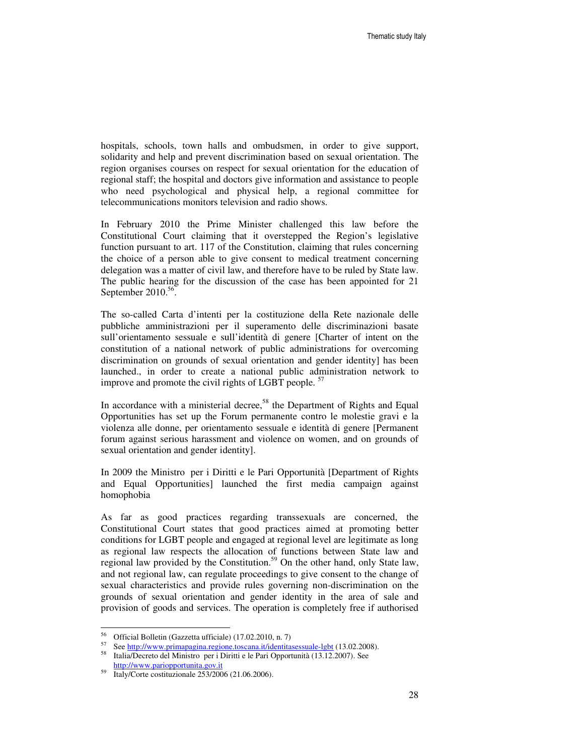hospitals, schools, town halls and ombudsmen, in order to give support, solidarity and help and prevent discrimination based on sexual orientation. The region organises courses on respect for sexual orientation for the education of regional staff; the hospital and doctors give information and assistance to people who need psychological and physical help, a regional committee for telecommunications monitors television and radio shows.

In February 2010 the Prime Minister challenged this law before the Constitutional Court claiming that it overstepped the Region's legislative function pursuant to art. 117 of the Constitution, claiming that rules concerning the choice of a person able to give consent to medical treatment concerning delegation was a matter of civil law, and therefore have to be ruled by State law. The public hearing for the discussion of the case has been appointed for 21 September 2010.[56].

The so-called Carta d'intenti per la costituzione della Rete nazionale delle pubbliche amministrazioni per il superamento delle discriminazioni basate sull'orientamento sessuale e sull'identità di genere [Charter of intent on the constitution of a national network of public administrations for overcoming discrimination on grounds of sexual orientation and gender identity] has been launched., in order to create a national public administration network to improve and promote the civil rights of LGBT people. [57]

In accordance with a ministerial decree,[58] the Department of Rights and Equal Opportunities has set up the Forum permanente contro le molestie gravi e la violenza alle donne, per orientamento sessuale e identità di genere [Permanent forum against serious harassment and violence on women, and on grounds of sexual orientation and gender identity].

In 2009 the Ministro per i Diritti e le Pari Opportunità [Department of Rights and Equal Opportunities] launched the first media campaign against homophobia

As far as good practices regarding transsexuals are concerned, the Constitutional Court states that good practices aimed at promoting better conditions for LGBT people and engaged at regional level are legitimate as long as regional law respects the allocation of functions between State law and regional law provided by the Constitution.[59] On the other hand, only State law, and not regional law, can regulate proceedings to give consent to the change of sexual characteristics and provide rules governing non-discrimination on the grounds of sexual orientation and gender identity in the area of sale and provision of goods and services. The operation is completely free if authorised

---

[56] Official Bolletin (Gazzetta ufficiale) (17.02.2010, n. 7)

[57] See http://www.primapagina.regione.toscana.it/identitasessuale-lgbt (13.02.2008).

[58] Italia/Decreto del Ministro per i Diritti e le Pari Opportunità (13.12.2007). See http://www.pariopportunita.gov.it

[59] Italy/Corte costituzionale 253/2006 (21.06.2006).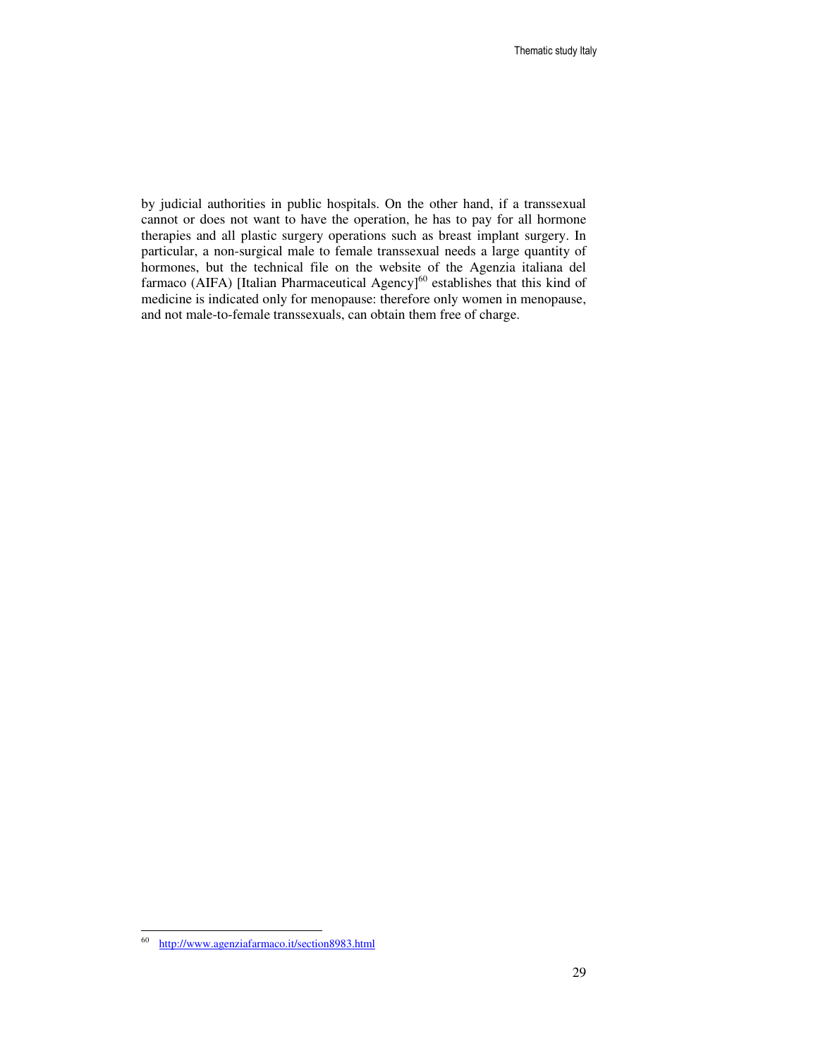by judicial authorities in public hospitals. On the other hand, if a transsexual cannot or does not want to have the operation, he has to pay for all hormone therapies and all plastic surgery operations such as breast implant surgery. In particular, a non-surgical male to female transsexual needs a large quantity of hormones, but the technical file on the website of the Agenzia italiana del farmaco (AIFA) [Italian Pharmaceutical Agency][60] establishes that this kind of medicine is indicated only for menopause: therefore only women in menopause, and not male-to-female transsexuals, can obtain them free of charge.

[60] http://www.agenziafarmaco.it/section8983.html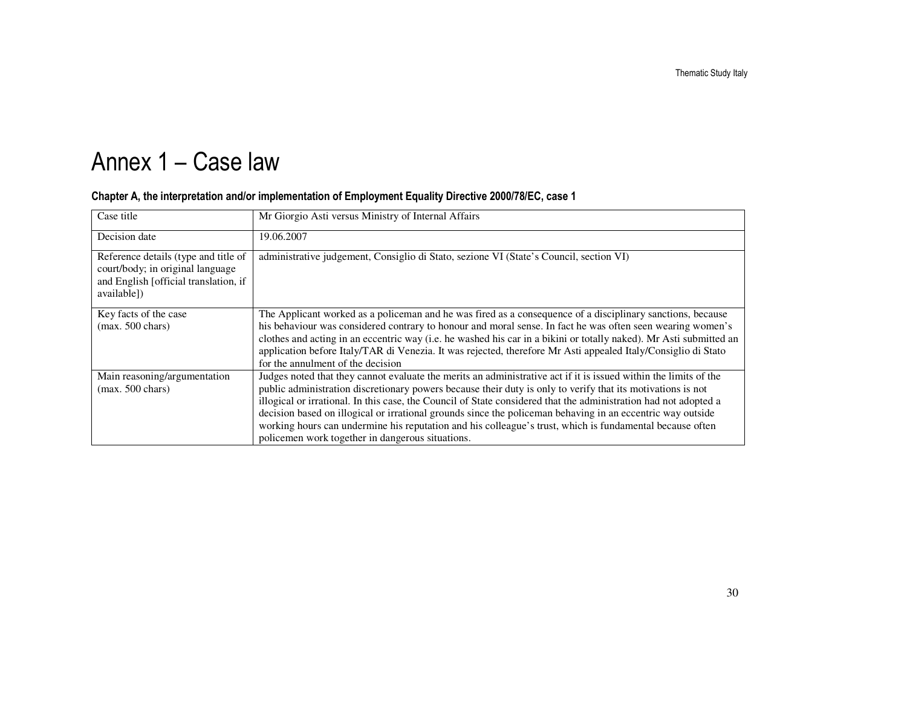# Annex 1 – Case law

### Chapter A, the interpretation and/or implementation of Employment Equality Directive 2000/78/EC, case 1

| Case title | Mr Giorgio Asti versus Ministry of Internal Affairs |
|---|---|
| Decision date | 19.06.2007 |
| Reference details (type and title of court/body; in original language and English [official translation, if available]) | administrative judgement, Consiglio di Stato, sezione VI (State's Council, section VI) |
| Key facts of the case (max. 500 chars) | The Applicant worked as a policeman and he was fired as a consequence of a disciplinary sanctions, because his behaviour was considered contrary to honour and moral sense. In fact he was often seen wearing women's clothes and acting in an eccentric way (i.e. he washed his car in a bikini or totally naked). Mr Asti submitted an application before Italy/TAR di Venezia. It was rejected, therefore Mr Asti appealed Italy/Consiglio di Stato for the annulment of the decision |
| Main reasoning/argumentation (max. 500 chars) | Judges noted that they cannot evaluate the merits an administrative act if it is issued within the limits of the public administration discretionary powers because their duty is only to verify that its motivations is not illogical or irrational. In this case, the Council of State considered that the administration had not adopted a decision based on illogical or irrational grounds since the policeman behaving in an eccentric way outside working hours can undermine his reputation and his colleague's trust, which is fundamental because often policemen work together in dangerous situations. |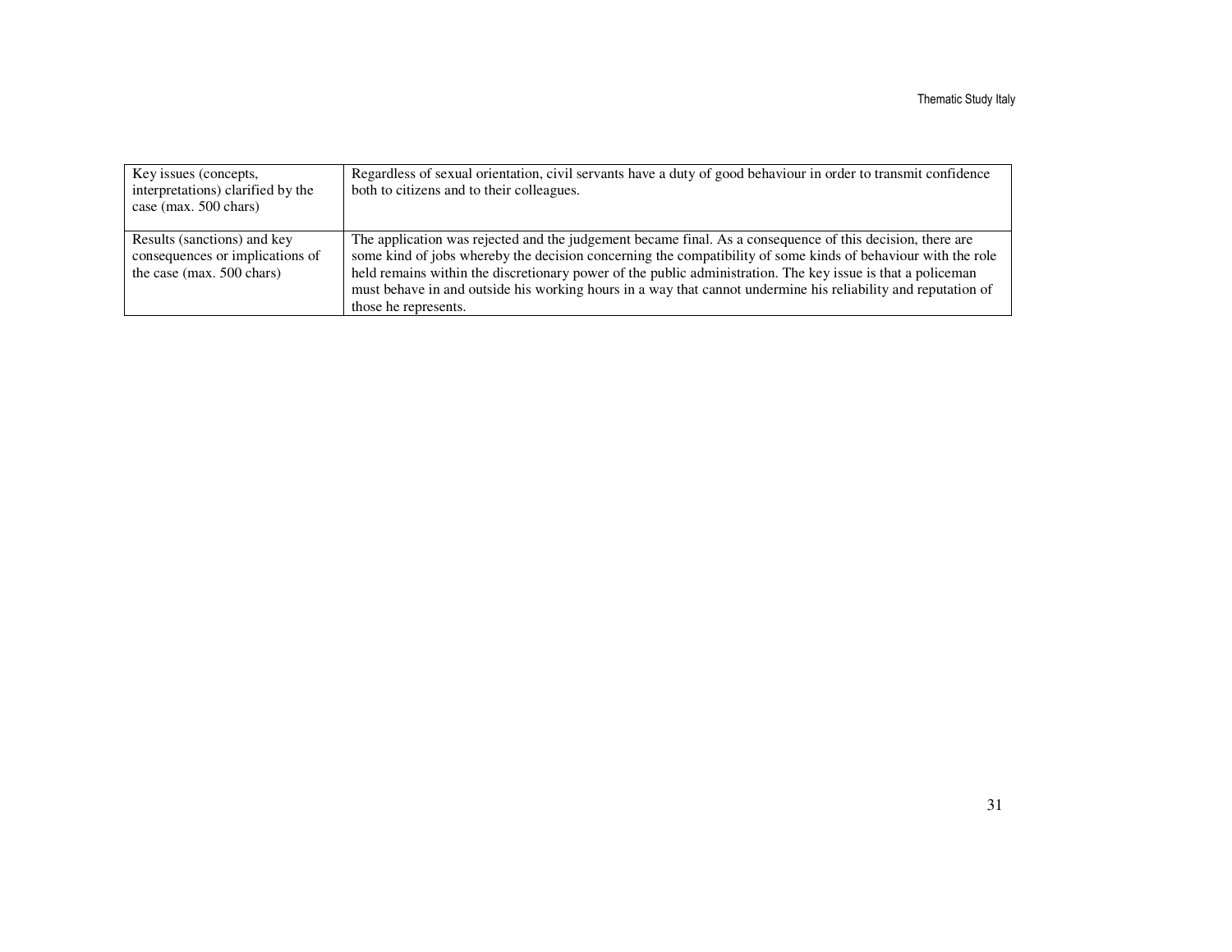| Key issues (concepts, interpretations) clarified by the case (max. 500 chars) | Regardless of sexual orientation, civil servants have a duty of good behaviour in order to transmit confidence both to citizens and to their colleagues. |
|---|---|
| Results (sanctions) and key consequences or implications of the case (max. 500 chars) | The application was rejected and the judgement became final. As a consequence of this decision, there are some kind of jobs whereby the decision concerning the compatibility of some kinds of behaviour with the role held remains within the discretionary power of the public administration. The key issue is that a policeman must behave in and outside his working hours in a way that cannot undermine his reliability and reputation of those he represents. |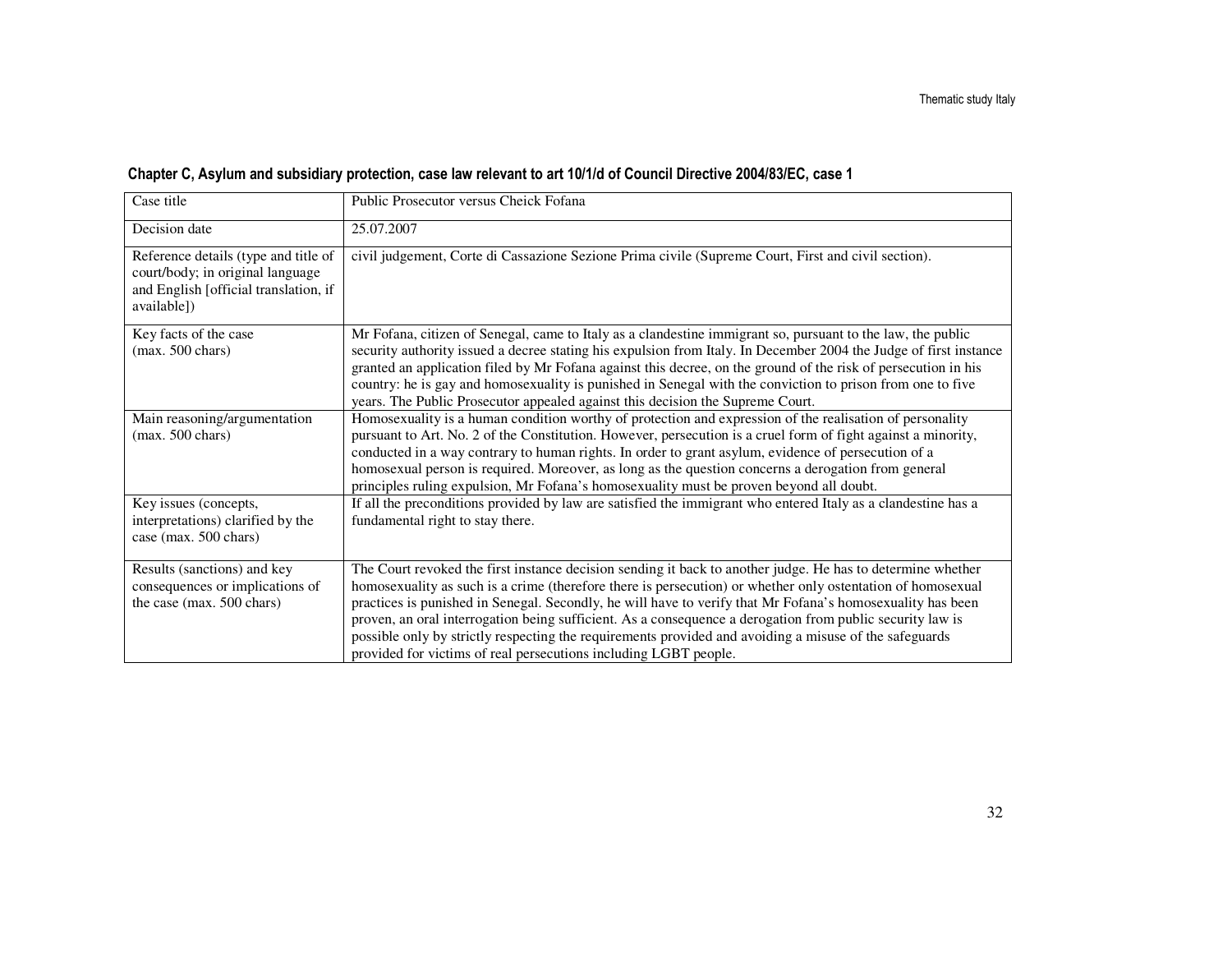## Chapter C, Asylum and subsidiary protection, case law relevant to art 10/1/d of Council Directive 2004/83/EC, case 1

| Case title | Public Prosecutor versus Cheick Fofana |
|---|---|
| Decision date | 25.07.2007 |
| Reference details (type and title of court/body; in original language and English [official translation, if available]) | civil judgement, Corte di Cassazione Sezione Prima civile (Supreme Court, First and civil section). |
| Key facts of the case (max. 500 chars) | Mr Fofana, citizen of Senegal, came to Italy as a clandestine immigrant so, pursuant to the law, the public security authority issued a decree stating his expulsion from Italy. In December 2004 the Judge of first instance granted an application filed by Mr Fofana against this decree, on the ground of the risk of persecution in his country: he is gay and homosexuality is punished in Senegal with the conviction to prison from one to five years. The Public Prosecutor appealed against this decision the Supreme Court. |
| Main reasoning/argumentation (max. 500 chars) | Homosexuality is a human condition worthy of protection and expression of the realisation of personality pursuant to Art. No. 2 of the Constitution. However, persecution is a cruel form of fight against a minority, conducted in a way contrary to human rights. In order to grant asylum, evidence of persecution of a homosexual person is required. Moreover, as long as the question concerns a derogation from general principles ruling expulsion, Mr Fofana's homosexuality must be proven beyond all doubt. |
| Key issues (concepts, interpretations) clarified by the case (max. 500 chars) | If all the preconditions provided by law are satisfied the immigrant who entered Italy as a clandestine has a fundamental right to stay there. |
| Results (sanctions) and key consequences or implications of the case (max. 500 chars) | The Court revoked the first instance decision sending it back to another judge. He has to determine whether homosexuality as such is a crime (therefore there is persecution) or whether only ostentation of homosexual practices is punished in Senegal. Secondly, he will have to verify that Mr Fofana's homosexuality has been proven, an oral interrogation being sufficient. As a consequence a derogation from public security law is possible only by strictly respecting the requirements provided and avoiding a misuse of the safeguards provided for victims of real persecutions including LGBT people. |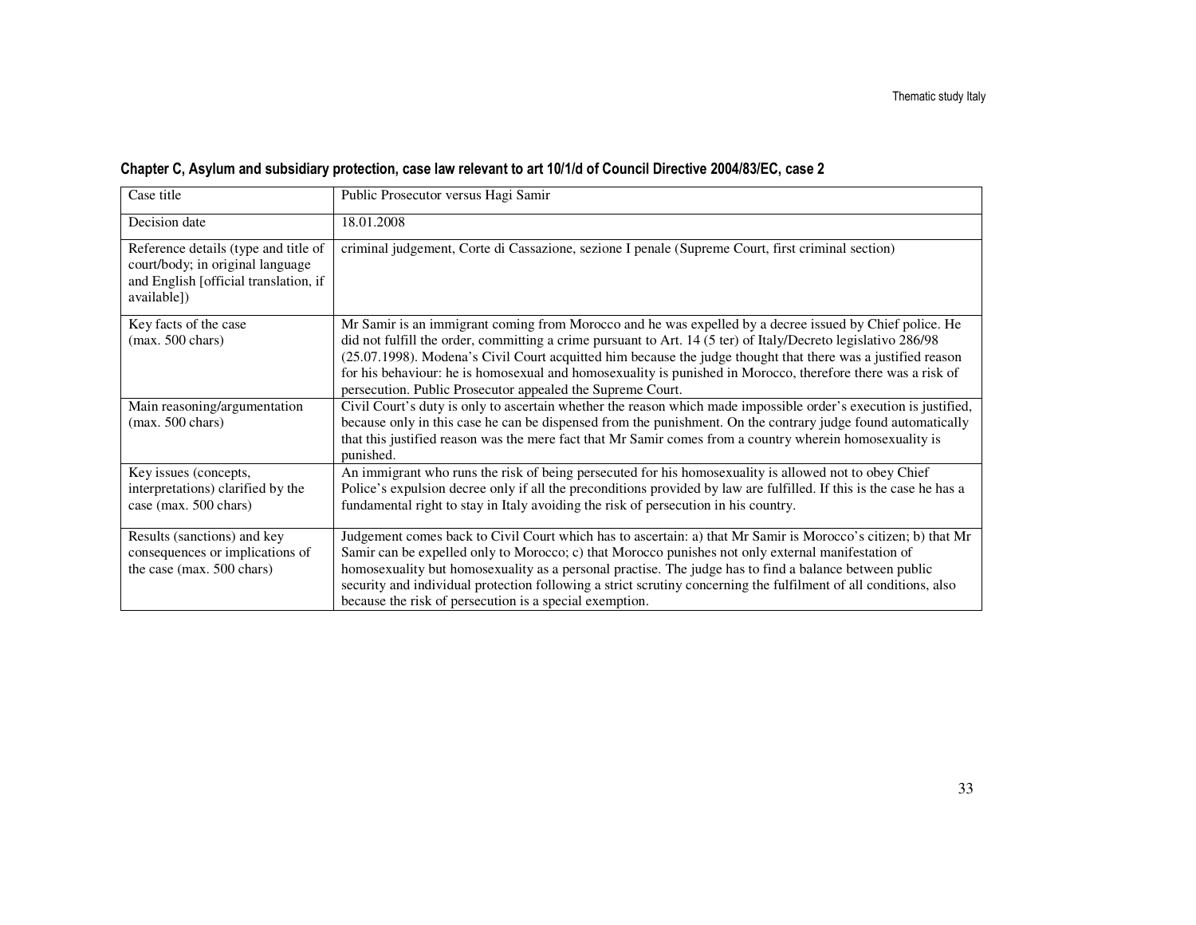## Chapter C, Asylum and subsidiary protection, case law relevant to art 10/1/d of Council Directive 2004/83/EC, case 2

| Case title | Public Prosecutor versus Hagi Samir |
|---|---|
| Decision date | 18.01.2008 |
| Reference details (type and title of court/body; in original language and English [official translation, if available]) | criminal judgement, Corte di Cassazione, sezione I penale (Supreme Court, first criminal section) |
| Key facts of the case (max. 500 chars) | Mr Samir is an immigrant coming from Morocco and he was expelled by a decree issued by Chief police. He did not fulfill the order, committing a crime pursuant to Art. 14 (5 ter) of Italy/Decreto legislativo 286/98 (25.07.1998). Modena's Civil Court acquitted him because the judge thought that there was a justified reason for his behaviour: he is homosexual and homosexuality is punished in Morocco, therefore there was a risk of persecution. Public Prosecutor appealed the Supreme Court. |
| Main reasoning/argumentation (max. 500 chars) | Civil Court's duty is only to ascertain whether the reason which made impossible order's execution is justified, because only in this case he can be dispensed from the punishment. On the contrary judge found automatically that this justified reason was the mere fact that Mr Samir comes from a country wherein homosexuality is punished. |
| Key issues (concepts, interpretations) clarified by the case (max. 500 chars) | An immigrant who runs the risk of being persecuted for his homosexuality is allowed not to obey Chief Police's expulsion decree only if all the preconditions provided by law are fulfilled. If this is the case he has a fundamental right to stay in Italy avoiding the risk of persecution in his country. |
| Results (sanctions) and key consequences or implications of the case (max. 500 chars) | Judgement comes back to Civil Court which has to ascertain: a) that Mr Samir is Morocco's citizen; b) that Mr Samir can be expelled only to Morocco; c) that Morocco punishes not only external manifestation of homosexuality but homosexuality as a personal practise. The judge has to find a balance between public security and individual protection following a strict scrutiny concerning the fulfilment of all conditions, also because the risk of persecution is a special exemption. |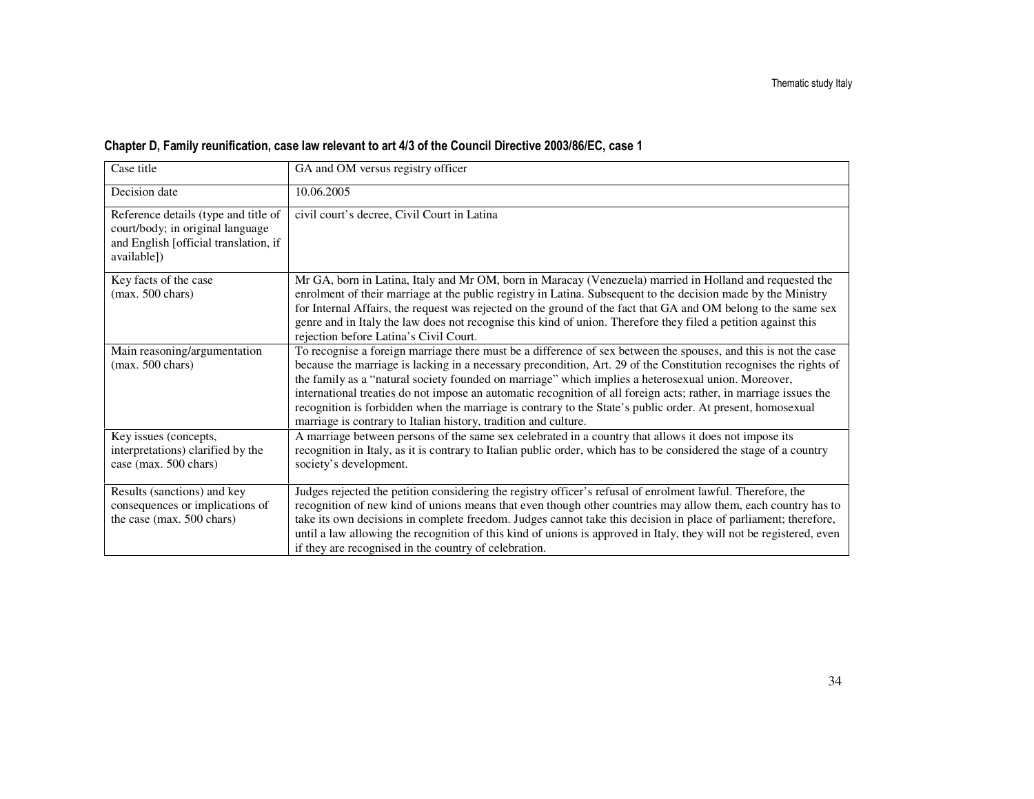### Chapter D, Family reunification, case law relevant to art 4/3 of the Council Directive 2003/86/EC, case 1

| Case title | GA and OM versus registry officer |
|---|---|
| Decision date | 10.06.2005 |
| Reference details (type and title of court/body; in original language and English [official translation, if available]) | civil court's decree, Civil Court in Latina |
| Key facts of the case (max. 500 chars) | Mr GA, born in Latina, Italy and Mr OM, born in Maracay (Venezuela) married in Holland and requested the enrolment of their marriage at the public registry in Latina. Subsequent to the decision made by the Ministry for Internal Affairs, the request was rejected on the ground of the fact that GA and OM belong to the same sex genre and in Italy the law does not recognise this kind of union. Therefore they filed a petition against this rejection before Latina's Civil Court. |
| Main reasoning/argumentation (max. 500 chars) | To recognise a foreign marriage there must be a difference of sex between the spouses, and this is not the case because the marriage is lacking in a necessary precondition, Art. 29 of the Constitution recognises the rights of the family as a "natural society founded on marriage" which implies a heterosexual union. Moreover, international treaties do not impose an automatic recognition of all foreign acts; rather, in marriage issues the recognition is forbidden when the marriage is contrary to the State's public order. At present, homosexual marriage is contrary to Italian history, tradition and culture. |
| Key issues (concepts, interpretations) clarified by the case (max. 500 chars) | A marriage between persons of the same sex celebrated in a country that allows it does not impose its recognition in Italy, as it is contrary to Italian public order, which has to be considered the stage of a country society's development. |
| Results (sanctions) and key consequences or implications of the case (max. 500 chars) | Judges rejected the petition considering the registry officer's refusal of enrolment lawful. Therefore, the recognition of new kind of unions means that even though other countries may allow them, each country has to take its own decisions in complete freedom. Judges cannot take this decision in place of parliament; therefore, until a law allowing the recognition of this kind of unions is approved in Italy, they will not be registered, even if they are recognised in the country of celebration. |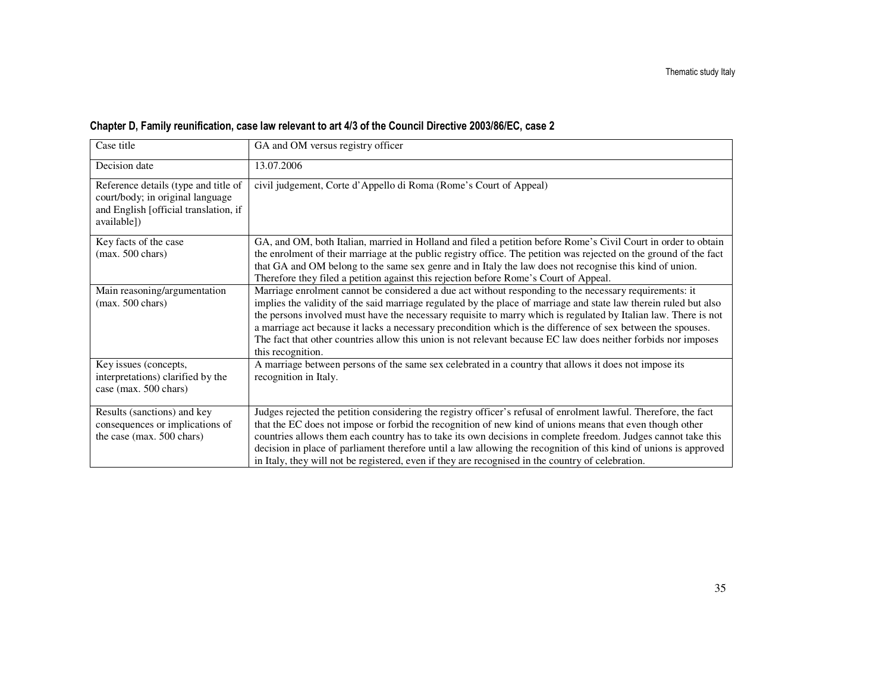### Chapter D, Family reunification, case law relevant to art 4/3 of the Council Directive 2003/86/EC, case 2

| Case title | GA and OM versus registry officer |
|---|---|
| Decision date | 13.07.2006 |
| Reference details (type and title of court/body; in original language and English [official translation, if available]) | civil judgement, Corte d'Appello di Roma (Rome's Court of Appeal) |
| Key facts of the case (max. 500 chars) | GA, and OM, both Italian, married in Holland and filed a petition before Rome's Civil Court in order to obtain the enrolment of their marriage at the public registry office. The petition was rejected on the ground of the fact that GA and OM belong to the same sex genre and in Italy the law does not recognise this kind of union. Therefore they filed a petition against this rejection before Rome's Court of Appeal. |
| Main reasoning/argumentation (max. 500 chars) | Marriage enrolment cannot be considered a due act without responding to the necessary requirements: it implies the validity of the said marriage regulated by the place of marriage and state law therein ruled but also the persons involved must have the necessary requisite to marry which is regulated by Italian law. There is not a marriage act because it lacks a necessary precondition which is the difference of sex between the spouses. The fact that other countries allow this union is not relevant because EC law does neither forbids nor imposes this recognition. |
| Key issues (concepts, interpretations) clarified by the case (max. 500 chars) | A marriage between persons of the same sex celebrated in a country that allows it does not impose its recognition in Italy. |
| Results (sanctions) and key consequences or implications of the case (max. 500 chars) | Judges rejected the petition considering the registry officer's refusal of enrolment lawful. Therefore, the fact that the EC does not impose or forbid the recognition of new kind of unions means that even though other countries allows them each country has to take its own decisions in complete freedom. Judges cannot take this decision in place of parliament therefore until a law allowing the recognition of this kind of unions is approved in Italy, they will not be registered, even if they are recognised in the country of celebration. |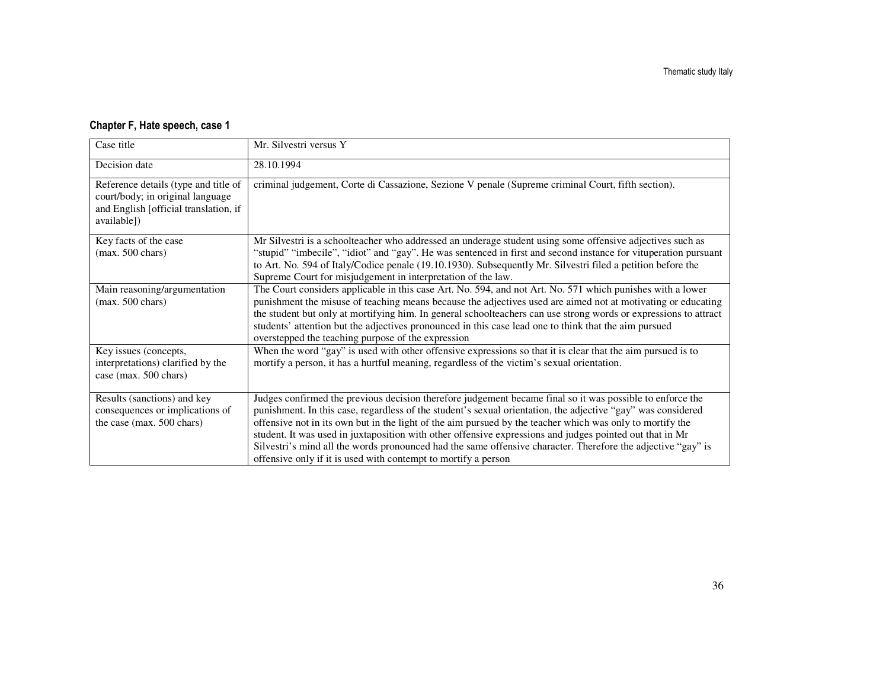### Chapter F, Hate speech, case 1

| Case title | Mr. Silvestri versus Y |
|---|---|
| Decision date | 28.10.1994 |
| Reference details (type and title of court/body; in original language and English [official translation, if available]) | criminal judgement, Corte di Cassazione, Sezione V penale (Supreme criminal Court, fifth section). |
| Key facts of the case (max. 500 chars) | Mr Silvestri is a schoolteacher who addressed an underage student using some offensive adjectives such as "stupid" "imbecile", "idiot" and "gay". He was sentenced in first and second instance for vituperation pursuant to Art. No. 594 of Italy/Codice penale (19.10.1930). Subsequently Mr. Silvestri filed a petition before the Supreme Court for misjudgement in interpretation of the law. |
| Main reasoning/argumentation (max. 500 chars) | The Court considers applicable in this case Art. No. 594, and not Art. No. 571 which punishes with a lower punishment the misuse of teaching means because the adjectives used are aimed not at motivating or educating the student but only at mortifying him. In general schoolteachers can use strong words or expressions to attract students' attention but the adjectives pronounced in this case lead one to think that the aim pursued overstepped the teaching purpose of the expression |
| Key issues (concepts, interpretations) clarified by the case (max. 500 chars) | When the word "gay" is used with other offensive expressions so that it is clear that the aim pursued is to mortify a person, it has a hurtful meaning, regardless of the victim's sexual orientation. |
| Results (sanctions) and key consequences or implications of the case (max. 500 chars) | Judges confirmed the previous decision therefore judgement became final so it was possible to enforce the punishment. In this case, regardless of the student's sexual orientation, the adjective "gay" was considered offensive not in its own but in the light of the aim pursued by the teacher which was only to mortify the student. It was used in juxtaposition with other offensive expressions and judges pointed out that in Mr Silvestri's mind all the words pronounced had the same offensive character. Therefore the adjective "gay" is offensive only if it is used with contempt to mortify a person |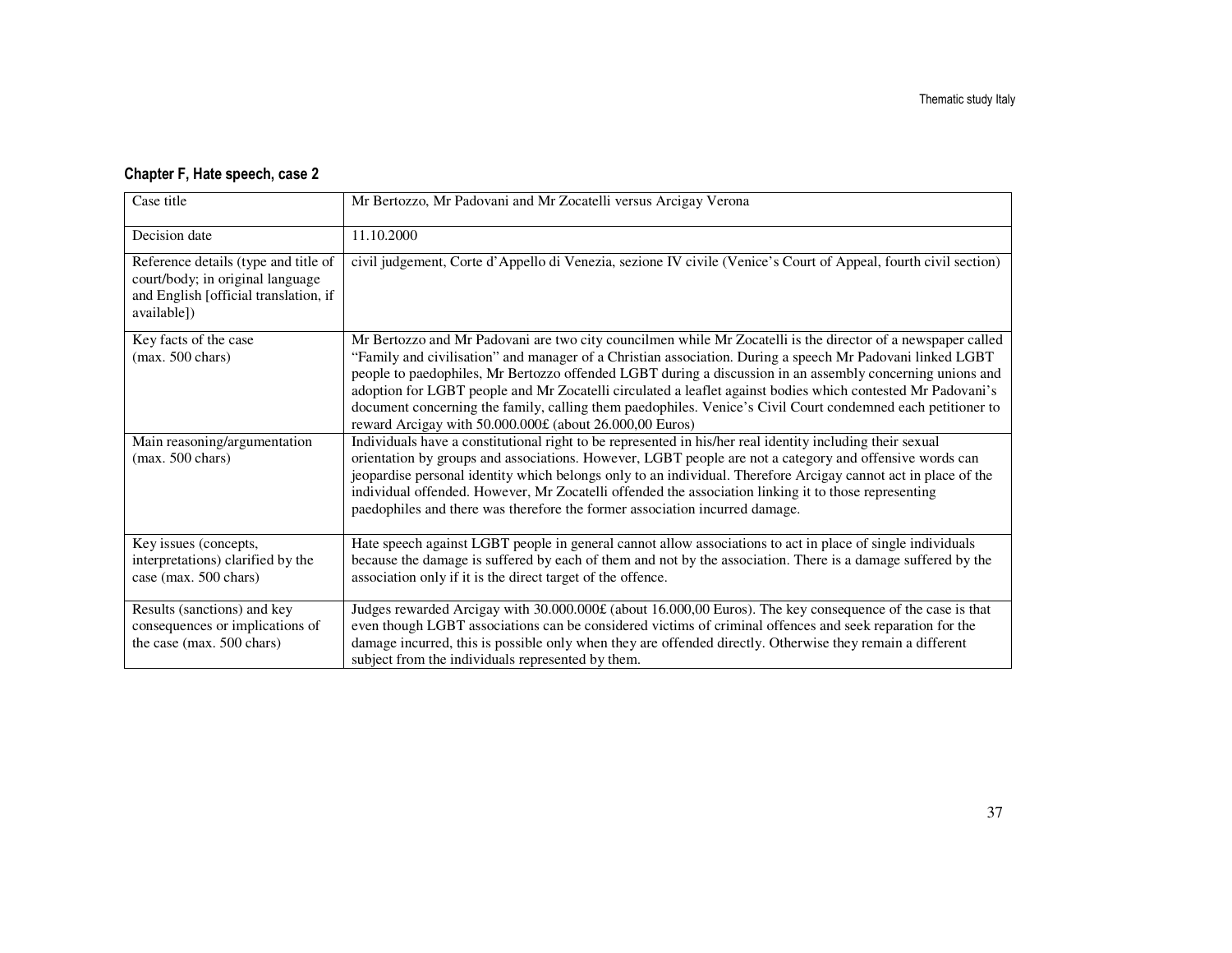### Chapter F, Hate speech, case 2

| Case title | Mr Bertozzo, Mr Padovani and Mr Zocatelli versus Arcigay Verona |
|---|---|
| Decision date | 11.10.2000 |
| Reference details (type and title of court/body; in original language and English [official translation, if available]) | civil judgement, Corte d'Appello di Venezia, sezione IV civile (Venice's Court of Appeal, fourth civil section) |
| Key facts of the case (max. 500 chars) | Mr Bertozzo and Mr Padovani are two city councilmen while Mr Zocatelli is the director of a newspaper called "Family and civilisation" and manager of a Christian association. During a speech Mr Padovani linked LGBT people to paedophiles, Mr Bertozzo offended LGBT during a discussion in an assembly concerning unions and adoption for LGBT people and Mr Zocatelli circulated a leaflet against bodies which contested Mr Padovani's document concerning the family, calling them paedophiles. Venice's Civil Court condemned each petitioner to reward Arcigay with 50.000.000£ (about 26.000,00 Euros) |
| Main reasoning/argumentation (max. 500 chars) | Individuals have a constitutional right to be represented in his/her real identity including their sexual orientation by groups and associations. However, LGBT people are not a category and offensive words can jeopardise personal identity which belongs only to an individual. Therefore Arcigay cannot act in place of the individual offended. However, Mr Zocatelli offended the association linking it to those representing paedophiles and there was therefore the former association incurred damage. |
| Key issues (concepts, interpretations) clarified by the case (max. 500 chars) | Hate speech against LGBT people in general cannot allow associations to act in place of single individuals because the damage is suffered by each of them and not by the association. There is a damage suffered by the association only if it is the direct target of the offence. |
| Results (sanctions) and key consequences or implications of the case (max. 500 chars) | Judges rewarded Arcigay with 30.000.000£ (about 16.000,00 Euros). The key consequence of the case is that even though LGBT associations can be considered victims of criminal offences and seek reparation for the damage incurred, this is possible only when they are offended directly. Otherwise they remain a different subject from the individuals represented by them. |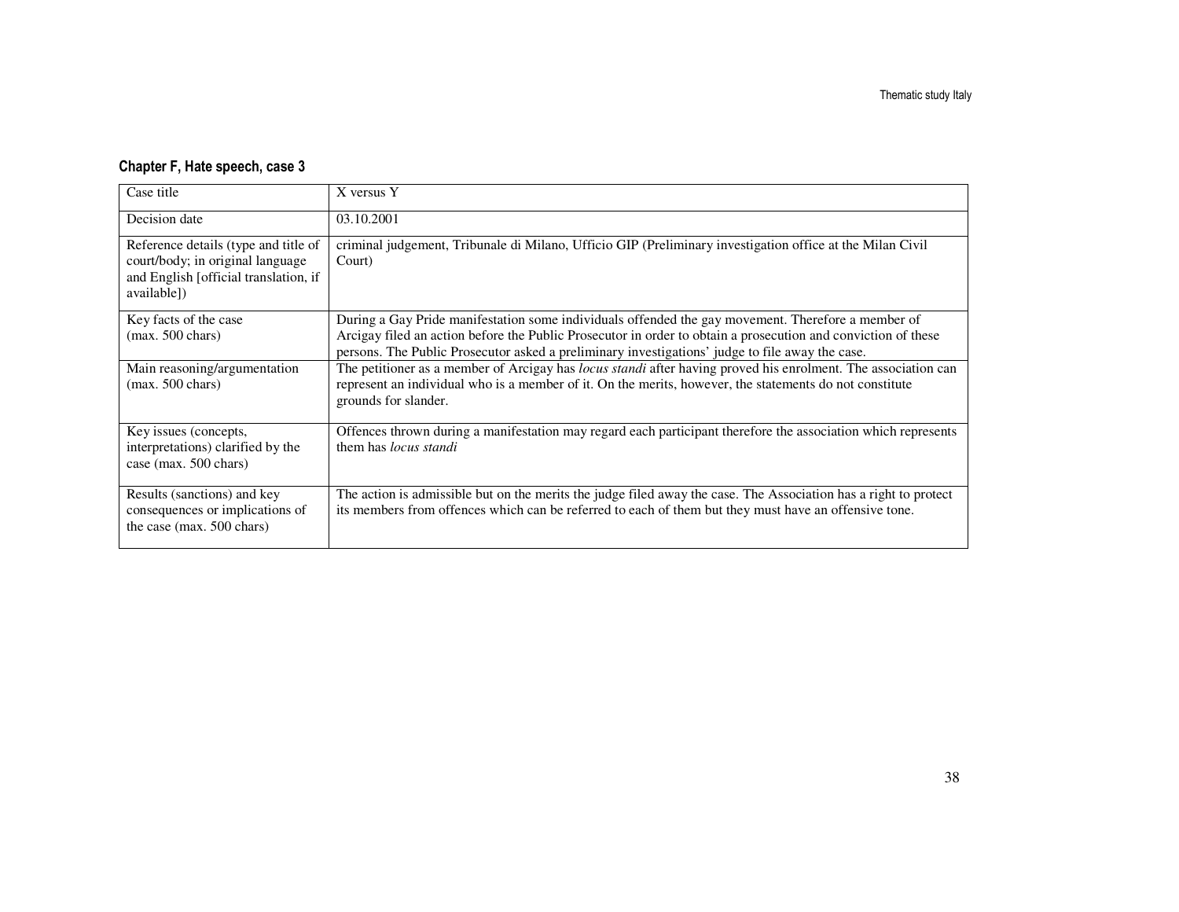### Chapter F, Hate speech, case 3

| | |
|---|---|
| Case title | X versus Y |
| Decision date | 03.10.2001 |
| Reference details (type and title of court/body; in original language and English [official translation, if available]) | criminal judgement, Tribunale di Milano, Ufficio GIP (Preliminary investigation office at the Milan Civil Court) |
| Key facts of the case (max. 500 chars) | During a Gay Pride manifestation some individuals offended the gay movement. Therefore a member of Arcigay filed an action before the Public Prosecutor in order to obtain a prosecution and conviction of these persons. The Public Prosecutor asked a preliminary investigations' judge to file away the case. |
| Main reasoning/argumentation (max. 500 chars) | The petitioner as a member of Arcigay has *locus standi* after having proved his enrolment. The association can represent an individual who is a member of it. On the merits, however, the statements do not constitute grounds for slander. |
| Key issues (concepts, interpretations) clarified by the case (max. 500 chars) | Offences thrown during a manifestation may regard each participant therefore the association which represents them has *locus standi* |
| Results (sanctions) and key consequences or implications of the case (max. 500 chars) | The action is admissible but on the merits the judge filed away the case. The Association has a right to protect its members from offences which can be referred to each of them but they must have an offensive tone. |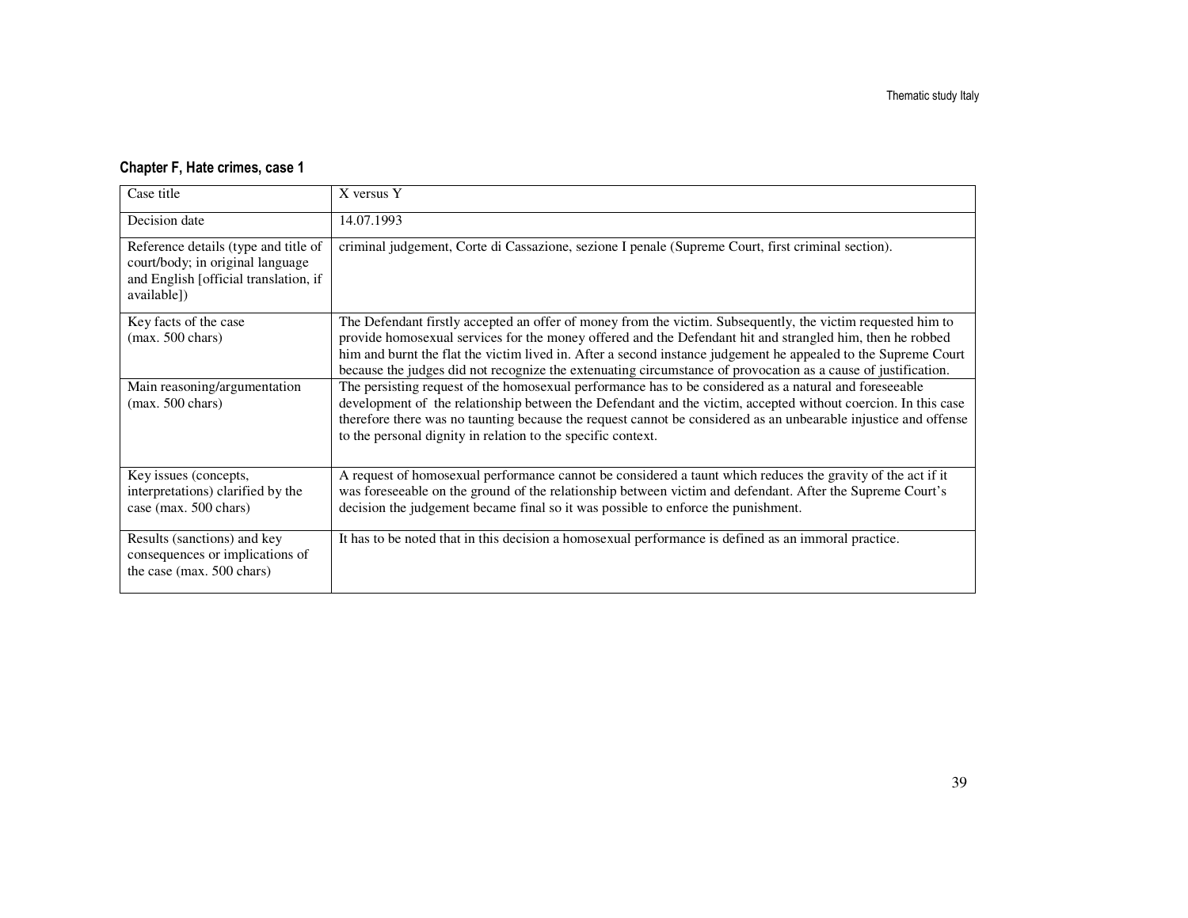**Chapter F, Hate crimes, case 1**

| Case title | X versus Y |
|---|---|
| Decision date | 14.07.1993 |
| Reference details (type and title of court/body; in original language and English [official translation, if available]) | criminal judgement, Corte di Cassazione, sezione I penale (Supreme Court, first criminal section). |
| Key facts of the case (max. 500 chars) | The Defendant firstly accepted an offer of money from the victim. Subsequently, the victim requested him to provide homosexual services for the money offered and the Defendant hit and strangled him, then he robbed him and burnt the flat the victim lived in. After a second instance judgement he appealed to the Supreme Court because the judges did not recognize the extenuating circumstance of provocation as a cause of justification. |
| Main reasoning/argumentation (max. 500 chars) | The persisting request of the homosexual performance has to be considered as a natural and foreseeable development of the relationship between the Defendant and the victim, accepted without coercion. In this case therefore there was no taunting because the request cannot be considered as an unbearable injustice and offense to the personal dignity in relation to the specific context. |
| Key issues (concepts, interpretations) clarified by the case (max. 500 chars) | A request of homosexual performance cannot be considered a taunt which reduces the gravity of the act if it was foreseeable on the ground of the relationship between victim and defendant. After the Supreme Court's decision the judgement became final so it was possible to enforce the punishment. |
| Results (sanctions) and key consequences or implications of the case (max. 500 chars) | It has to be noted that in this decision a homosexual performance is defined as an immoral practice. |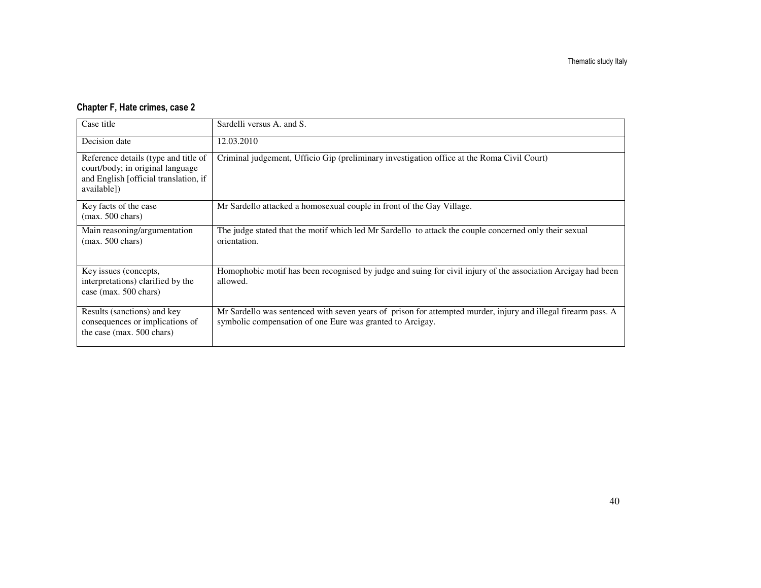#### Chapter F, Hate crimes, case 2

| Case title | Sardelli versus A. and S. |
|---|---|
| Decision date | 12.03.2010 |
| Reference details (type and title of court/body; in original language and English [official translation, if available]) | Criminal judgement, Ufficio Gip (preliminary investigation office at the Roma Civil Court) |
| Key facts of the case (max. 500 chars) | Mr Sardello attacked a homosexual couple in front of the Gay Village. |
| Main reasoning/argumentation (max. 500 chars) | The judge stated that the motif which led Mr Sardello to attack the couple concerned only their sexual orientation. |
| Key issues (concepts, interpretations) clarified by the case (max. 500 chars) | Homophobic motif has been recognised by judge and suing for civil injury of the association Arcigay had been allowed. |
| Results (sanctions) and key consequences or implications of the case (max. 500 chars) | Mr Sardello was sentenced with seven years of prison for attempted murder, injury and illegal firearm pass. A symbolic compensation of one Eure was granted to Arcigay. |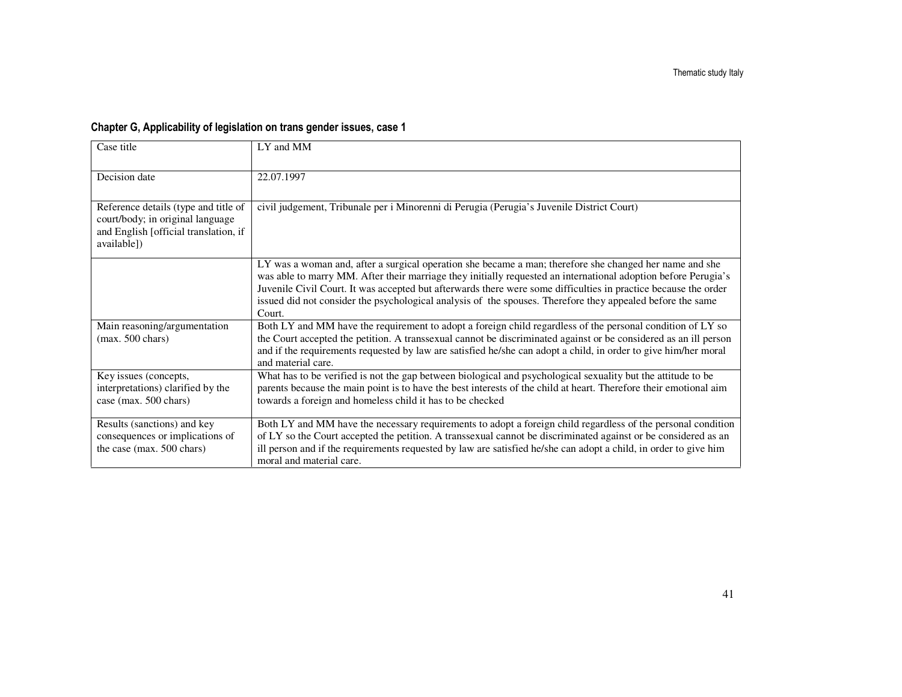### Chapter G, Applicability of legislation on trans gender issues, case 1

| Case title | LY and MM |
|---|---|
| Decision date | 22.07.1997 |
| Reference details (type and title of court/body; in original language and English [official translation, if available]) | civil judgement, Tribunale per i Minorenni di Perugia (Perugia's Juvenile District Court) |
| | LY was a woman and, after a surgical operation she became a man; therefore she changed her name and she was able to marry MM. After their marriage they initially requested an international adoption before Perugia's Juvenile Civil Court. It was accepted but afterwards there were some difficulties in practice because the order issued did not consider the psychological analysis of the spouses. Therefore they appealed before the same Court. |
| Main reasoning/argumentation (max. 500 chars) | Both LY and MM have the requirement to adopt a foreign child regardless of the personal condition of LY so the Court accepted the petition. A transsexual cannot be discriminated against or be considered as an ill person and if the requirements requested by law are satisfied he/she can adopt a child, in order to give him/her moral and material care. |
| Key issues (concepts, interpretations) clarified by the case (max. 500 chars) | What has to be verified is not the gap between biological and psychological sexuality but the attitude to be parents because the main point is to have the best interests of the child at heart. Therefore their emotional aim towards a foreign and homeless child it has to be checked |
| Results (sanctions) and key consequences or implications of the case (max. 500 chars) | Both LY and MM have the necessary requirements to adopt a foreign child regardless of the personal condition of LY so the Court accepted the petition. A transsexual cannot be discriminated against or be considered as an ill person and if the requirements requested by law are satisfied he/she can adopt a child, in order to give him moral and material care. |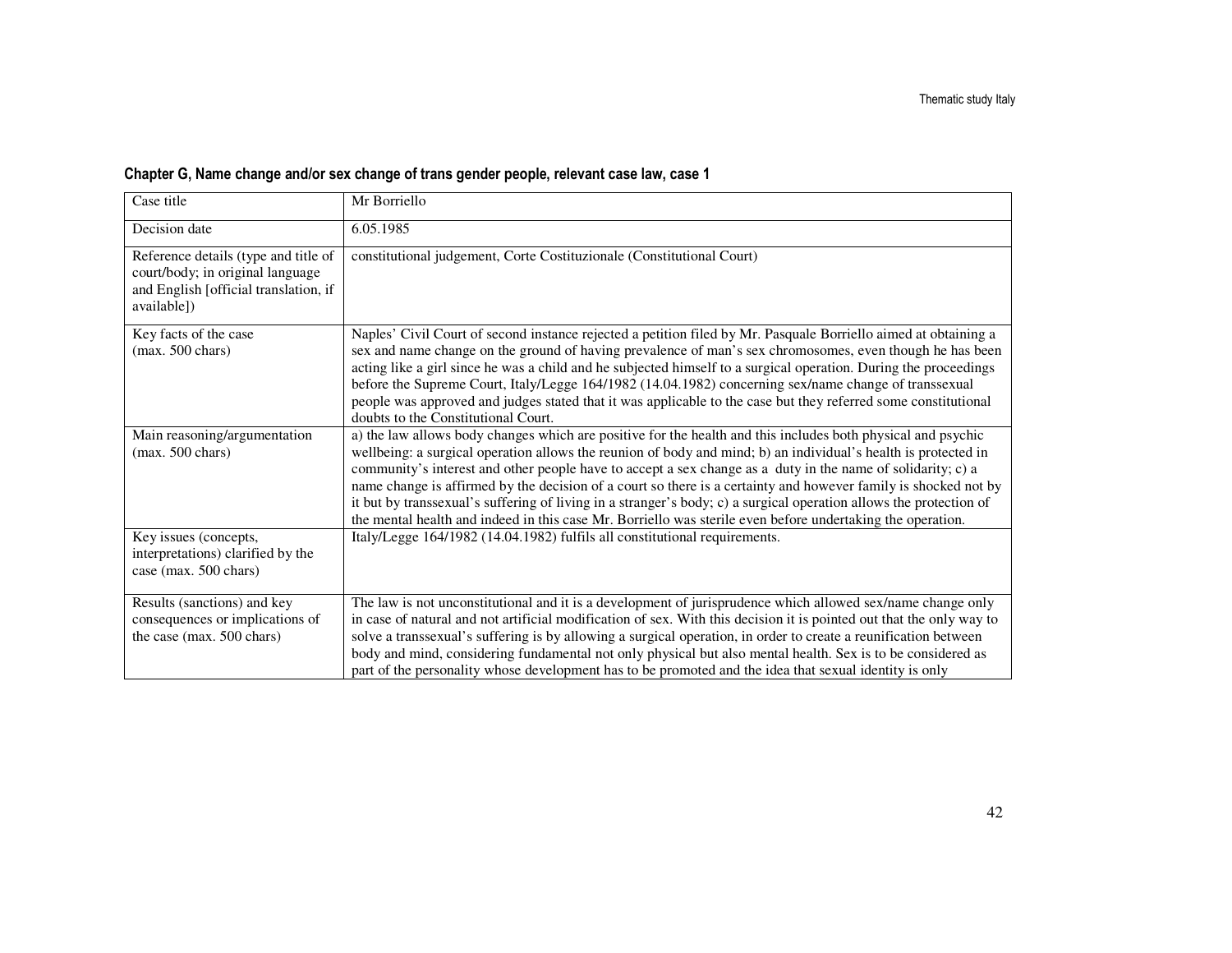**Chapter G, Name change and/or sex change of trans gender people, relevant case law, case 1**

| Case title | Mr Borriello |
|---|---|
| Decision date | 6.05.1985 |
| Reference details (type and title of court/body; in original language and English [official translation, if available]) | constitutional judgement, Corte Costituzionale (Constitutional Court) |
| Key facts of the case (max. 500 chars) | Naples' Civil Court of second instance rejected a petition filed by Mr. Pasquale Borriello aimed at obtaining a sex and name change on the ground of having prevalence of man's sex chromosomes, even though he has been acting like a girl since he was a child and he subjected himself to a surgical operation. During the proceedings before the Supreme Court, Italy/Legge 164/1982 (14.04.1982) concerning sex/name change of transsexual people was approved and judges stated that it was applicable to the case but they referred some constitutional doubts to the Constitutional Court. |
| Main reasoning/argumentation (max. 500 chars) | a) the law allows body changes which are positive for the health and this includes both physical and psychic wellbeing: a surgical operation allows the reunion of body and mind; b) an individual's health is protected in community's interest and other people have to accept a sex change as a duty in the name of solidarity; c) a name change is affirmed by the decision of a court so there is a certainty and however family is shocked not by it but by transsexual's suffering of living in a stranger's body; c) a surgical operation allows the protection of the mental health and indeed in this case Mr. Borriello was sterile even before undertaking the operation. |
| Key issues (concepts, interpretations) clarified by the case (max. 500 chars) | Italy/Legge 164/1982 (14.04.1982) fulfils all constitutional requirements. |
| Results (sanctions) and key consequences or implications of the case (max. 500 chars) | The law is not unconstitutional and it is a development of jurisprudence which allowed sex/name change only in case of natural and not artificial modification of sex. With this decision it is pointed out that the only way to solve a transsexual's suffering is by allowing a surgical operation, in order to create a reunification between body and mind, considering fundamental not only physical but also mental health. Sex is to be considered as part of the personality whose development has to be promoted and the idea that sexual identity is only |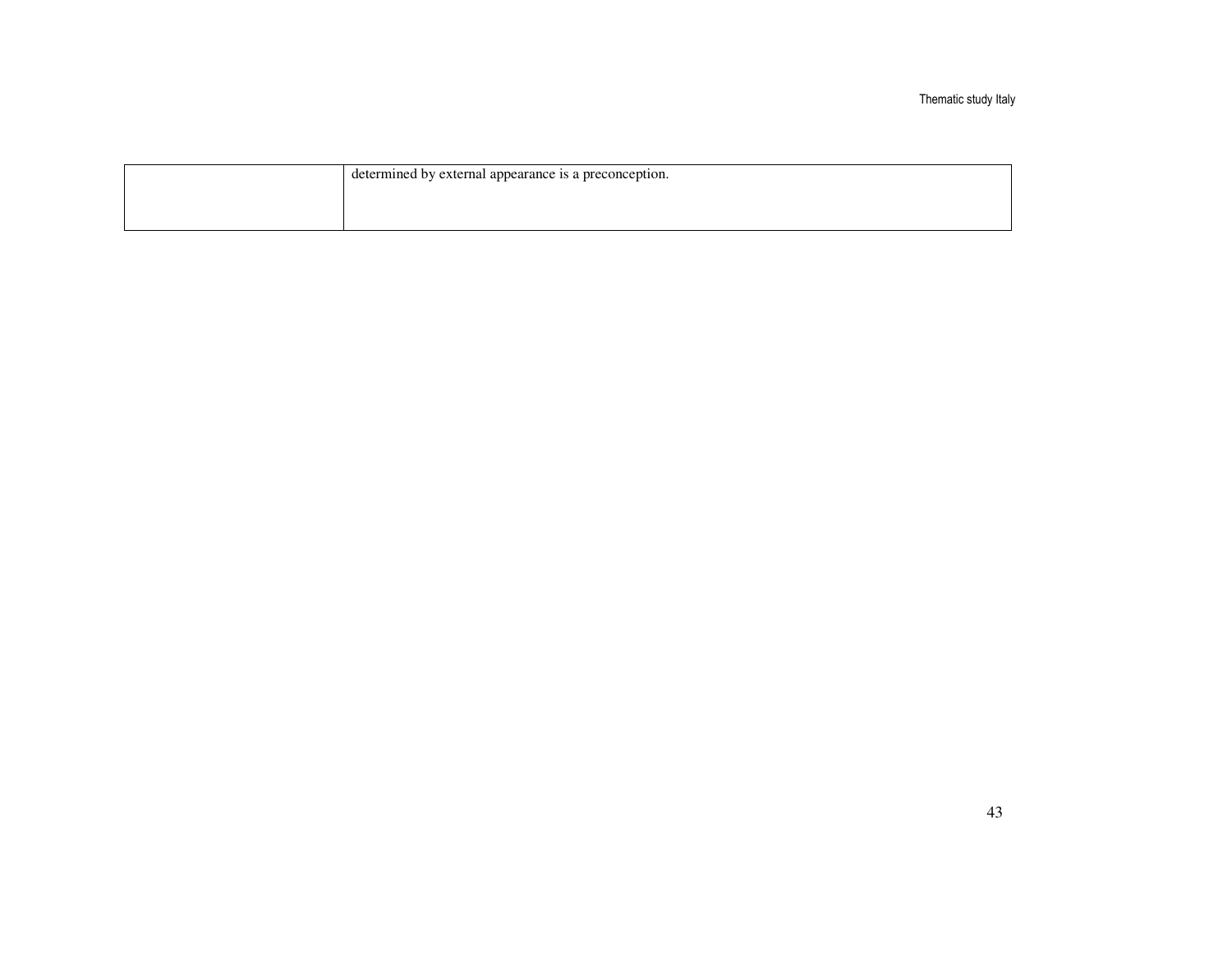|  |  |
|---|---|
|  | determined by external appearance is a preconception. |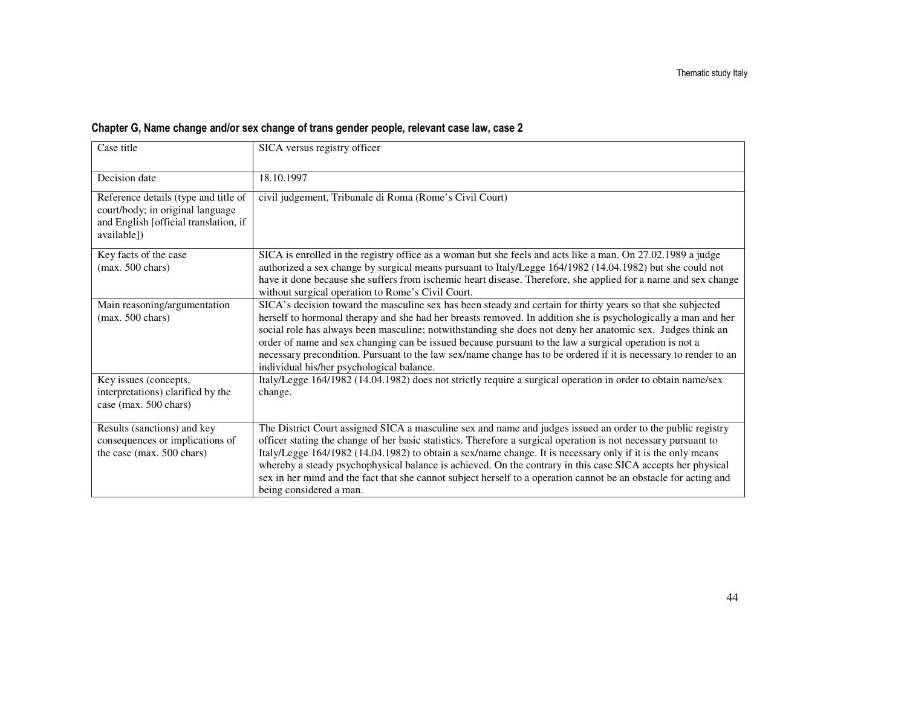**Chapter G, Name change and/or sex change of trans gender people, relevant case law, case 2**

| Case title | SICA versus registry officer |
|---|---|
| Decision date | 18.10.1997 |
| Reference details (type and title of court/body; in original language and English [official translation, if available]) | civil judgement, Tribunale di Roma (Rome's Civil Court) |
| Key facts of the case (max. 500 chars) | SICA is enrolled in the registry office as a woman but she feels and acts like a man. On 27.02.1989 a judge authorized a sex change by surgical means pursuant to Italy/Legge 164/1982 (14.04.1982) but she could not have it done because she suffers from ischemic heart disease. Therefore, she applied for a name and sex change without surgical operation to Rome's Civil Court. |
| Main reasoning/argumentation (max. 500 chars) | SICA's decision toward the masculine sex has been steady and certain for thirty years so that she subjected herself to hormonal therapy and she had her breasts removed. In addition she is psychologically a man and her social role has always been masculine; notwithstanding she does not deny her anatomic sex. Judges think an order of name and sex changing can be issued because pursuant to the law a surgical operation is not a necessary precondition. Pursuant to the law sex/name change has to be ordered if it is necessary to render to an individual his/her psychological balance. |
| Key issues (concepts, interpretations) clarified by the case (max. 500 chars) | Italy/Legge 164/1982 (14.04.1982) does not strictly require a surgical operation in order to obtain name/sex change. |
| Results (sanctions) and key consequences or implications of the case (max. 500 chars) | The District Court assigned SICA a masculine sex and name and judges issued an order to the public registry officer stating the change of her basic statistics. Therefore a surgical operation is not necessary pursuant to Italy/Legge 164/1982 (14.04.1982) to obtain a sex/name change. It is necessary only if it is the only means whereby a steady psychophysical balance is achieved. On the contrary in this case SICA accepts her physical sex in her mind and the fact that she cannot subject herself to a operation cannot be an obstacle for acting and being considered a man. |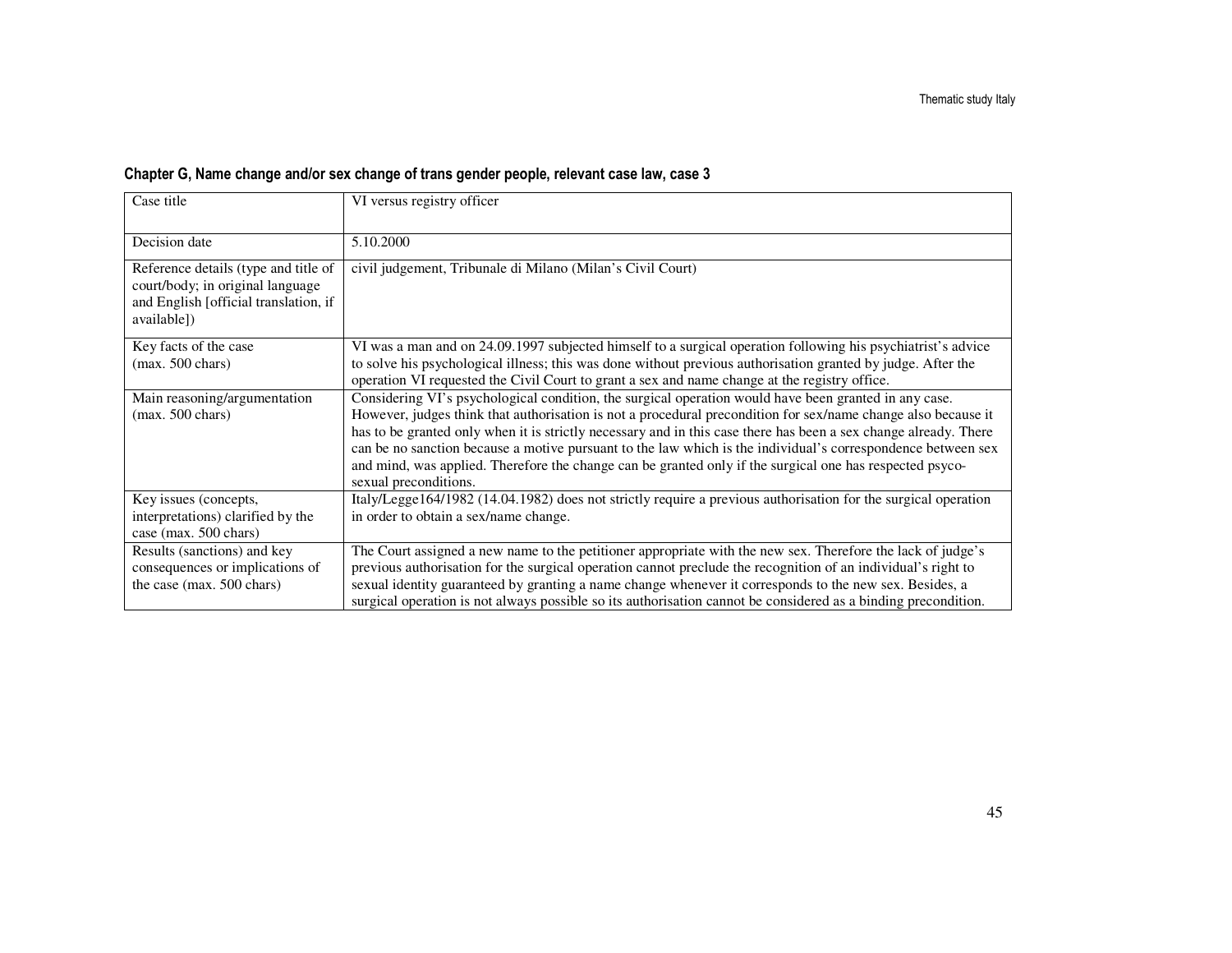**Chapter G, Name change and/or sex change of trans gender people, relevant case law, case 3**

| Case title | VI versus registry officer |
|---|---|
| Decision date | 5.10.2000 |
| Reference details (type and title of court/body; in original language and English [official translation, if available]) | civil judgement, Tribunale di Milano (Milan's Civil Court) |
| Key facts of the case (max. 500 chars) | VI was a man and on 24.09.1997 subjected himself to a surgical operation following his psychiatrist's advice to solve his psychological illness; this was done without previous authorisation granted by judge. After the operation VI requested the Civil Court to grant a sex and name change at the registry office. |
| Main reasoning/argumentation (max. 500 chars) | Considering VI's psychological condition, the surgical operation would have been granted in any case. However, judges think that authorisation is not a procedural precondition for sex/name change also because it has to be granted only when it is strictly necessary and in this case there has been a sex change already. There can be no sanction because a motive pursuant to the law which is the individual's correspondence between sex and mind, was applied. Therefore the change can be granted only if the surgical one has respected psyco-sexual preconditions. |
| Key issues (concepts, interpretations) clarified by the case (max. 500 chars) | Italy/Legge164/1982 (14.04.1982) does not strictly require a previous authorisation for the surgical operation in order to obtain a sex/name change. |
| Results (sanctions) and key consequences or implications of the case (max. 500 chars) | The Court assigned a new name to the petitioner appropriate with the new sex. Therefore the lack of judge's previous authorisation for the surgical operation cannot preclude the recognition of an individual's right to sexual identity guaranteed by granting a name change whenever it corresponds to the new sex. Besides, a surgical operation is not always possible so its authorisation cannot be considered as a binding precondition. |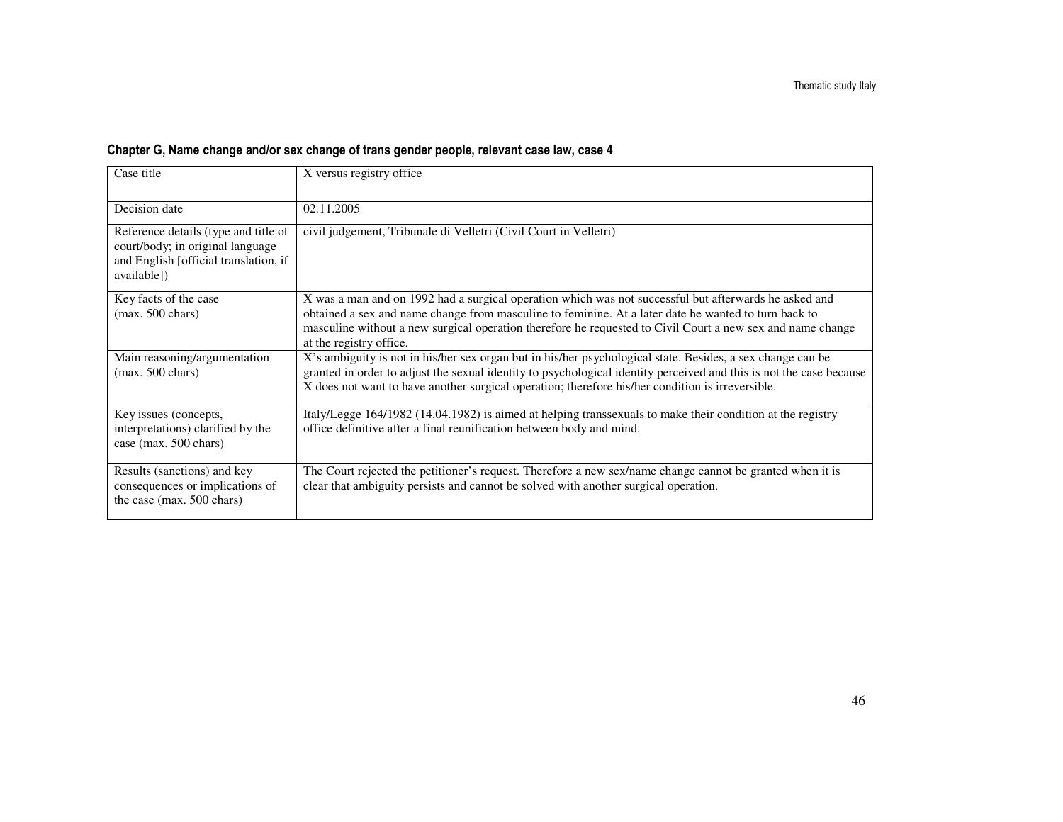**Chapter G, Name change and/or sex change of trans gender people, relevant case law, case 4**

| | |
|---|---|
| Case title | X versus registry office |
| Decision date | 02.11.2005 |
| Reference details (type and title of court/body; in original language and English [official translation, if available]) | civil judgement, Tribunale di Velletri (Civil Court in Velletri) |
| Key facts of the case (max. 500 chars) | X was a man and on 1992 had a surgical operation which was not successful but afterwards he asked and obtained a sex and name change from masculine to feminine. At a later date he wanted to turn back to masculine without a new surgical operation therefore he requested to Civil Court a new sex and name change at the registry office. |
| Main reasoning/argumentation (max. 500 chars) | X's ambiguity is not in his/her sex organ but in his/her psychological state. Besides, a sex change can be granted in order to adjust the sexual identity to psychological identity perceived and this is not the case because X does not want to have another surgical operation; therefore his/her condition is irreversible. |
| Key issues (concepts, interpretations) clarified by the case (max. 500 chars) | Italy/Legge 164/1982 (14.04.1982) is aimed at helping transsexuals to make their condition at the registry office definitive after a final reunification between body and mind. |
| Results (sanctions) and key consequences or implications of the case (max. 500 chars) | The Court rejected the petitioner's request. Therefore a new sex/name change cannot be granted when it is clear that ambiguity persists and cannot be solved with another surgical operation. |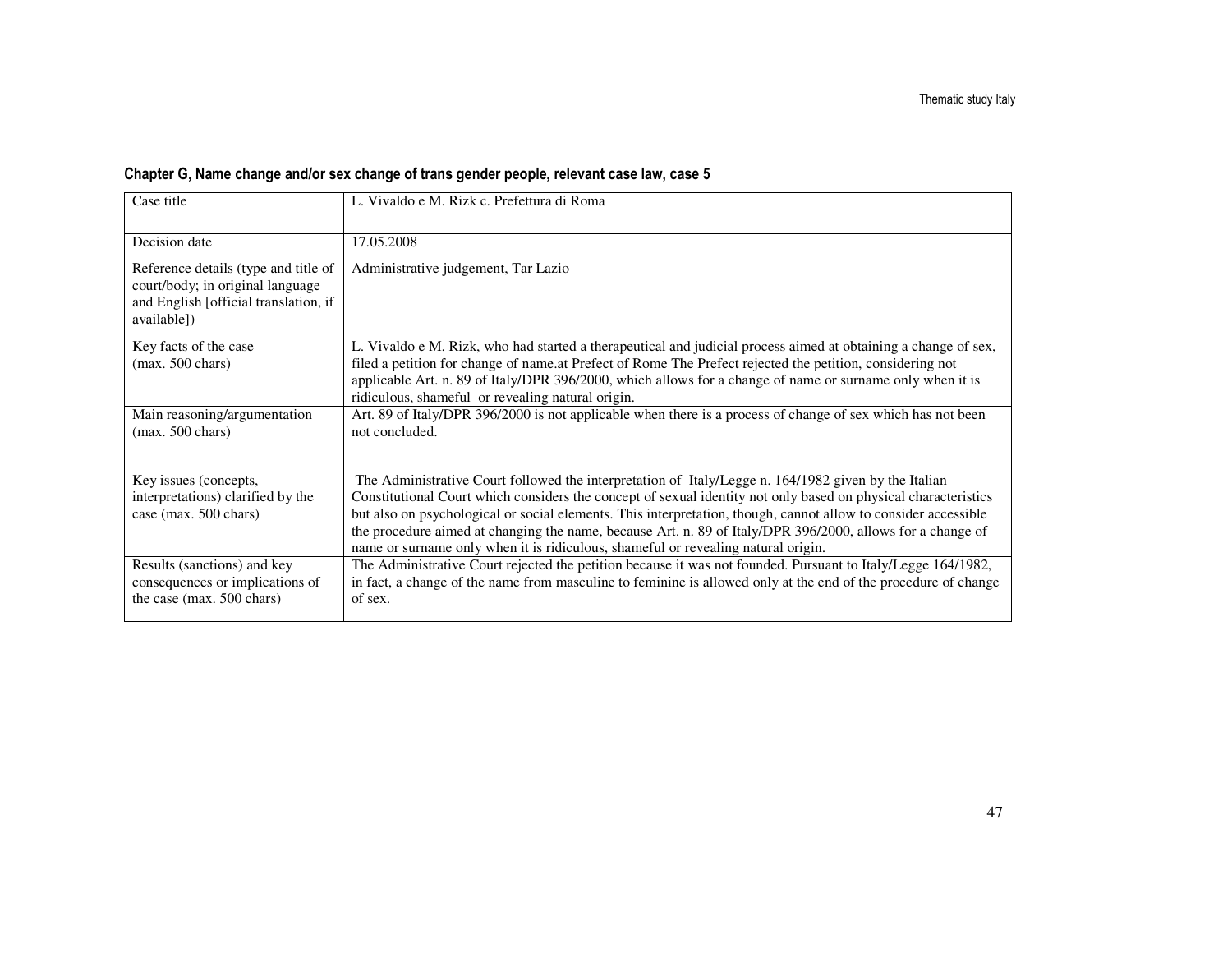**Chapter G, Name change and/or sex change of trans gender people, relevant case law, case 5**

| Case title | L. Vivaldo e M. Rizk c. Prefettura di Roma |
|---|---|
| Decision date | 17.05.2008 |
| Reference details (type and title of court/body; in original language and English [official translation, if available]) | Administrative judgement, Tar Lazio |
| Key facts of the case (max. 500 chars) | L. Vivaldo e M. Rizk, who had started a therapeutical and judicial process aimed at obtaining a change of sex, filed a petition for change of name.at Prefect of Rome The Prefect rejected the petition, considering not applicable Art. n. 89 of Italy/DPR 396/2000, which allows for a change of name or surname only when it is ridiculous, shameful or revealing natural origin. |
| Main reasoning/argumentation (max. 500 chars) | Art. 89 of Italy/DPR 396/2000 is not applicable when there is a process of change of sex which has not been not concluded. |
| Key issues (concepts, interpretations) clarified by the case (max. 500 chars) | The Administrative Court followed the interpretation of Italy/Legge n. 164/1982 given by the Italian Constitutional Court which considers the concept of sexual identity not only based on physical characteristics but also on psychological or social elements. This interpretation, though, cannot allow to consider accessible the procedure aimed at changing the name, because Art. n. 89 of Italy/DPR 396/2000, allows for a change of name or surname only when it is ridiculous, shameful or revealing natural origin. |
| Results (sanctions) and key consequences or implications of the case (max. 500 chars) | The Administrative Court rejected the petition because it was not founded. Pursuant to Italy/Legge 164/1982, in fact, a change of the name from masculine to feminine is allowed only at the end of the procedure of change of sex. |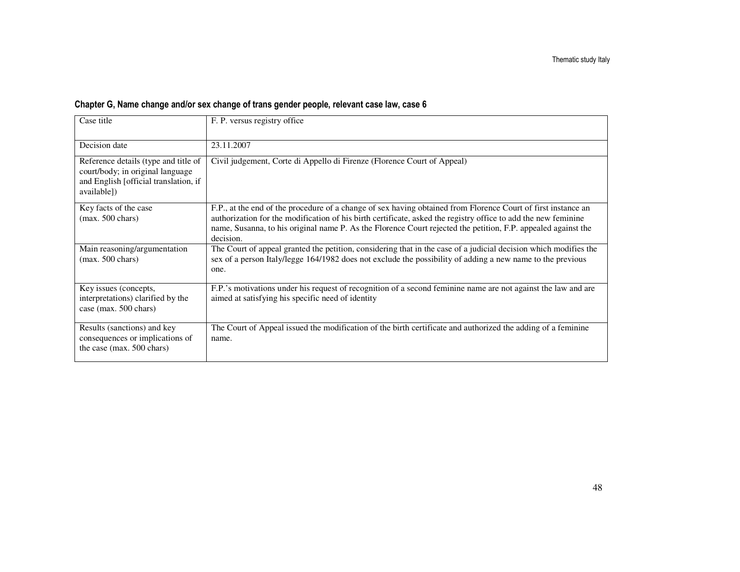### Chapter G, Name change and/or sex change of trans gender people, relevant case law, case 6

| Case title | F. P. versus registry office |
|---|---|
| Decision date | 23.11.2007 |
| Reference details (type and title of court/body; in original language and English [official translation, if available]) | Civil judgement, Corte di Appello di Firenze (Florence Court of Appeal) |
| Key facts of the case (max. 500 chars) | F.P., at the end of the procedure of a change of sex having obtained from Florence Court of first instance an authorization for the modification of his birth certificate, asked the registry office to add the new feminine name, Susanna, to his original name P. As the Florence Court rejected the petition, F.P. appealed against the decision. |
| Main reasoning/argumentation (max. 500 chars) | The Court of appeal granted the petition, considering that in the case of a judicial decision which modifies the sex of a person Italy/legge 164/1982 does not exclude the possibility of adding a new name to the previous one. |
| Key issues (concepts, interpretations) clarified by the case (max. 500 chars) | F.P.'s motivations under his request of recognition of a second feminine name are not against the law and are aimed at satisfying his specific need of identity |
| Results (sanctions) and key consequences or implications of the case (max. 500 chars) | The Court of Appeal issued the modification of the birth certificate and authorized the adding of a feminine name. |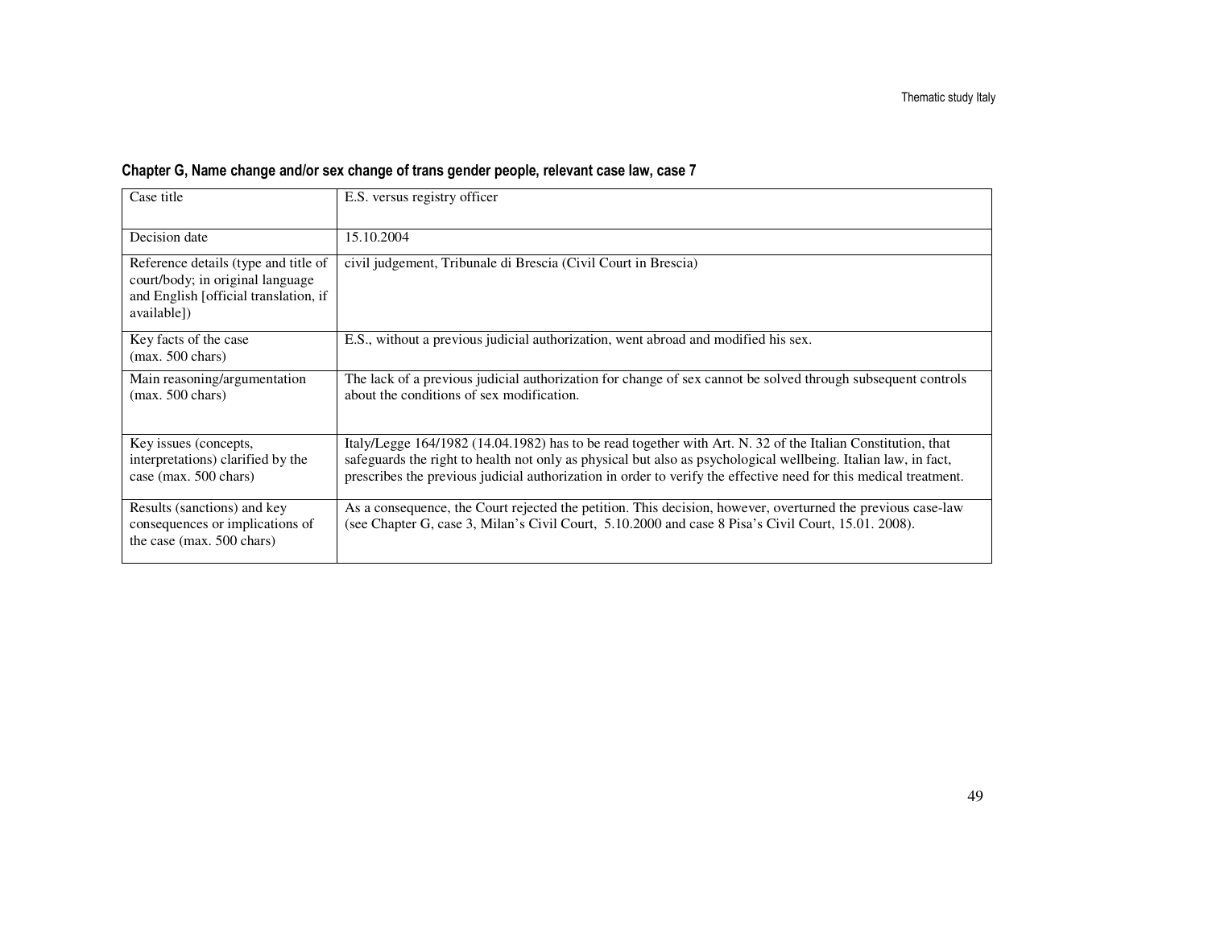**Chapter G, Name change and/or sex change of trans gender people, relevant case law, case 7**

| Case title | E.S. versus registry officer |
|---|---|
| Decision date | 15.10.2004 |
| Reference details (type and title of court/body; in original language and English [official translation, if available]) | civil judgement, Tribunale di Brescia (Civil Court in Brescia) |
| Key facts of the case (max. 500 chars) | E.S., without a previous judicial authorization, went abroad and modified his sex. |
| Main reasoning/argumentation (max. 500 chars) | The lack of a previous judicial authorization for change of sex cannot be solved through subsequent controls about the conditions of sex modification. |
| Key issues (concepts, interpretations) clarified by the case (max. 500 chars) | Italy/Legge 164/1982 (14.04.1982) has to be read together with Art. N. 32 of the Italian Constitution, that safeguards the right to health not only as physical but also as psychological wellbeing. Italian law, in fact, prescribes the previous judicial authorization in order to verify the effective need for this medical treatment. |
| Results (sanctions) and key consequences or implications of the case (max. 500 chars) | As a consequence, the Court rejected the petition. This decision, however, overturned the previous case-law (see Chapter G, case 3, Milan's Civil Court, 5.10.2000 and case 8 Pisa's Civil Court, 15.01. 2008). |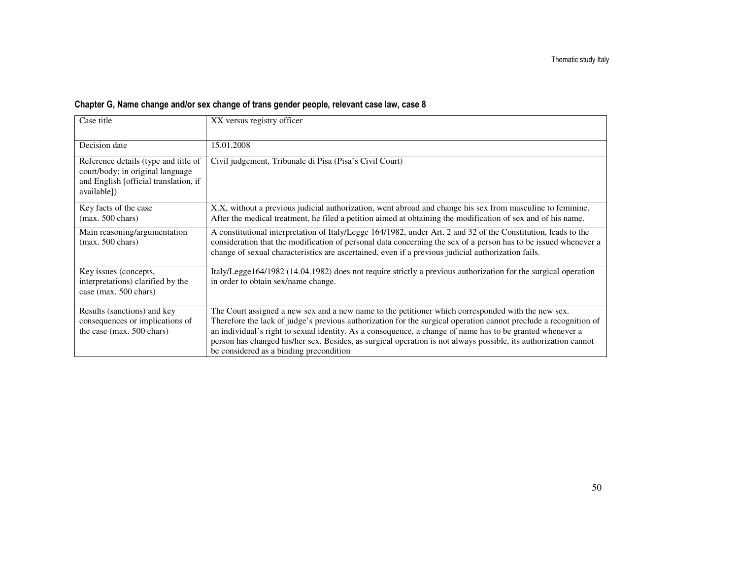## Chapter G, Name change and/or sex change of trans gender people, relevant case law, case 8

| Case title | XX versus registry officer |
|---|---|
| Decision date | 15.01.2008 |
| Reference details (type and title of court/body; in original language and English [official translation, if available]) | Civil judgement, Tribunale di Pisa (Pisa's Civil Court) |
| Key facts of the case (max. 500 chars) | X.X, without a previous judicial authorization, went abroad and change his sex from masculine to feminine. After the medical treatment, he filed a petition aimed at obtaining the modification of sex and of his name. |
| Main reasoning/argumentation (max. 500 chars) | A constitutional interpretation of Italy/Legge 164/1982, under Art. 2 and 32 of the Constitution, leads to the consideration that the modification of personal data concerning the sex of a person has to be issued whenever a change of sexual characteristics are ascertained, even if a previous judicial authorization fails. |
| Key issues (concepts, interpretations) clarified by the case (max. 500 chars) | Italy/Legge164/1982 (14.04.1982) does not require strictly a previous authorization for the surgical operation in order to obtain sex/name change. |
| Results (sanctions) and key consequences or implications of the case (max. 500 chars) | The Court assigned a new sex and a new name to the petitioner which corresponded with the new sex. Therefore the lack of judge's previous authorization for the surgical operation cannot preclude a recognition of an individual's right to sexual identity. As a consequence, a change of name has to be granted whenever a person has changed his/her sex. Besides, as surgical operation is not always possible, its authorization cannot be considered as a binding precondition |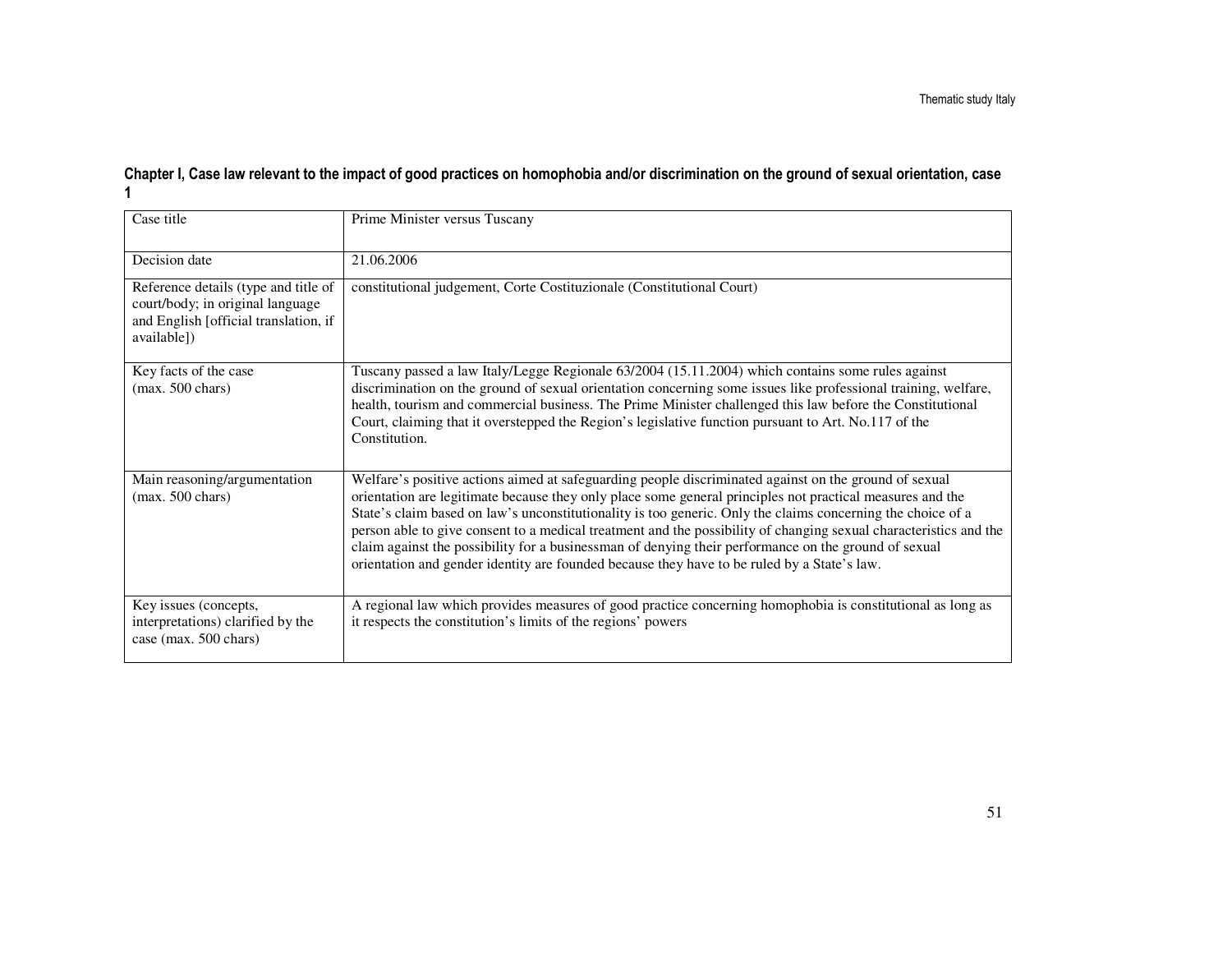**Chapter I, Case law relevant to the impact of good practices on homophobia and/or discrimination on the ground of sexual orientation, case 1**

| Case title | Prime Minister versus Tuscany |
|---|---|
| Decision date | 21.06.2006 |
| Reference details (type and title of court/body; in original language and English [official translation, if available]) | constitutional judgement, Corte Costituzionale (Constitutional Court) |
| Key facts of the case (max. 500 chars) | Tuscany passed a law Italy/Legge Regionale 63/2004 (15.11.2004) which contains some rules against discrimination on the ground of sexual orientation concerning some issues like professional training, welfare, health, tourism and commercial business. The Prime Minister challenged this law before the Constitutional Court, claiming that it overstepped the Region's legislative function pursuant to Art. No.117 of the Constitution. |
| Main reasoning/argumentation (max. 500 chars) | Welfare's positive actions aimed at safeguarding people discriminated against on the ground of sexual orientation are legitimate because they only place some general principles not practical measures and the State's claim based on law's unconstitutionality is too generic. Only the claims concerning the choice of a person able to give consent to a medical treatment and the possibility of changing sexual characteristics and the claim against the possibility for a businessman of denying their performance on the ground of sexual orientation and gender identity are founded because they have to be ruled by a State's law. |
| Key issues (concepts, interpretations) clarified by the case (max. 500 chars) | A regional law which provides measures of good practice concerning homophobia is constitutional as long as it respects the constitution's limits of the regions' powers |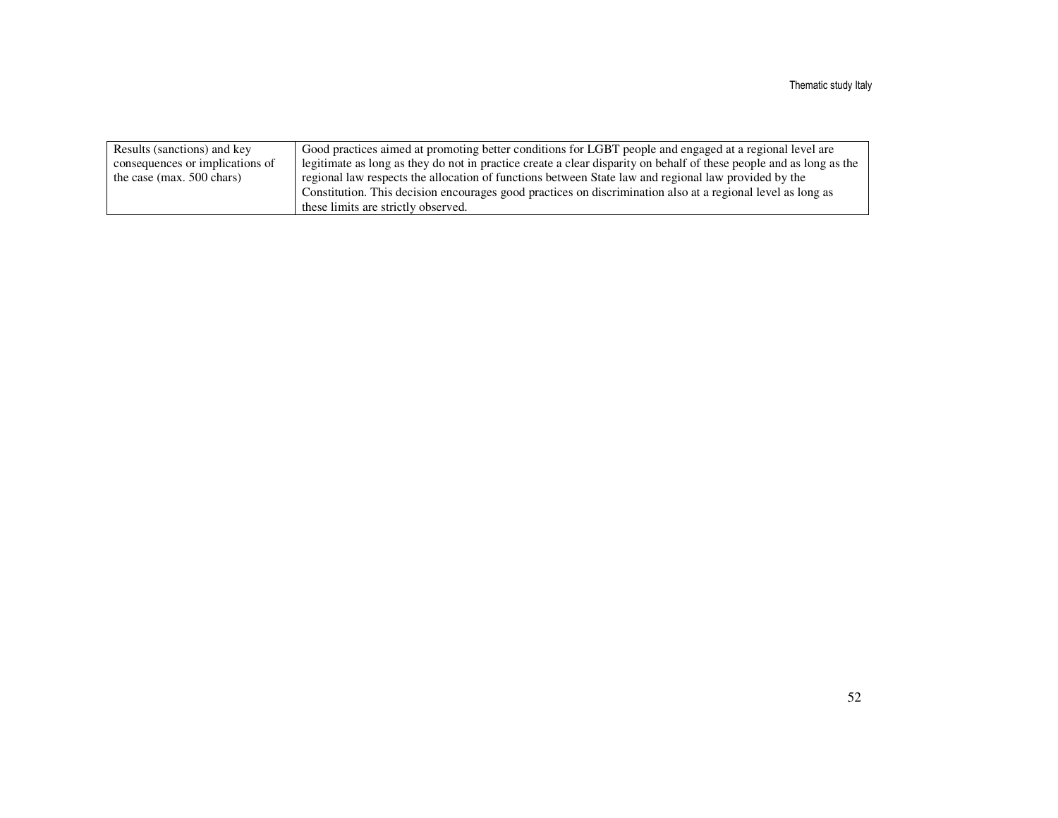| Results (sanctions) and key consequences or implications of the case (max. 500 chars) | Good practices aimed at promoting better conditions for LGBT people and engaged at a regional level are legitimate as long as they do not in practice create a clear disparity on behalf of these people and as long as the regional law respects the allocation of functions between State law and regional law provided by the Constitution. This decision encourages good practices on discrimination also at a regional level as long as these limits are strictly observed. |
|---|---|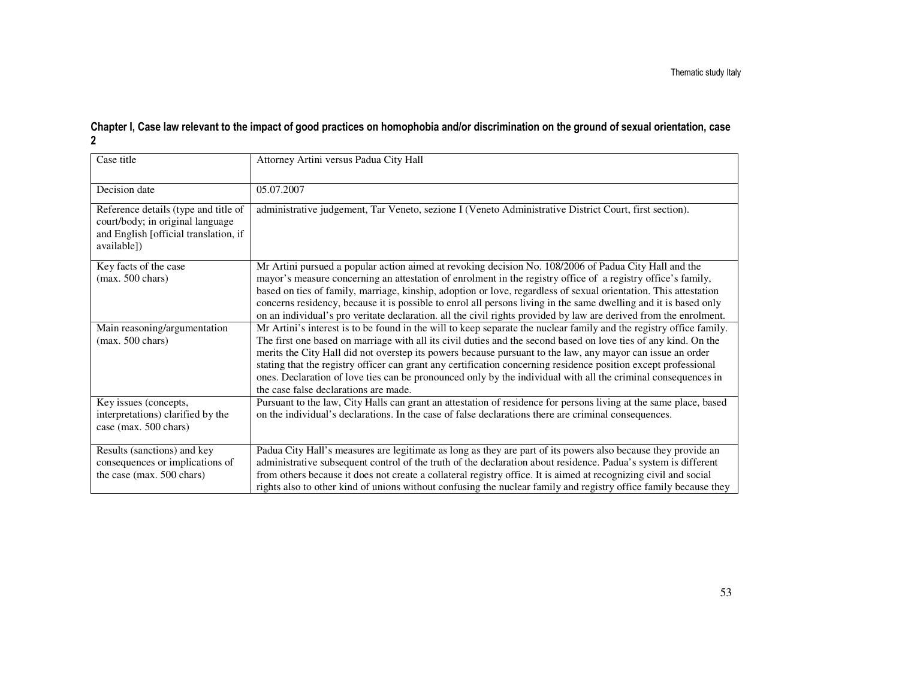## Chapter I, Case law relevant to the impact of good practices on homophobia and/or discrimination on the ground of sexual orientation, case 2

| Case title | Attorney Artini versus Padua City Hall |
|---|---|
| Decision date | 05.07.2007 |
| Reference details (type and title of court/body; in original language and English [official translation, if available]) | administrative judgement, Tar Veneto, sezione I (Veneto Administrative District Court, first section). |
| Key facts of the case (max. 500 chars) | Mr Artini pursued a popular action aimed at revoking decision No. 108/2006 of Padua City Hall and the mayor's measure concerning an attestation of enrolment in the registry office of a registry office's family, based on ties of family, marriage, kinship, adoption or love, regardless of sexual orientation. This attestation concerns residency, because it is possible to enrol all persons living in the same dwelling and it is based only on an individual's pro veritate declaration. all the civil rights provided by law are derived from the enrolment. |
| Main reasoning/argumentation (max. 500 chars) | Mr Artini's interest is to be found in the will to keep separate the nuclear family and the registry office family. The first one based on marriage with all its civil duties and the second based on love ties of any kind. On the merits the City Hall did not overstep its powers because pursuant to the law, any mayor can issue an order stating that the registry officer can grant any certification concerning residence position except professional ones. Declaration of love ties can be pronounced only by the individual with all the criminal consequences in the case false declarations are made. |
| Key issues (concepts, interpretations) clarified by the case (max. 500 chars) | Pursuant to the law, City Halls can grant an attestation of residence for persons living at the same place, based on the individual's declarations. In the case of false declarations there are criminal consequences. |
| Results (sanctions) and key consequences or implications of the case (max. 500 chars) | Padua City Hall's measures are legitimate as long as they are part of its powers also because they provide an administrative subsequent control of the truth of the declaration about residence. Padua's system is different from others because it does not create a collateral registry office. It is aimed at recognizing civil and social rights also to other kind of unions without confusing the nuclear family and registry office family because they |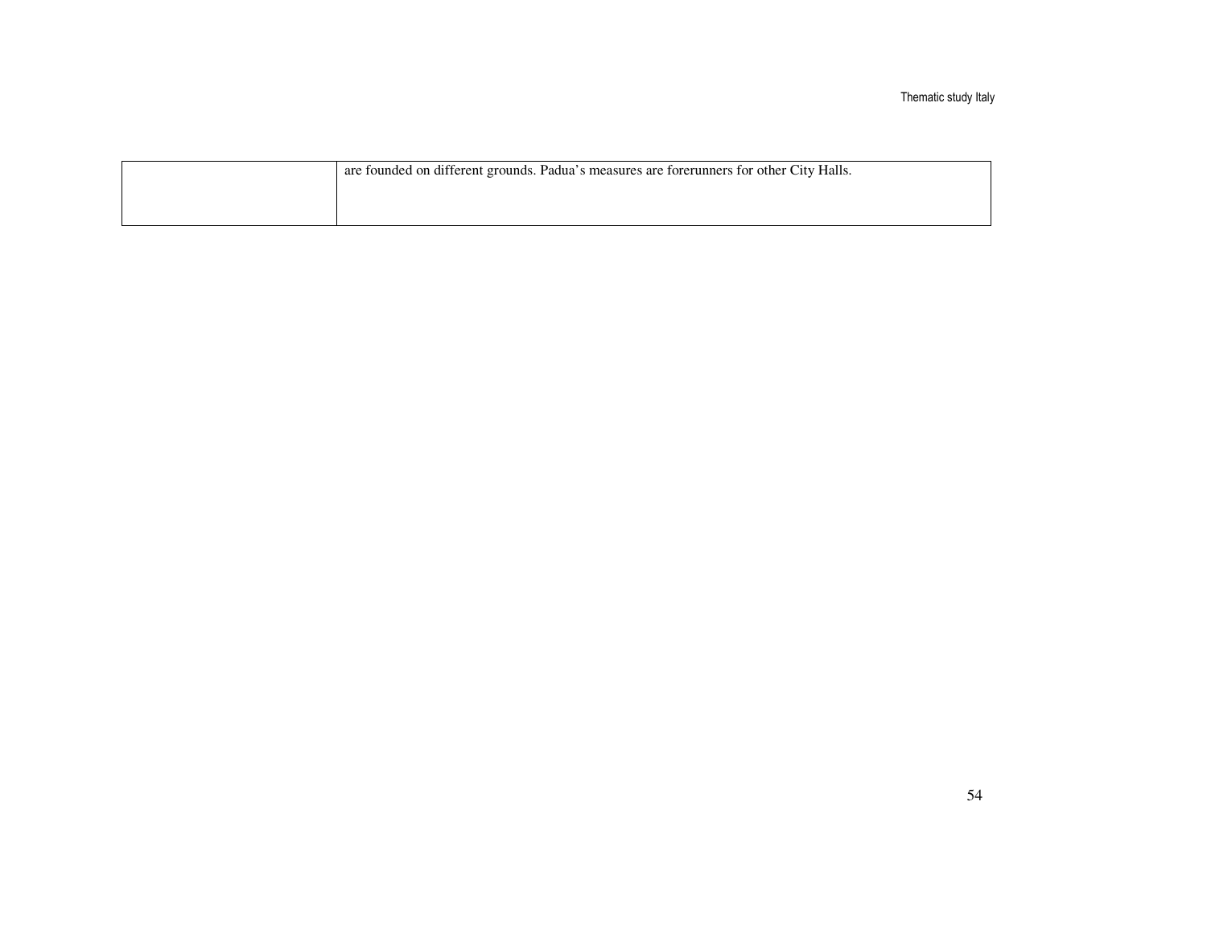| | |
|---|---|
| | are founded on different grounds. Padua's measures are forerunners for other City Halls. |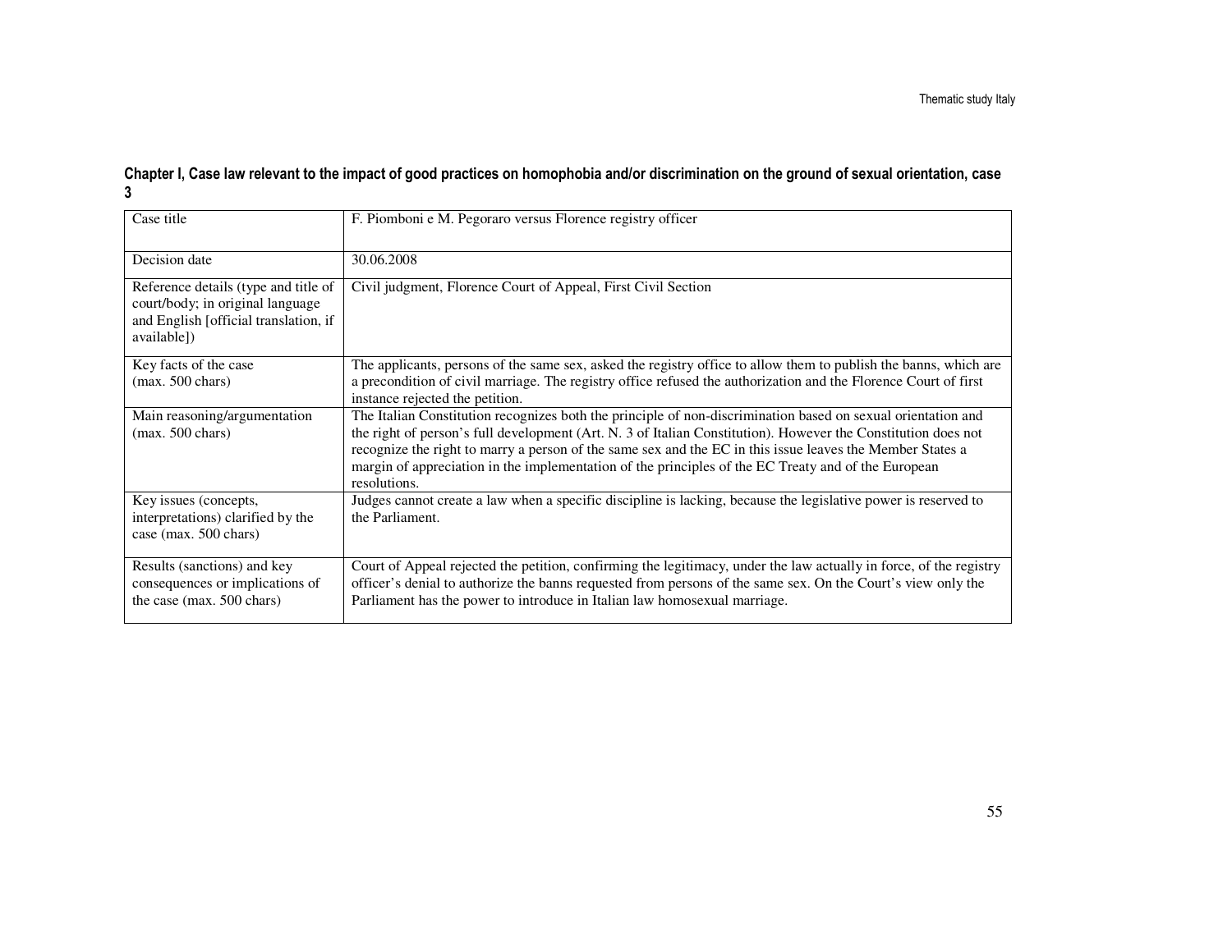**Chapter I, Case law relevant to the impact of good practices on homophobia and/or discrimination on the ground of sexual orientation, case 3**

| Case title | F. Piomboni e M. Pegoraro versus Florence registry officer |
|---|---|
| Decision date | 30.06.2008 |
| Reference details (type and title of court/body; in original language and English [official translation, if available]) | Civil judgment, Florence Court of Appeal, First Civil Section |
| Key facts of the case (max. 500 chars) | The applicants, persons of the same sex, asked the registry office to allow them to publish the banns, which are a precondition of civil marriage. The registry office refused the authorization and the Florence Court of first instance rejected the petition. |
| Main reasoning/argumentation (max. 500 chars) | The Italian Constitution recognizes both the principle of non-discrimination based on sexual orientation and the right of person's full development (Art. N. 3 of Italian Constitution). However the Constitution does not recognize the right to marry a person of the same sex and the EC in this issue leaves the Member States a margin of appreciation in the implementation of the principles of the EC Treaty and of the European resolutions. |
| Key issues (concepts, interpretations) clarified by the case (max. 500 chars) | Judges cannot create a law when a specific discipline is lacking, because the legislative power is reserved to the Parliament. |
| Results (sanctions) and key consequences or implications of the case (max. 500 chars) | Court of Appeal rejected the petition, confirming the legitimacy, under the law actually in force, of the registry officer's denial to authorize the banns requested from persons of the same sex. On the Court's view only the Parliament has the power to introduce in Italian law homosexual marriage. |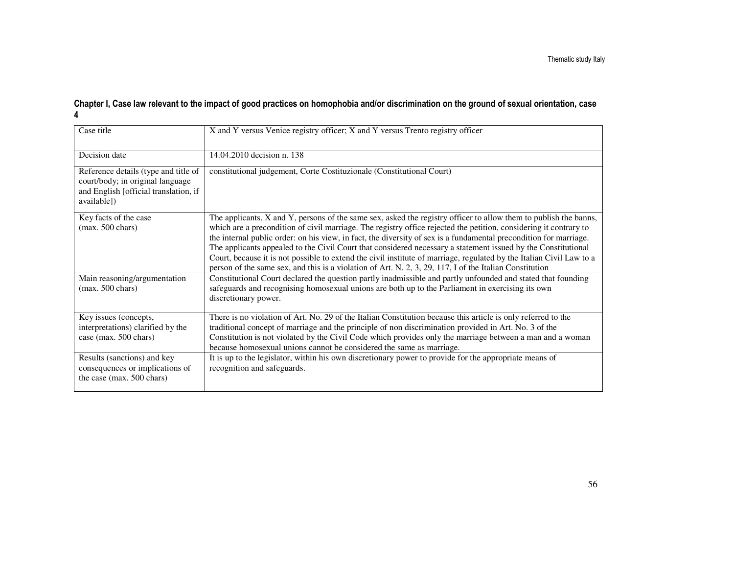**Chapter I, Case law relevant to the impact of good practices on homophobia and/or discrimination on the ground of sexual orientation, case 4**

| Case title | X and Y versus Venice registry officer; X and Y versus Trento registry officer |
|---|---|
| Decision date | 14.04.2010 decision n. 138 |
| Reference details (type and title of court/body; in original language and English [official translation, if available]) | constitutional judgement, Corte Costituzionale (Constitutional Court) |
| Key facts of the case (max. 500 chars) | The applicants, X and Y, persons of the same sex, asked the registry officer to allow them to publish the banns, which are a precondition of civil marriage. The registry office rejected the petition, considering it contrary to the internal public order: on his view, in fact, the diversity of sex is a fundamental precondition for marriage. The applicants appealed to the Civil Court that considered necessary a statement issued by the Constitutional Court, because it is not possible to extend the civil institute of marriage, regulated by the Italian Civil Law to a person of the same sex, and this is a violation of Art. N. 2, 3, 29, 117, I of the Italian Constitution |
| Main reasoning/argumentation (max. 500 chars) | Constitutional Court declared the question partly inadmissible and partly unfounded and stated that founding safeguards and recognising homosexual unions are both up to the Parliament in exercising its own discretionary power. |
| Key issues (concepts, interpretations) clarified by the case (max. 500 chars) | There is no violation of Art. No. 29 of the Italian Constitution because this article is only referred to the traditional concept of marriage and the principle of non discrimination provided in Art. No. 3 of the Constitution is not violated by the Civil Code which provides only the marriage between a man and a woman because homosexual unions cannot be considered the same as marriage. |
| Results (sanctions) and key consequences or implications of the case (max. 500 chars) | It is up to the legislator, within his own discretionary power to provide for the appropriate means of recognition and safeguards. |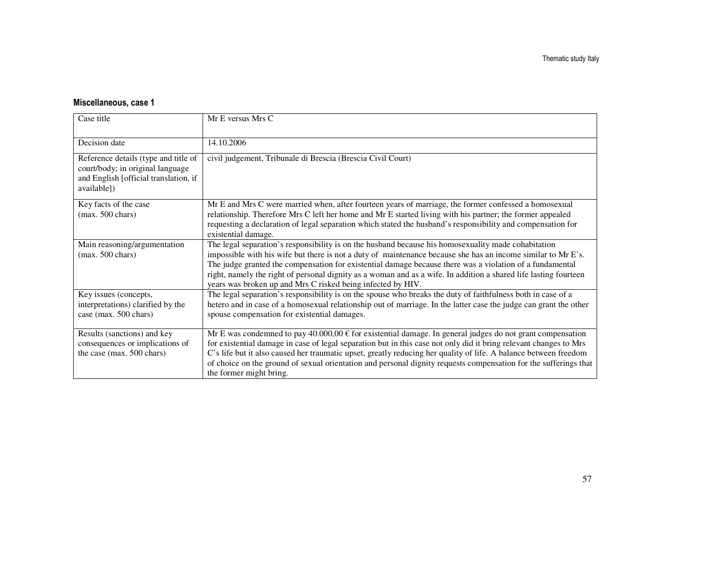#### Miscellaneous, case 1

| Case title | Mr E versus Mrs C |
|---|---|
| Decision date | 14.10.2006 |
| Reference details (type and title of court/body; in original language and English [official translation, if available]) | civil judgement, Tribunale di Brescia (Brescia Civil Court) |
| Key facts of the case (max. 500 chars) | Mr E and Mrs C were married when, after fourteen years of marriage, the former confessed a homosexual relationship. Therefore Mrs C left her home and Mr E started living with his partner; the former appealed requesting a declaration of legal separation which stated the husband's responsibility and compensation for existential damage. |
| Main reasoning/argumentation (max. 500 chars) | The legal separation's responsibility is on the husband because his homosexuality made cohabitation impossible with his wife but there is not a duty of maintenance because she has an income similar to Mr E's. The judge granted the compensation for existential damage because there was a violation of a fundamental right, namely the right of personal dignity as a woman and as a wife. In addition a shared life lasting fourteen years was broken up and Mrs C risked being infected by HIV. |
| Key issues (concepts, interpretations) clarified by the case (max. 500 chars) | The legal separation's responsibility is on the spouse who breaks the duty of faithfulness both in case of a hetero and in case of a homosexual relationship out of marriage. In the latter case the judge can grant the other spouse compensation for existential damages. |
| Results (sanctions) and key consequences or implications of the case (max. 500 chars) | Mr E was condemned to pay 40.000,00 € for existential damage. In general judges do not grant compensation for existential damage in case of legal separation but in this case not only did it bring relevant changes to Mrs C's life but it also caused her traumatic upset, greatly reducing her quality of life. A balance between freedom of choice on the ground of sexual orientation and personal dignity requests compensation for the sufferings that the former might bring. |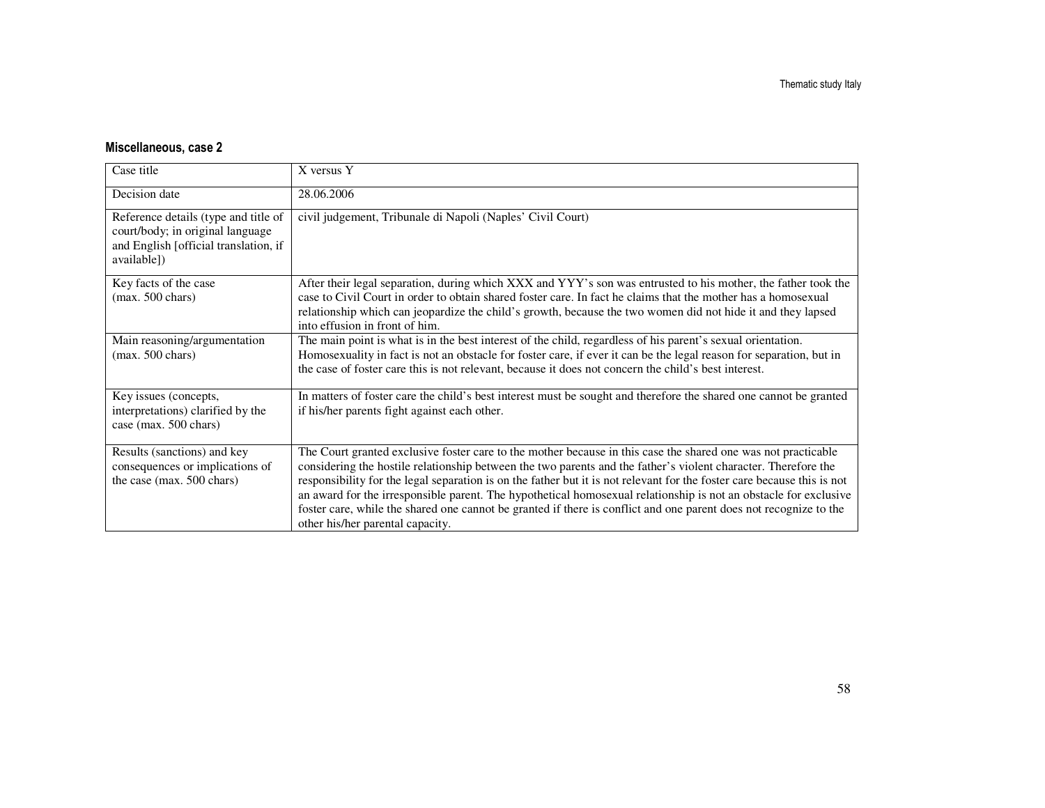#### Miscellaneous, case 2

| Case title | X versus Y |
|---|---|
| Decision date | 28.06.2006 |
| Reference details (type and title of court/body; in original language and English [official translation, if available]) | civil judgement, Tribunale di Napoli (Naples' Civil Court) |
| Key facts of the case (max. 500 chars) | After their legal separation, during which XXX and YYY's son was entrusted to his mother, the father took the case to Civil Court in order to obtain shared foster care. In fact he claims that the mother has a homosexual relationship which can jeopardize the child's growth, because the two women did not hide it and they lapsed into effusion in front of him. |
| Main reasoning/argumentation (max. 500 chars) | The main point is what is in the best interest of the child, regardless of his parent's sexual orientation. Homosexuality in fact is not an obstacle for foster care, if ever it can be the legal reason for separation, but in the case of foster care this is not relevant, because it does not concern the child's best interest. |
| Key issues (concepts, interpretations) clarified by the case (max. 500 chars) | In matters of foster care the child's best interest must be sought and therefore the shared one cannot be granted if his/her parents fight against each other. |
| Results (sanctions) and key consequences or implications of the case (max. 500 chars) | The Court granted exclusive foster care to the mother because in this case the shared one was not practicable considering the hostile relationship between the two parents and the father's violent character. Therefore the responsibility for the legal separation is on the father but it is not relevant for the foster care because this is not an award for the irresponsible parent. The hypothetical homosexual relationship is not an obstacle for exclusive foster care, while the shared one cannot be granted if there is conflict and one parent does not recognize to the other his/her parental capacity. |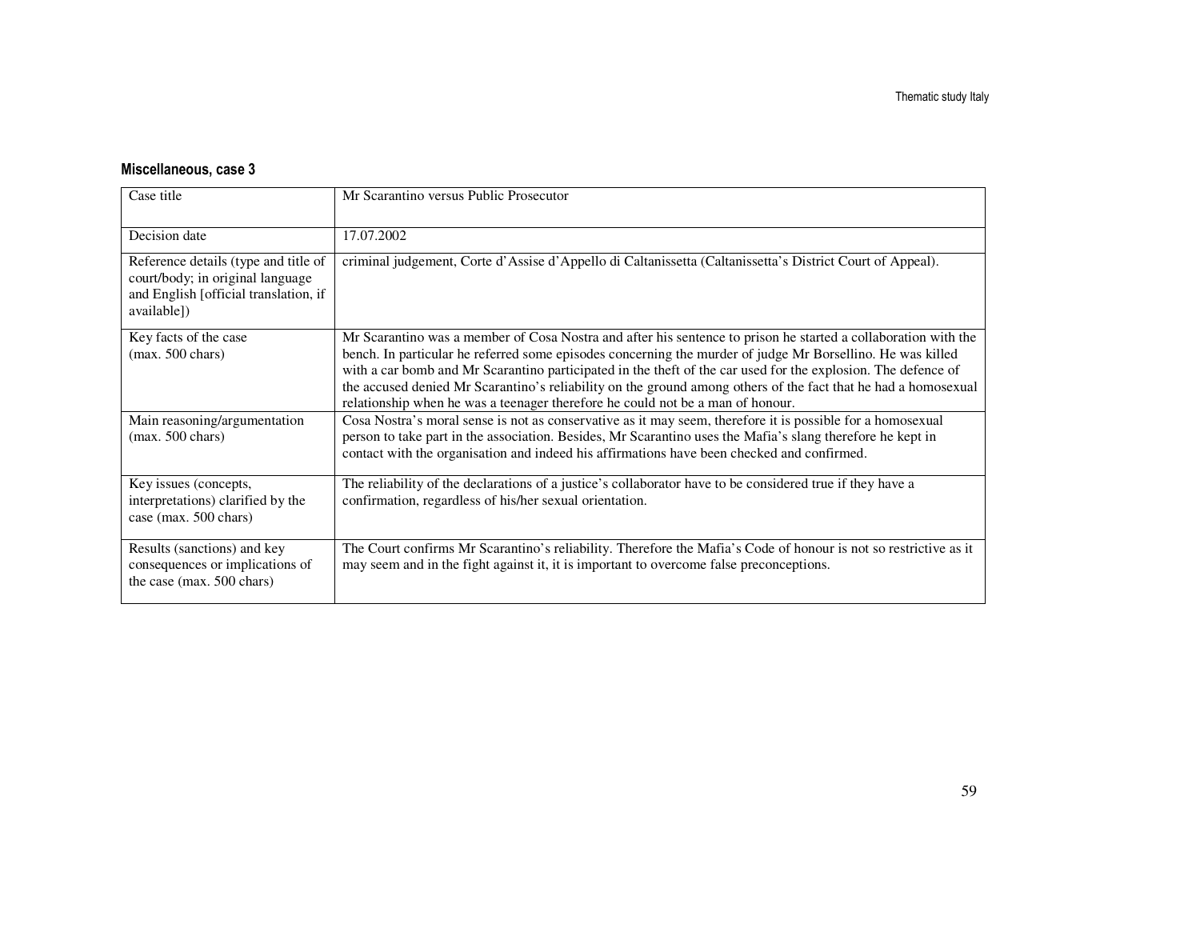#### Miscellaneous, case 3

| Case title | Mr Scarantino versus Public Prosecutor |
|---|---|
| Decision date | 17.07.2002 |
| Reference details (type and title of court/body; in original language and English [official translation, if available]) | criminal judgement, Corte d'Assise d'Appello di Caltanissetta (Caltanissetta's District Court of Appeal). |
| Key facts of the case (max. 500 chars) | Mr Scarantino was a member of Cosa Nostra and after his sentence to prison he started a collaboration with the bench. In particular he referred some episodes concerning the murder of judge Mr Borsellino. He was killed with a car bomb and Mr Scarantino participated in the theft of the car used for the explosion. The defence of the accused denied Mr Scarantino's reliability on the ground among others of the fact that he had a homosexual relationship when he was a teenager therefore he could not be a man of honour. |
| Main reasoning/argumentation (max. 500 chars) | Cosa Nostra's moral sense is not as conservative as it may seem, therefore it is possible for a homosexual person to take part in the association. Besides, Mr Scarantino uses the Mafia's slang therefore he kept in contact with the organisation and indeed his affirmations have been checked and confirmed. |
| Key issues (concepts, interpretations) clarified by the case (max. 500 chars) | The reliability of the declarations of a justice's collaborator have to be considered true if they have a confirmation, regardless of his/her sexual orientation. |
| Results (sanctions) and key consequences or implications of the case (max. 500 chars) | The Court confirms Mr Scarantino's reliability. Therefore the Mafia's Code of honour is not so restrictive as it may seem and in the fight against it, it is important to overcome false preconceptions. |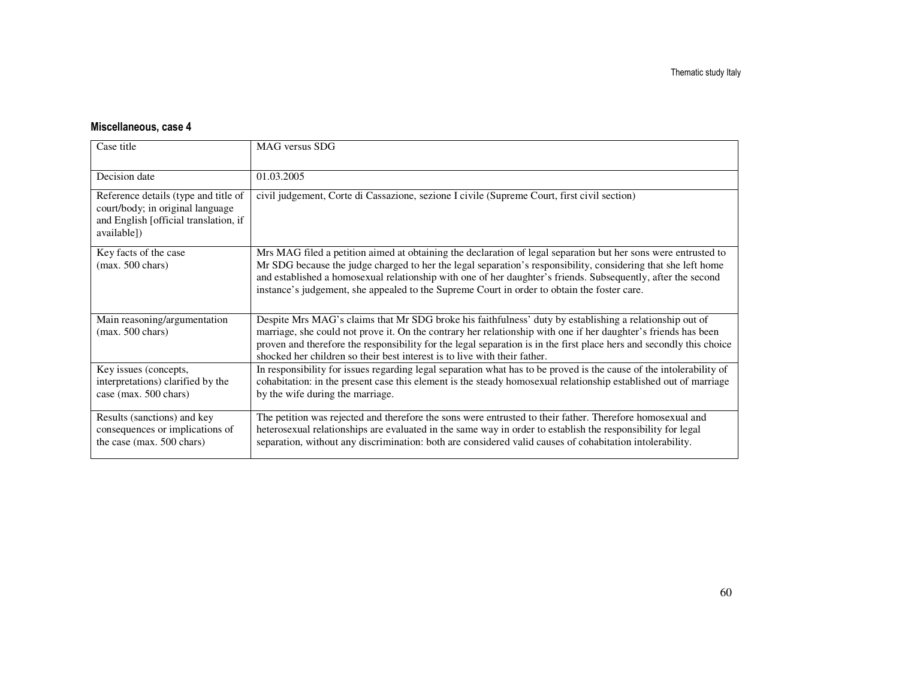### Miscellaneous, case 4

| Case title | MAG versus SDG |
|---|---|
| Decision date | 01.03.2005 |
| Reference details (type and title of court/body; in original language and English [official translation, if available]) | civil judgement, Corte di Cassazione, sezione I civile (Supreme Court, first civil section) |
| Key facts of the case (max. 500 chars) | Mrs MAG filed a petition aimed at obtaining the declaration of legal separation but her sons were entrusted to Mr SDG because the judge charged to her the legal separation's responsibility, considering that she left home and established a homosexual relationship with one of her daughter's friends. Subsequently, after the second instance's judgement, she appealed to the Supreme Court in order to obtain the foster care. |
| Main reasoning/argumentation (max. 500 chars) | Despite Mrs MAG's claims that Mr SDG broke his faithfulness' duty by establishing a relationship out of marriage, she could not prove it. On the contrary her relationship with one if her daughter's friends has been proven and therefore the responsibility for the legal separation is in the first place hers and secondly this choice shocked her children so their best interest is to live with their father. |
| Key issues (concepts, interpretations) clarified by the case (max. 500 chars) | In responsibility for issues regarding legal separation what has to be proved is the cause of the intolerability of cohabitation: in the present case this element is the steady homosexual relationship established out of marriage by the wife during the marriage. |
| Results (sanctions) and key consequences or implications of the case (max. 500 chars) | The petition was rejected and therefore the sons were entrusted to their father. Therefore homosexual and heterosexual relationships are evaluated in the same way in order to establish the responsibility for legal separation, without any discrimination: both are considered valid causes of cohabitation intolerability. |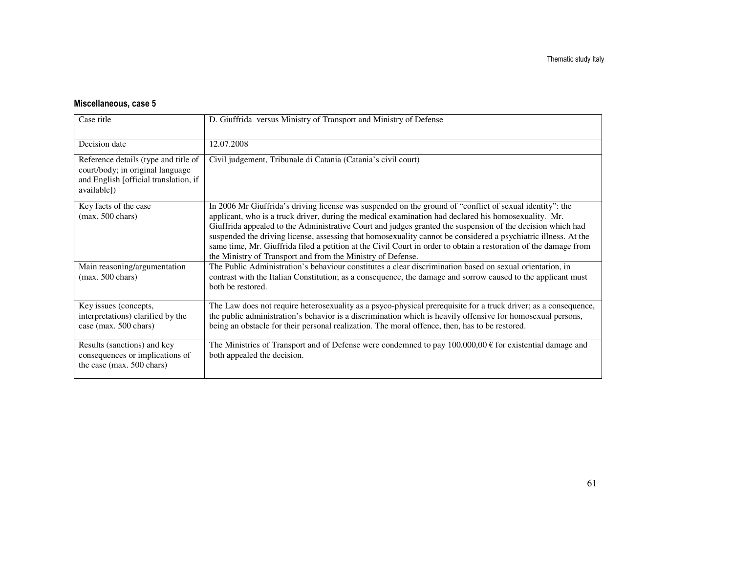### Miscellaneous, case 5

| Case title | D. Giuffrida versus Ministry of Transport and Ministry of Defense |
|---|---|
| Decision date | 12.07.2008 |
| Reference details (type and title of court/body; in original language and English [official translation, if available]) | Civil judgement, Tribunale di Catania (Catania's civil court) |
| Key facts of the case (max. 500 chars) | In 2006 Mr Giuffrida's driving license was suspended on the ground of "conflict of sexual identity": the applicant, who is a truck driver, during the medical examination had declared his homosexuality. Mr. Giuffrida appealed to the Administrative Court and judges granted the suspension of the decision which had suspended the driving license, assessing that homosexuality cannot be considered a psychiatric illness. At the same time, Mr. Giuffrida filed a petition at the Civil Court in order to obtain a restoration of the damage from the Ministry of Transport and from the Ministry of Defense. |
| Main reasoning/argumentation (max. 500 chars) | The Public Administration's behaviour constitutes a clear discrimination based on sexual orientation, in contrast with the Italian Constitution; as a consequence, the damage and sorrow caused to the applicant must both be restored. |
| Key issues (concepts, interpretations) clarified by the case (max. 500 chars) | The Law does not require heterosexuality as a psyco-physical prerequisite for a truck driver; as a consequence, the public administration's behavior is a discrimination which is heavily offensive for homosexual persons, being an obstacle for their personal realization. The moral offence, then, has to be restored. |
| Results (sanctions) and key consequences or implications of the case (max. 500 chars) | The Ministries of Transport and of Defense were condemned to pay 100.000,00 € for existential damage and both appealed the decision. |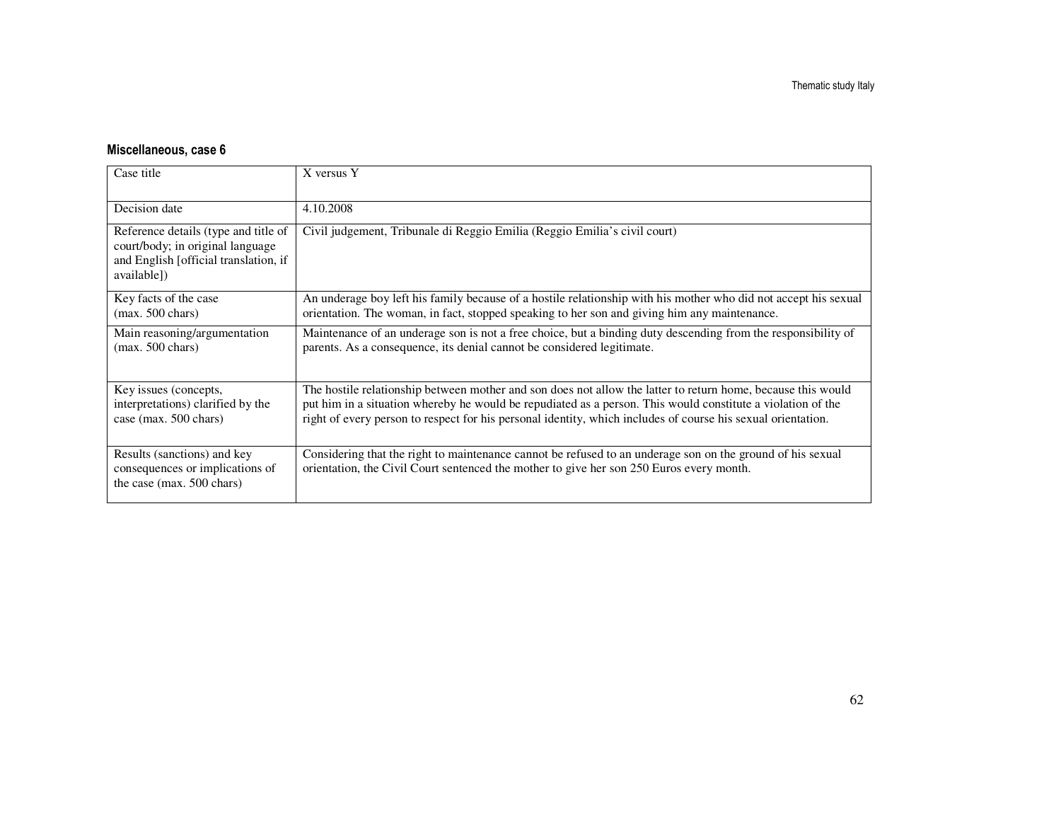#### Miscellaneous, case 6

| Case title | X versus Y |
|---|---|
| Decision date | 4.10.2008 |
| Reference details (type and title of court/body; in original language and English [official translation, if available]) | Civil judgement, Tribunale di Reggio Emilia (Reggio Emilia's civil court) |
| Key facts of the case (max. 500 chars) | An underage boy left his family because of a hostile relationship with his mother who did not accept his sexual orientation. The woman, in fact, stopped speaking to her son and giving him any maintenance. |
| Main reasoning/argumentation (max. 500 chars) | Maintenance of an underage son is not a free choice, but a binding duty descending from the responsibility of parents. As a consequence, its denial cannot be considered legitimate. |
| Key issues (concepts, interpretations) clarified by the case (max. 500 chars) | The hostile relationship between mother and son does not allow the latter to return home, because this would put him in a situation whereby he would be repudiated as a person. This would constitute a violation of the right of every person to respect for his personal identity, which includes of course his sexual orientation. |
| Results (sanctions) and key consequences or implications of the case (max. 500 chars) | Considering that the right to maintenance cannot be refused to an underage son on the ground of his sexual orientation, the Civil Court sentenced the mother to give her son 250 Euros every month. |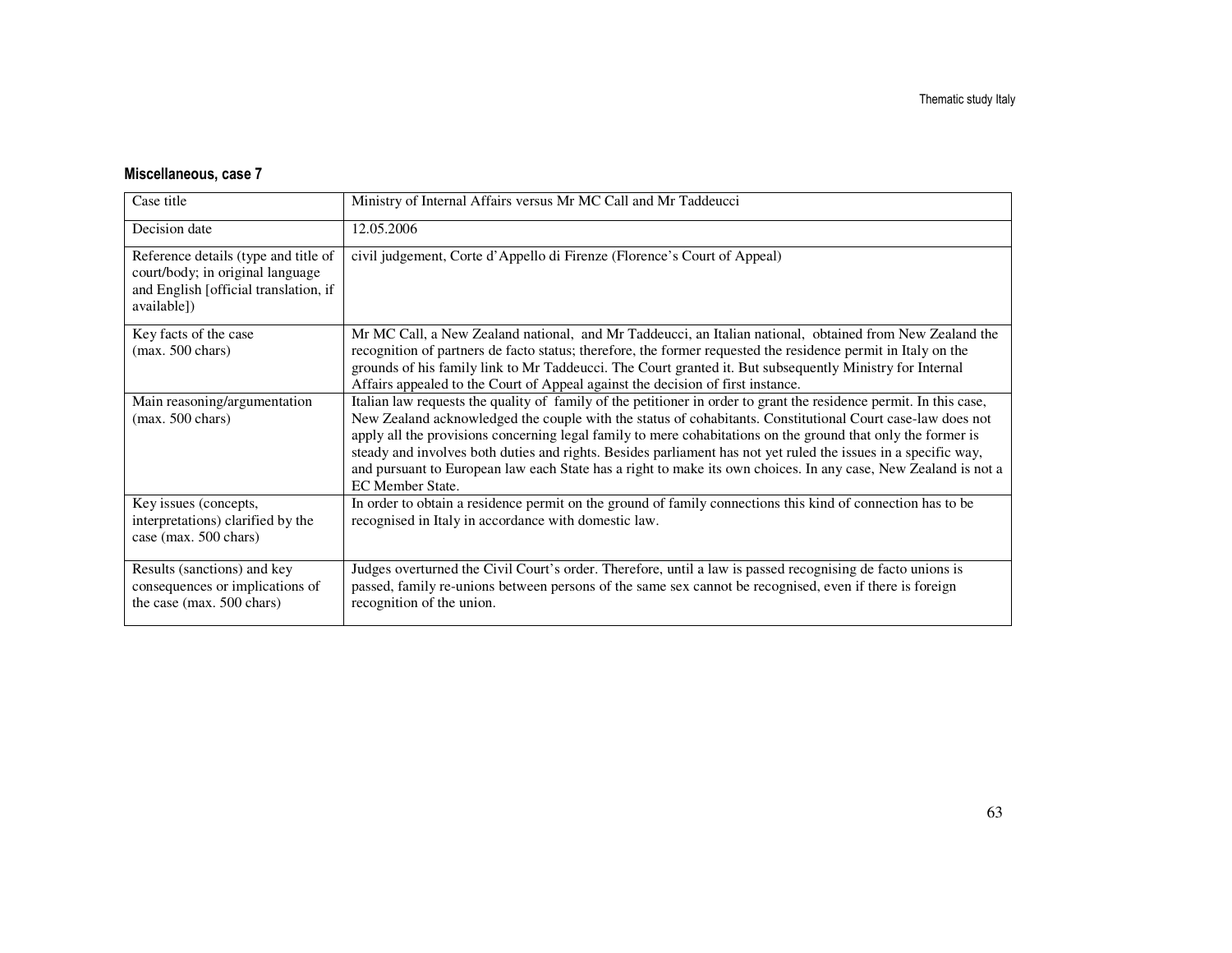#### Miscellaneous, case 7

| Case title | Ministry of Internal Affairs versus Mr MC Call and Mr Taddeucci |
|---|---|
| Decision date | 12.05.2006 |
| Reference details (type and title of court/body; in original language and English [official translation, if available]) | civil judgement, Corte d'Appello di Firenze (Florence's Court of Appeal) |
| Key facts of the case (max. 500 chars) | Mr MC Call, a New Zealand national, and Mr Taddeucci, an Italian national, obtained from New Zealand the recognition of partners de facto status; therefore, the former requested the residence permit in Italy on the grounds of his family link to Mr Taddeucci. The Court granted it. But subsequently Ministry for Internal Affairs appealed to the Court of Appeal against the decision of first instance. |
| Main reasoning/argumentation (max. 500 chars) | Italian law requests the quality of family of the petitioner in order to grant the residence permit. In this case, New Zealand acknowledged the couple with the status of cohabitants. Constitutional Court case-law does not apply all the provisions concerning legal family to mere cohabitations on the ground that only the former is steady and involves both duties and rights. Besides parliament has not yet ruled the issues in a specific way, and pursuant to European law each State has a right to make its own choices. In any case, New Zealand is not a EC Member State. |
| Key issues (concepts, interpretations) clarified by the case (max. 500 chars) | In order to obtain a residence permit on the ground of family connections this kind of connection has to be recognised in Italy in accordance with domestic law. |
| Results (sanctions) and key consequences or implications of the case (max. 500 chars) | Judges overturned the Civil Court's order. Therefore, until a law is passed recognising de facto unions is passed, family re-unions between persons of the same sex cannot be recognised, even if there is foreign recognition of the union. |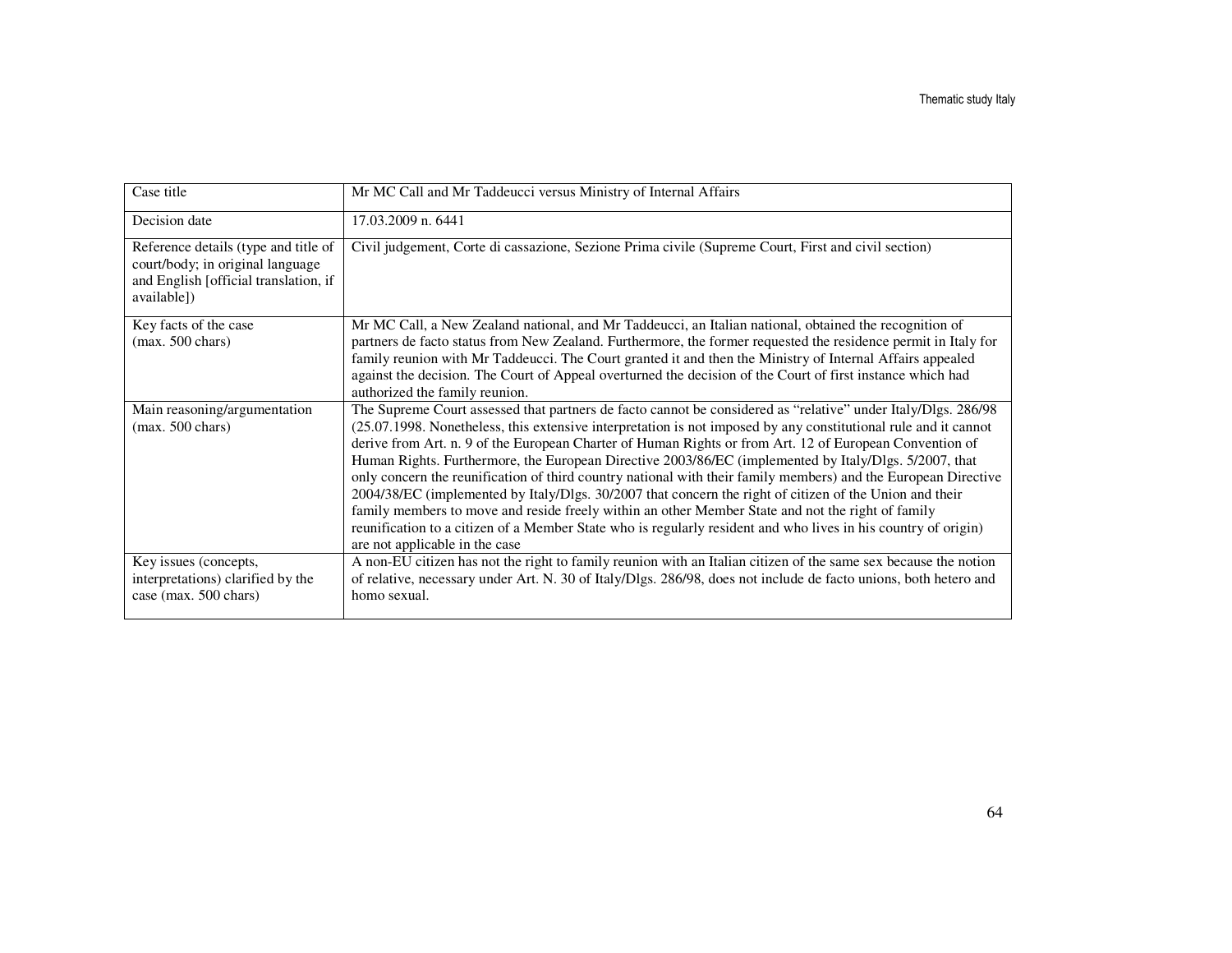| Case title | Mr MC Call and Mr Taddeucci versus Ministry of Internal Affairs |
| --- | --- |
| Decision date | 17.03.2009 n. 6441 |
| Reference details (type and title of court/body; in original language and English [official translation, if available]) | Civil judgement, Corte di cassazione, Sezione Prima civile (Supreme Court, First and civil section) |
| Key facts of the case (max. 500 chars) | Mr MC Call, a New Zealand national, and Mr Taddeucci, an Italian national, obtained the recognition of partners de facto status from New Zealand. Furthermore, the former requested the residence permit in Italy for family reunion with Mr Taddeucci. The Court granted it and then the Ministry of Internal Affairs appealed against the decision. The Court of Appeal overturned the decision of the Court of first instance which had authorized the family reunion. |
| Main reasoning/argumentation (max. 500 chars) | The Supreme Court assessed that partners de facto cannot be considered as "relative" under Italy/Dlgs. 286/98 (25.07.1998. Nonetheless, this extensive interpretation is not imposed by any constitutional rule and it cannot derive from Art. n. 9 of the European Charter of Human Rights or from Art. 12 of European Convention of Human Rights. Furthermore, the European Directive 2003/86/EC (implemented by Italy/Dlgs. 5/2007, that only concern the reunification of third country national with their family members) and the European Directive 2004/38/EC (implemented by Italy/Dlgs. 30/2007 that concern the right of citizen of the Union and their family members to move and reside freely within an other Member State and not the right of family reunification to a citizen of a Member State who is regularly resident and who lives in his country of origin) are not applicable in the case |
| Key issues (concepts, interpretations) clarified by the case (max. 500 chars) | A non-EU citizen has not the right to family reunion with an Italian citizen of the same sex because the notion of relative, necessary under Art. N. 30 of Italy/Dlgs. 286/98, does not include de facto unions, both hetero and homo sexual. |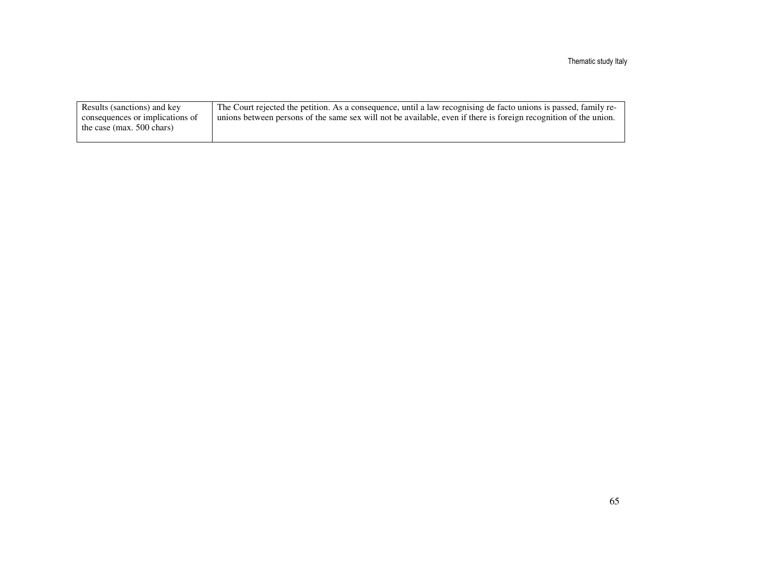| Results (sanctions) and key consequences or implications of the case (max. 500 chars) | The Court rejected the petition. As a consequence, until a law recognising de facto unions is passed, family re-unions between persons of the same sex will not be available, even if there is foreign recognition of the union. |
|---|---|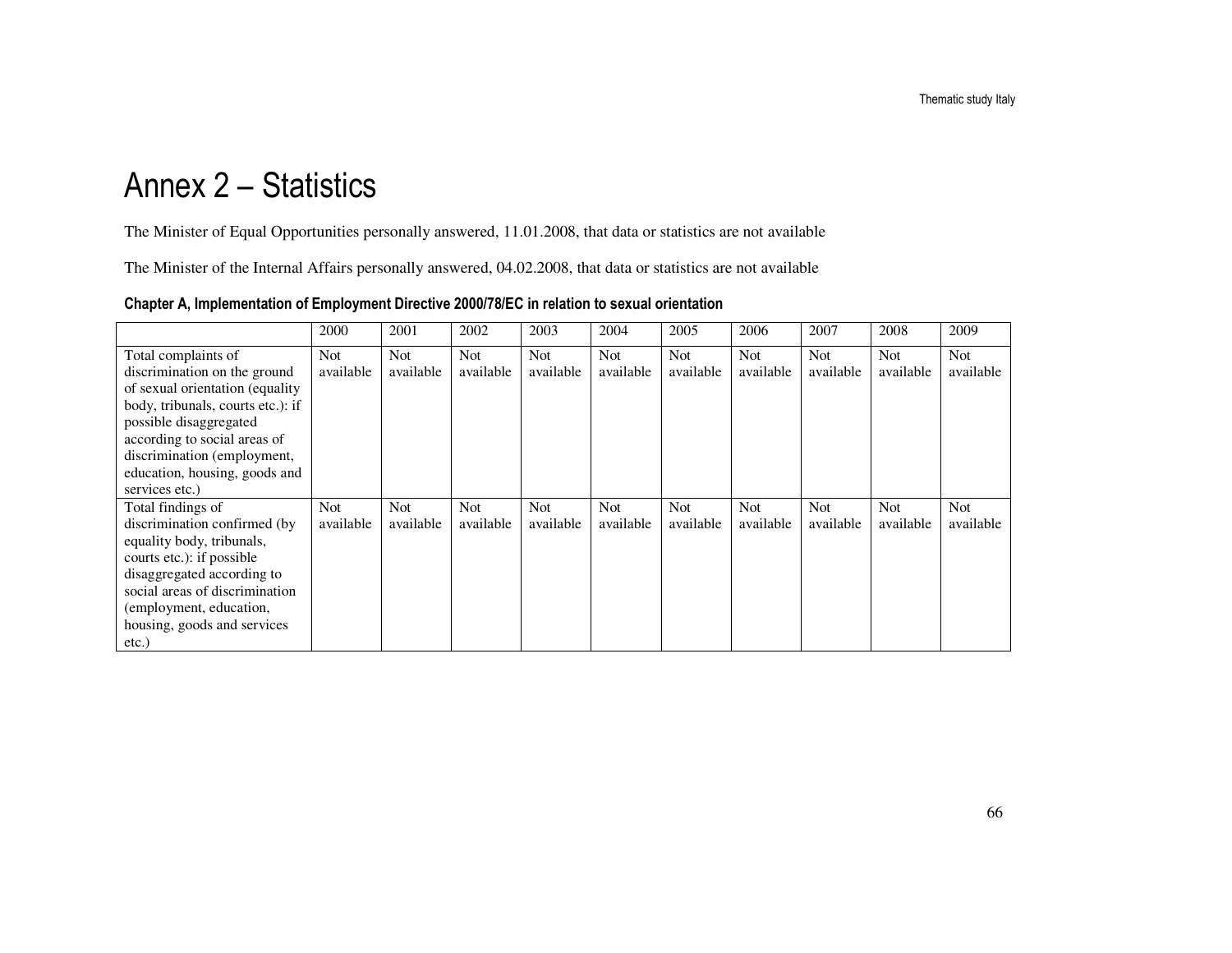# Annex 2 – Statistics

The Minister of Equal Opportunities personally answered, 11.01.2008, that data or statistics are not available

The Minister of the Internal Affairs personally answered, 04.02.2008, that data or statistics are not available

**Chapter A, Implementation of Employment Directive 2000/78/EC in relation to sexual orientation**

| | 2000 | 2001 | 2002 | 2003 | 2004 | 2005 | 2006 | 2007 | 2008 | 2009 |
|---|---|---|---|---|---|---|---|---|---|---|
| Total complaints of discrimination on the ground of sexual orientation (equality body, tribunals, courts etc.): if possible disaggregated according to social areas of discrimination (employment, education, housing, goods and services etc.) | Not available | Not available | Not available | Not available | Not available | Not available | Not available | Not available | Not available | Not available |
| Total findings of discrimination confirmed (by equality body, tribunals, courts etc.): if possible disaggregated according to social areas of discrimination (employment, education, housing, goods and services etc.) | Not available | Not available | Not available | Not available | Not available | Not available | Not available | Not available | Not available | Not available |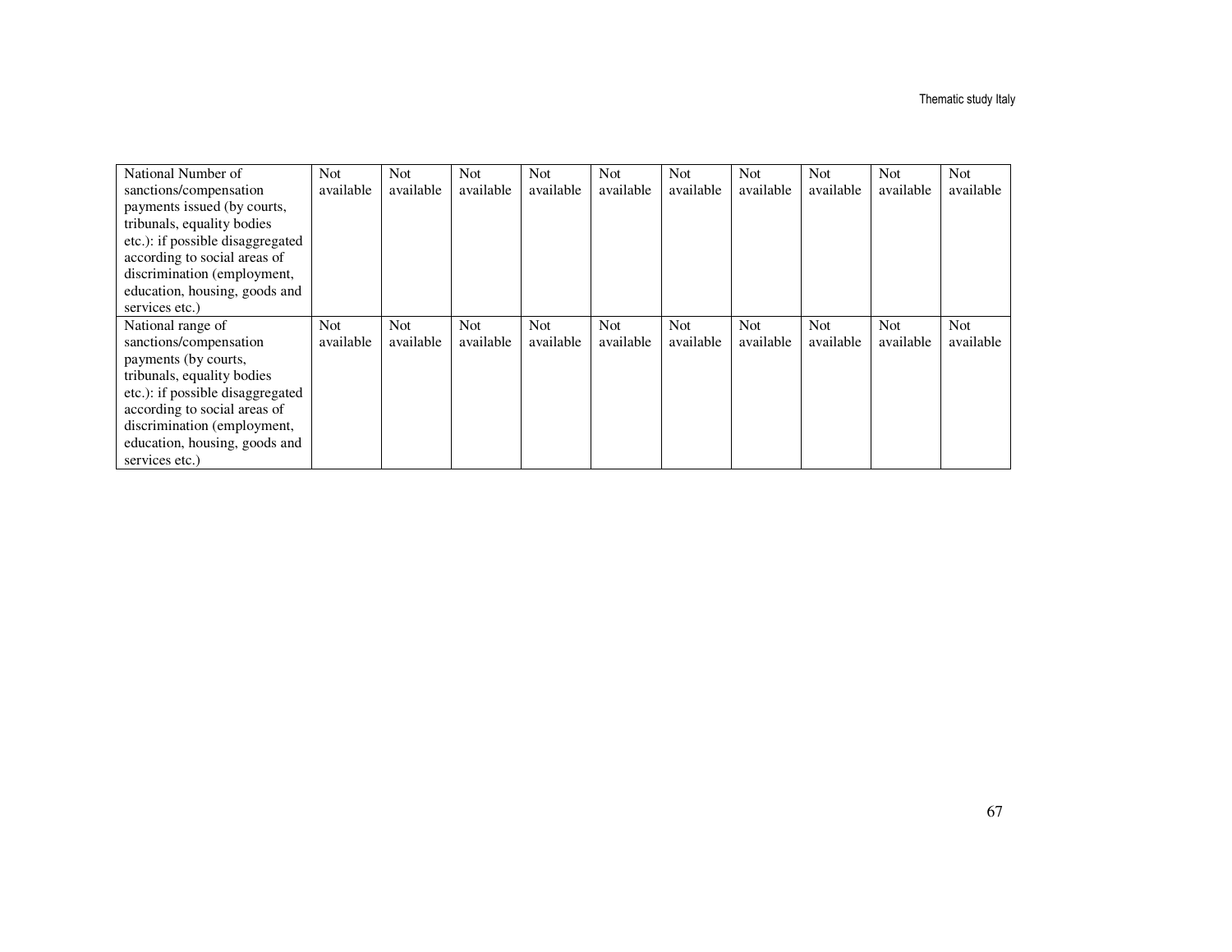| | | | | | | | | | | |
|---|---|---|---|---|---|---|---|---|---|---|
| National Number of sanctions/compensation payments issued (by courts, tribunals, equality bodies etc.): if possible disaggregated according to social areas of discrimination (employment, education, housing, goods and services etc.) | Not available | Not available | Not available | Not available | Not available | Not available | Not available | Not available | Not available | Not available |
| National range of sanctions/compensation payments (by courts, tribunals, equality bodies etc.): if possible disaggregated according to social areas of discrimination (employment, education, housing, goods and services etc.) | Not available | Not available | Not available | Not available | Not available | Not available | Not available | Not available | Not available | Not available |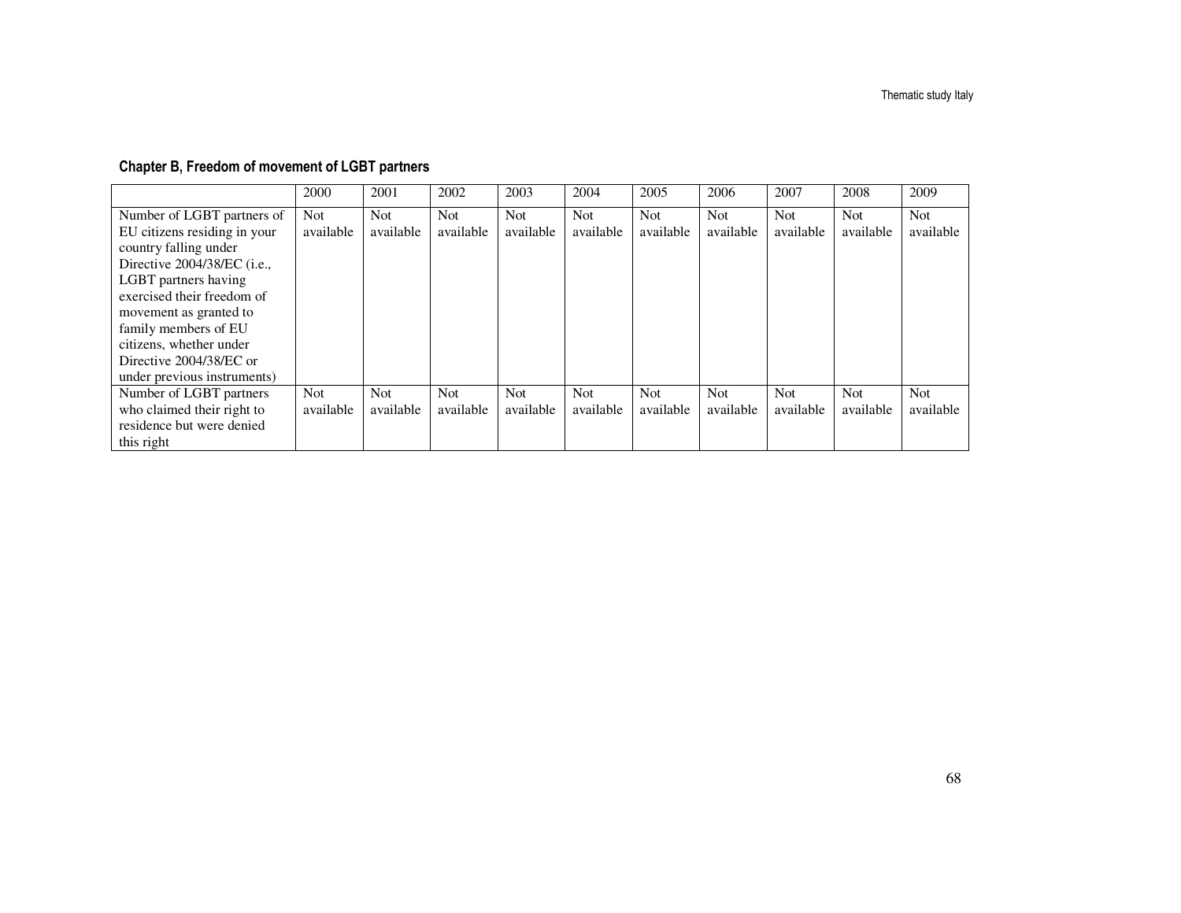## Chapter B, Freedom of movement of LGBT partners

| | 2000 | 2001 | 2002 | 2003 | 2004 | 2005 | 2006 | 2007 | 2008 | 2009 |
|---|---|---|---|---|---|---|---|---|---|---|
| Number of LGBT partners of EU citizens residing in your country falling under Directive 2004/38/EC (i.e., LGBT partners having exercised their freedom of movement as granted to family members of EU citizens, whether under Directive 2004/38/EC or under previous instruments) | Not available | Not available | Not available | Not available | Not available | Not available | Not available | Not available | Not available | Not available |
| Number of LGBT partners who claimed their right to residence but were denied this right | Not available | Not available | Not available | Not available | Not available | Not available | Not available | Not available | Not available | Not available |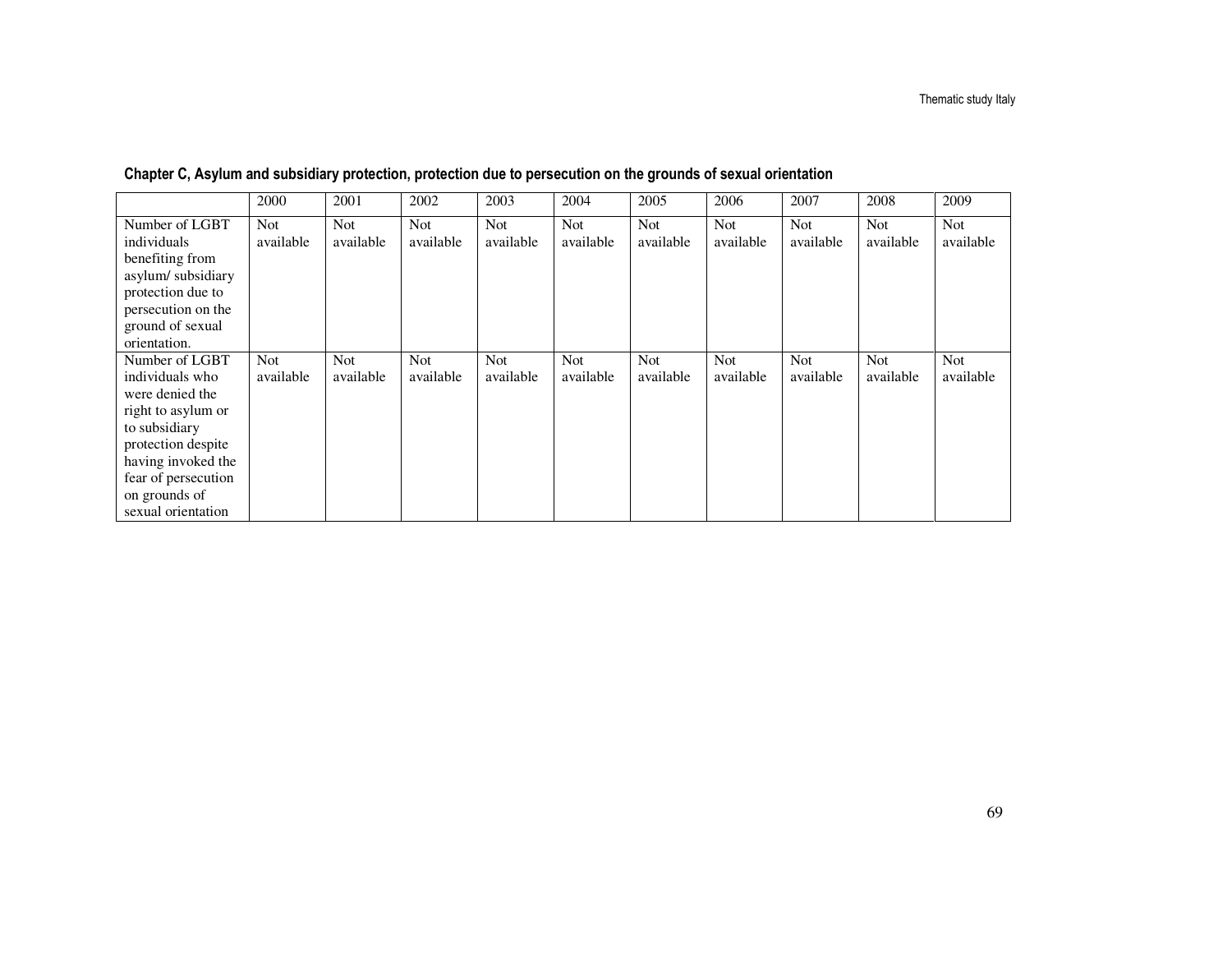**Chapter C, Asylum and subsidiary protection, protection due to persecution on the grounds of sexual orientation**

| | 2000 | 2001 | 2002 | 2003 | 2004 | 2005 | 2006 | 2007 | 2008 | 2009 |
|---|---|---|---|---|---|---|---|---|---|---|
| Number of LGBT individuals benefiting from asylum/ subsidiary protection due to persecution on the ground of sexual orientation. | Not available | Not available | Not available | Not available | Not available | Not available | Not available | Not available | Not available | Not available |
| Number of LGBT individuals who were denied the right to asylum or to subsidiary protection despite having invoked the fear of persecution on grounds of sexual orientation | Not available | Not available | Not available | Not available | Not available | Not available | Not available | Not available | Not available | Not available |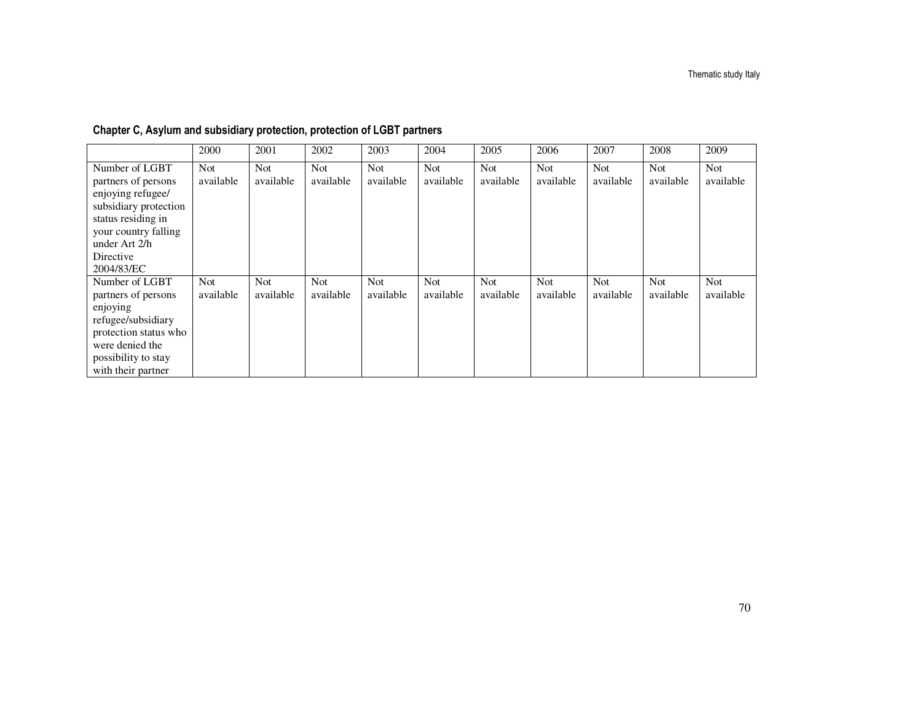**Chapter C, Asylum and subsidiary protection, protection of LGBT partners**

| | 2000 | 2001 | 2002 | 2003 | 2004 | 2005 | 2006 | 2007 | 2008 | 2009 |
|---|---|---|---|---|---|---|---|---|---|---|
| Number of LGBT partners of persons enjoying refugee/ subsidiary protection status residing in your country falling under Art 2/h Directive 2004/83/EC | Not available | Not available | Not available | Not available | Not available | Not available | Not available | Not available | Not available | Not available |
| Number of LGBT partners of persons enjoying refugee/subsidiary protection status who were denied the possibility to stay with their partner | Not available | Not available | Not available | Not available | Not available | Not available | Not available | Not available | Not available | Not available |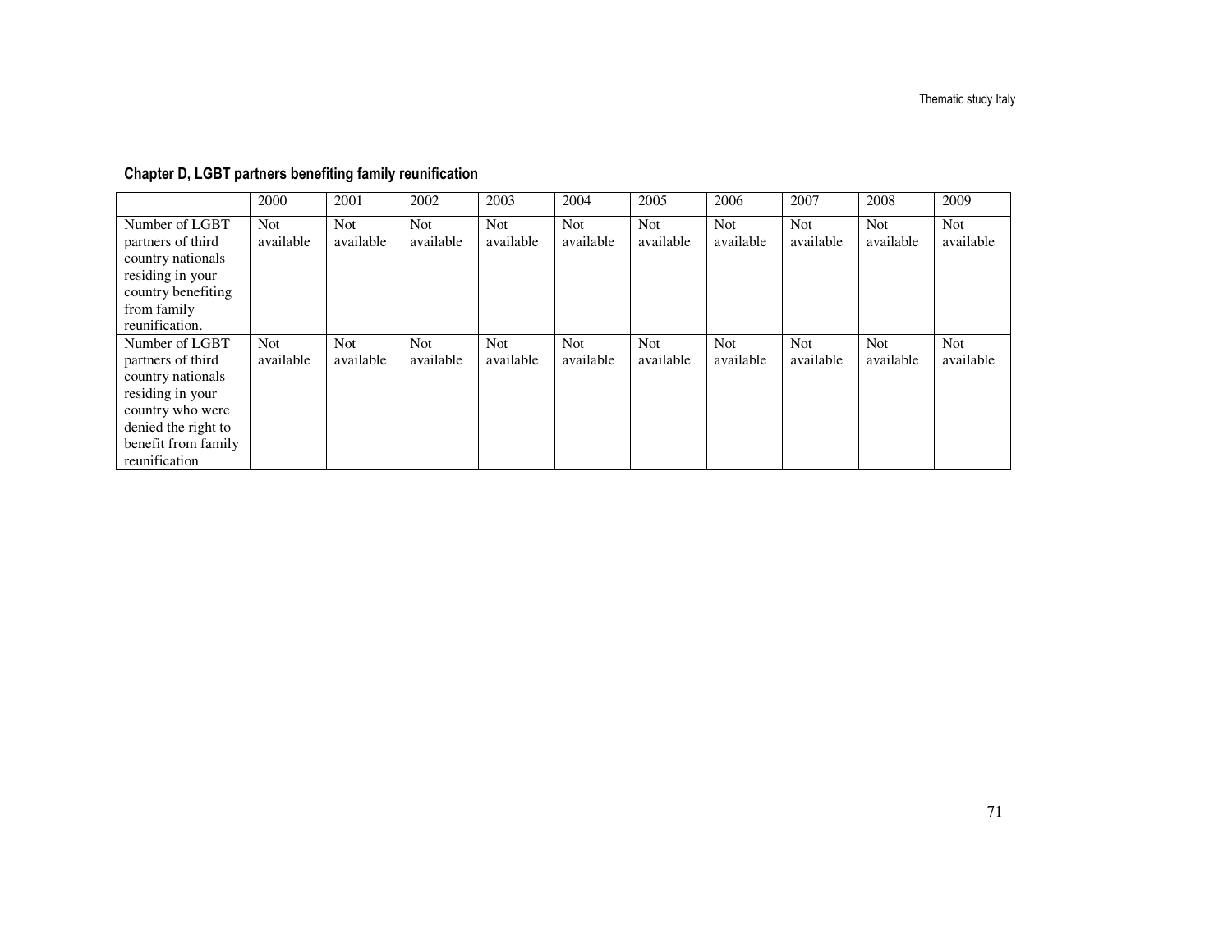#### Chapter D, LGBT partners benefiting family reunification

| | 2000 | 2001 | 2002 | 2003 | 2004 | 2005 | 2006 | 2007 | 2008 | 2009 |
|---|---|---|---|---|---|---|---|---|---|---|
| Number of LGBT partners of third country nationals residing in your country benefiting from family reunification. | Not available | Not available | Not available | Not available | Not available | Not available | Not available | Not available | Not available | Not available |
| Number of LGBT partners of third country nationals residing in your country who were denied the right to benefit from family reunification | Not available | Not available | Not available | Not available | Not available | Not available | Not available | Not available | Not available | Not available |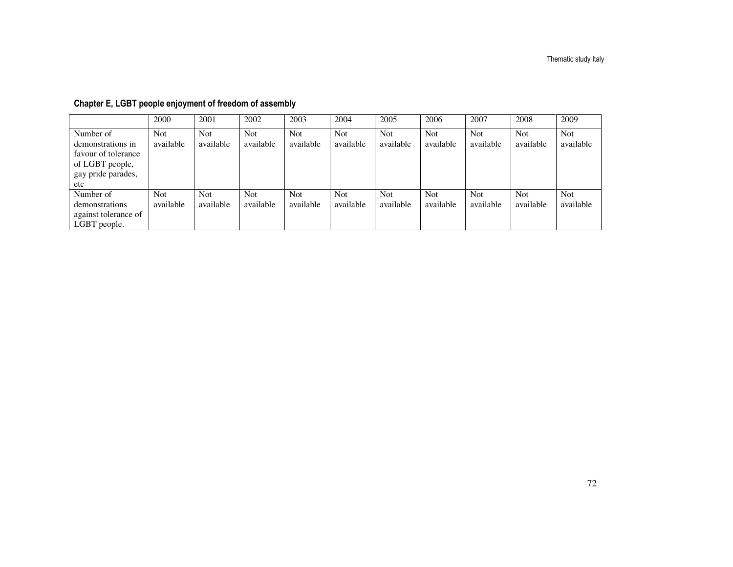### Chapter E, LGBT people enjoyment of freedom of assembly

| | 2000 | 2001 | 2002 | 2003 | 2004 | 2005 | 2006 | 2007 | 2008 | 2009 |
|---|---|---|---|---|---|---|---|---|---|---|
| Number of demonstrations in favour of tolerance of LGBT people, gay pride parades, etc | Not available | Not available | Not available | Not available | Not available | Not available | Not available | Not available | Not available | Not available |
| Number of demonstrations against tolerance of LGBT people. | Not available | Not available | Not available | Not available | Not available | Not available | Not available | Not available | Not available | Not available |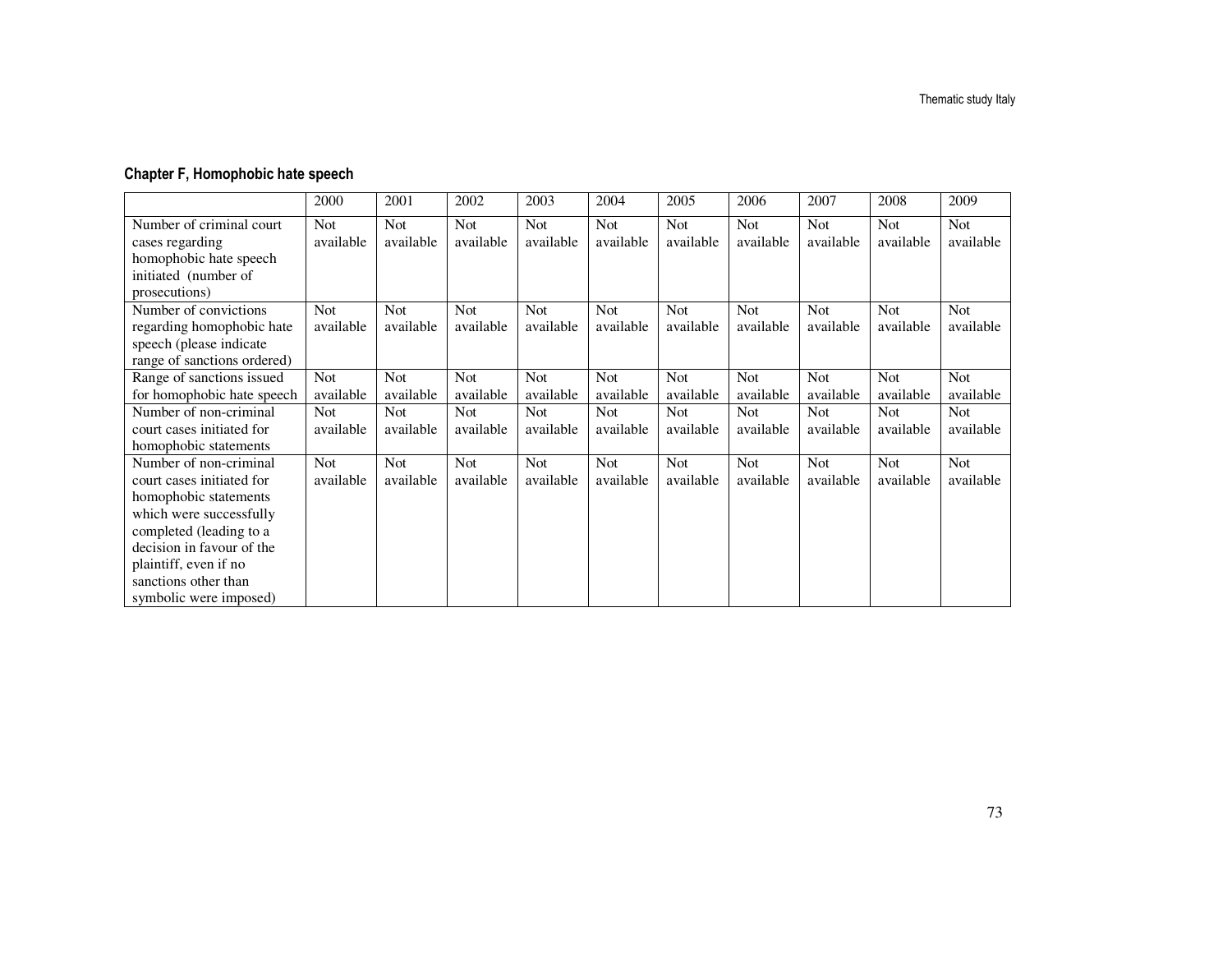## Chapter F, Homophobic hate speech

| | 2000 | 2001 | 2002 | 2003 | 2004 | 2005 | 2006 | 2007 | 2008 | 2009 |
|---|---|---|---|---|---|---|---|---|---|---|
| Number of criminal court cases regarding homophobic hate speech initiated (number of prosecutions) | Not available | Not available | Not available | Not available | Not available | Not available | Not available | Not available | Not available | Not available |
| Number of convictions regarding homophobic hate speech (please indicate range of sanctions ordered) | Not available | Not available | Not available | Not available | Not available | Not available | Not available | Not available | Not available | Not available |
| Range of sanctions issued for homophobic hate speech | Not available | Not available | Not available | Not available | Not available | Not available | Not available | Not available | Not available | Not available |
| Number of non-criminal court cases initiated for homophobic statements | Not available | Not available | Not available | Not available | Not available | Not available | Not available | Not available | Not available | Not available |
| Number of non-criminal court cases initiated for homophobic statements which were successfully completed (leading to a decision in favour of the plaintiff, even if no sanctions other than symbolic were imposed) | Not available | Not available | Not available | Not available | Not available | Not available | Not available | Not available | Not available | Not available |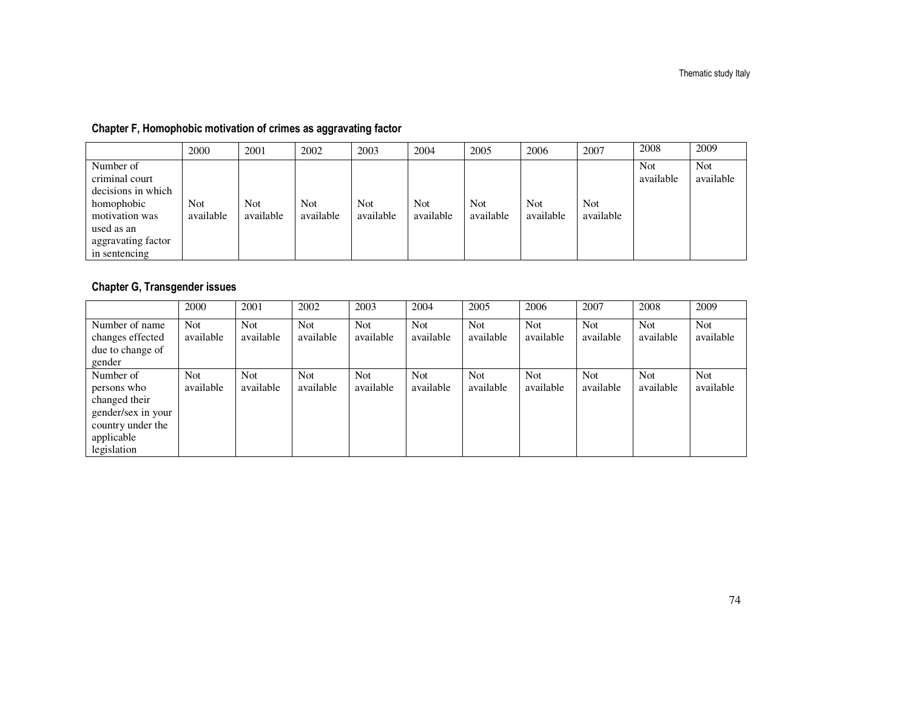### Chapter F, Homophobic motivation of crimes as aggravating factor

| | 2000 | 2001 | 2002 | 2003 | 2004 | 2005 | 2006 | 2007 | 2008 | 2009 |
|---|---|---|---|---|---|---|---|---|---|---|
| Number of criminal court decisions in which homophobic motivation was used as an aggravating factor in sentencing | Not available | Not available | Not available | Not available | Not available | Not available | Not available | Not available | Not available | Not available |

### Chapter G, Transgender issues

| | 2000 | 2001 | 2002 | 2003 | 2004 | 2005 | 2006 | 2007 | 2008 | 2009 |
|---|---|---|---|---|---|---|---|---|---|---|
| Number of name changes effected due to change of gender | Not available | Not available | Not available | Not available | Not available | Not available | Not available | Not available | Not available | Not available |
| Number of persons who changed their gender/sex in your country under the applicable legislation | Not available | Not available | Not available | Not available | Not available | Not available | Not available | Not available | Not available | Not available |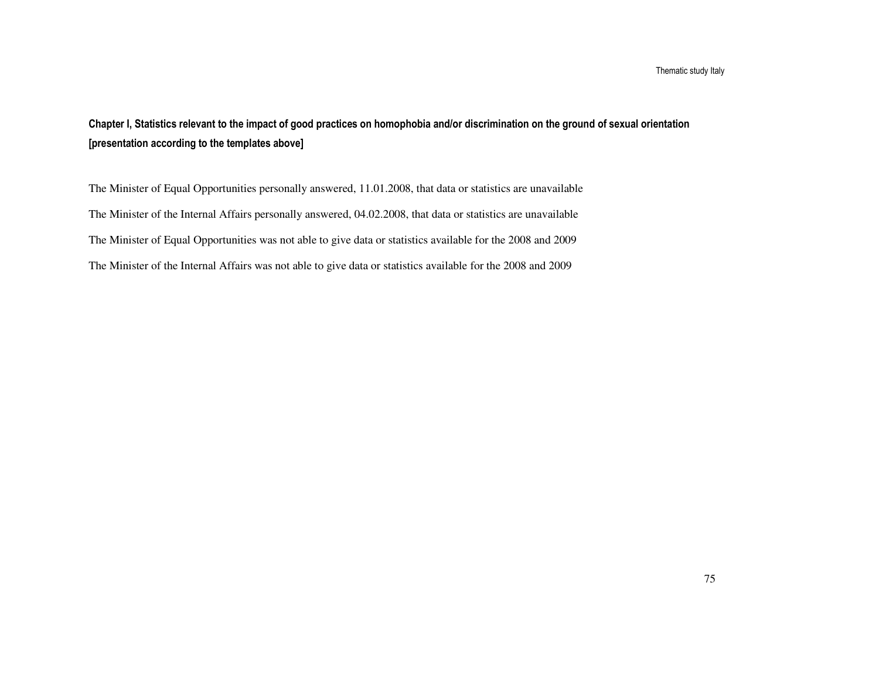**Chapter I, Statistics relevant to the impact of good practices on homophobia and/or discrimination on the ground of sexual orientation [presentation according to the templates above]**

The Minister of Equal Opportunities personally answered, 11.01.2008, that data or statistics are unavailable

The Minister of the Internal Affairs personally answered, 04.02.2008, that data or statistics are unavailable

The Minister of Equal Opportunities was not able to give data or statistics available for the 2008 and 2009

The Minister of the Internal Affairs was not able to give data or statistics available for the 2008 and 2009